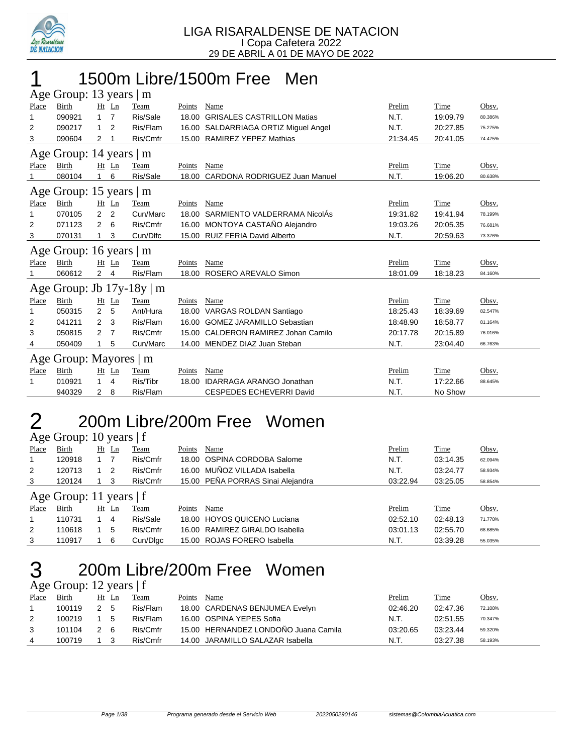LIGA RISARALDENSE DE NATACION
I Copa Cafetera 2022
29 DE ABRIL A 01 DE MAYO DE 2022

# 1 1500m Libre/1500m Free Men

## Age Group: 13 years | m

| Place | Birth | Ht | Ln | Team | Points | Name | Prelim | Time | Obsv. |
|---|---|---|---|---|---|---|---|---|---|
| 1 | 090921 | 1 | 7 | Ris/Sale | 18.00 | GRISALES CASTRILLON Matias | N.T. | 19:09.79 | 80.386% |
| 2 | 090217 | 1 | 2 | Ris/Flam | 16.00 | SALDARRIAGA ORTIZ Miguel Angel | N.T. | 20:27.85 | 75.275% |
| 3 | 090604 | 2 | 1 | Ris/Cmfr | 15.00 | RAMIREZ YEPEZ Mathias | 21:34.45 | 20:41.05 | 74.475% |

## Age Group: 14 years | m

| Place | Birth | Ht | Ln | Team | Points | Name | Prelim | Time | Obsv. |
|---|---|---|---|---|---|---|---|---|---|
| 1 | 080104 | 1 | 6 | Ris/Sale | 18.00 | CARDONA RODRIGUEZ Juan Manuel | N.T. | 19:06.20 | 80.638% |

## Age Group: 15 years | m

| Place | Birth | Ht | Ln | Team | Points | Name | Prelim | Time | Obsv. |
|---|---|---|---|---|---|---|---|---|---|
| 1 | 070105 | 2 | 2 | Cun/Marc | 18.00 | SARMIENTO VALDERRAMA NicolÁs | 19:31.82 | 19:41.94 | 78.199% |
| 2 | 071123 | 2 | 6 | Ris/Cmfr | 16.00 | MONTOYA CASTAÑO Alejandro | 19:03.26 | 20:05.35 | 76.681% |
| 3 | 070131 | 1 | 3 | Cun/Dlfc | 15.00 | RUIZ FERIA David Alberto | N.T. | 20:59.63 | 73.376% |

## Age Group: 16 years | m

| Place | Birth | Ht | Ln | Team | Points | Name | Prelim | Time | Obsv. |
|---|---|---|---|---|---|---|---|---|---|
| 1 | 060612 | 2 | 4 | Ris/Flam | 18.00 | ROSERO AREVALO Simon | 18:01.09 | 18:18.23 | 84.160% |

## Age Group: Jb 17y-18y | m

| Place | Birth | Ht | Ln | Team | Points | Name | Prelim | Time | Obsv. |
|---|---|---|---|---|---|---|---|---|---|
| 1 | 050315 | 2 | 5 | Ant/Hura | 18.00 | VARGAS ROLDAN Santiago | 18:25.43 | 18:39.69 | 82.547% |
| 2 | 041211 | 2 | 3 | Ris/Flam | 16.00 | GOMEZ JARAMILLO Sebastian | 18:48.90 | 18:58.77 | 81.164% |
| 3 | 050815 | 2 | 7 | Ris/Cmfr | 15.00 | CALDERON RAMIREZ Johan Camilo | 20:17.78 | 20:15.89 | 76.016% |
| 4 | 050409 | 1 | 5 | Cun/Marc | 14.00 | MENDEZ DIAZ Juan Steban | N.T. | 23:04.40 | 66.763% |

## Age Group: Mayores | m

| Place | Birth | Ht | Ln | Team | Points | Name | Prelim | Time | Obsv. |
|---|---|---|---|---|---|---|---|---|---|
| 1 | 010921 | 1 | 4 | Ris/Tibr | 18.00 | IDARRAGA ARANGO Jonathan | N.T. | 17:22.66 | 88.645% |
|  | 940329 | 2 | 8 | Ris/Flam |  | CESPEDES ECHEVERRI David | N.T. | No Show |  |

# 2 200m Libre/200m Free Women

## Age Group: 10 years | f

| Place | Birth | Ht | Ln | Team | Points | Name | Prelim | Time | Obsv. |
|---|---|---|---|---|---|---|---|---|---|
| 1 | 120918 | 1 | 7 | Ris/Cmfr | 18.00 | OSPINA CORDOBA Salome | N.T. | 03:14.35 | 62.094% |
| 2 | 120713 | 1 | 2 | Ris/Cmfr | 16.00 | MUÑOZ VILLADA Isabella | N.T. | 03:24.77 | 58.934% |
| 3 | 120124 | 1 | 3 | Ris/Cmfr | 15.00 | PEÑA PORRAS Sinai Alejandra | 03:22.94 | 03:25.05 | 58.854% |

## Age Group: 11 years | f

| Place | Birth | Ht | Ln | Team | Points | Name | Prelim | Time | Obsv. |
|---|---|---|---|---|---|---|---|---|---|
| 1 | 110731 | 1 | 4 | Ris/Sale | 18.00 | HOYOS QUICENO Luciana | 02:52.10 | 02:48.13 | 71.778% |
| 2 | 110618 | 1 | 5 | Ris/Cmfr | 16.00 | RAMIREZ GIRALDO Isabella | 03:01.13 | 02:55.70 | 68.685% |
| 3 | 110917 | 1 | 6 | Cun/Dlgc | 15.00 | ROJAS FORERO Isabella | N.T. | 03:39.28 | 55.035% |

# 3 200m Libre/200m Free Women

## Age Group: 12 years | f

| Place | Birth | Ht | Ln | Team | Points | Name | Prelim | Time | Obsv. |
|---|---|---|---|---|---|---|---|---|---|
| 1 | 100119 | 2 | 5 | Ris/Flam | 18.00 | CARDENAS BENJUMEA Evelyn | 02:46.20 | 02:47.36 | 72.108% |
| 2 | 100219 | 1 | 5 | Ris/Flam | 16.00 | OSPINA YEPES Sofia | N.T. | 02:51.55 | 70.347% |
| 3 | 101104 | 2 | 6 | Ris/Cmfr | 15.00 | HERNANDEZ LONDOÑO Juana Camila | 03:20.65 | 03:23.44 | 59.320% |
| 4 | 100719 | 1 | 3 | Ris/Cmfr | 14.00 | JARAMILLO SALAZAR Isabella | N.T. | 03:27.38 | 58.193% |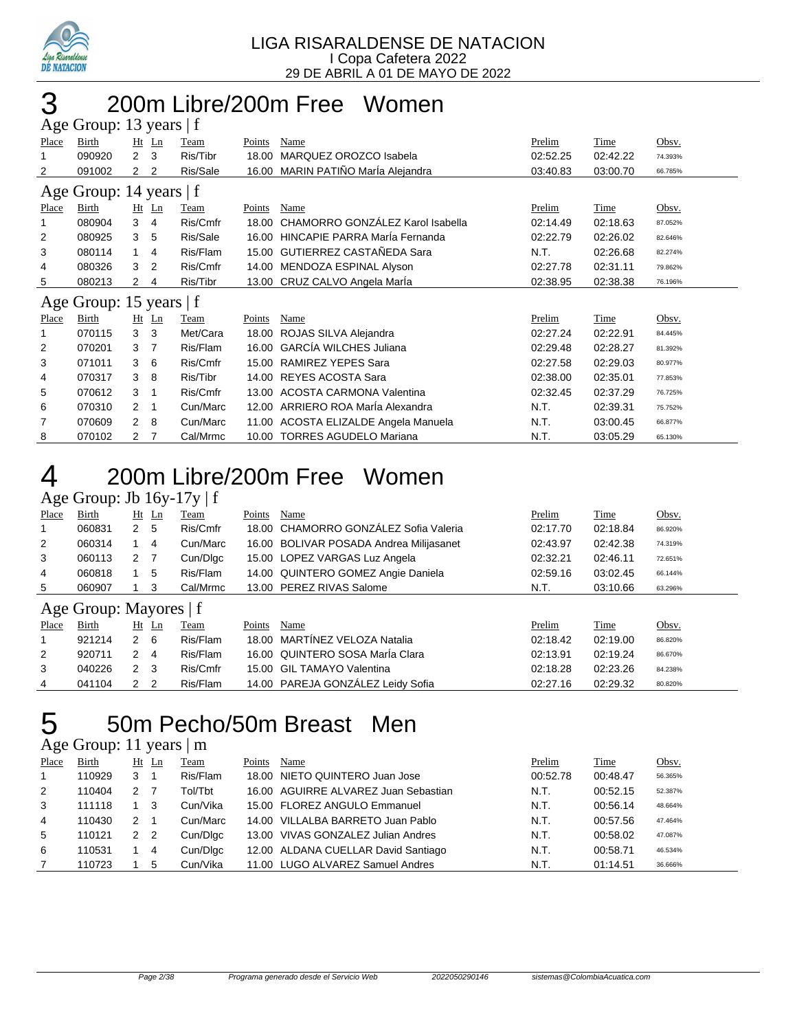LIGA RISARALDENSE DE NATACION
I Copa Cafetera 2022
29 DE ABRIL A 01 DE MAYO DE 2022

# 3 200m Libre/200m Free Women

### Age Group: 13 years | f

| Place | Birth | Ht | Ln | Team | Points | Name | Prelim | Time | Obsv. |
|---|---|---|---|---|---|---|---|---|---|
| 1 | 090920 | 2 | 3 | Ris/Tibr | 18.00 | MARQUEZ OROZCO Isabela | 02:52.25 | 02:42.22 | 74.393% |
| 2 | 091002 | 2 | 2 | Ris/Sale | 16.00 | MARIN PATIÑO MarÍa Alejandra | 03:40.83 | 03:00.70 | 66.785% |

### Age Group: 14 years | f

| Place | Birth | Ht | Ln | Team | Points | Name | Prelim | Time | Obsv. |
|---|---|---|---|---|---|---|---|---|---|
| 1 | 080904 | 3 | 4 | Ris/Cmfr | 18.00 | CHAMORRO GONZÁLEZ Karol Isabella | 02:14.49 | 02:18.63 | 87.052% |
| 2 | 080925 | 3 | 5 | Ris/Sale | 16.00 | HINCAPIE PARRA MarÍa Fernanda | 02:22.79 | 02:26.02 | 82.646% |
| 3 | 080114 | 1 | 4 | Ris/Flam | 15.00 | GUTIERREZ CASTAÑEDA Sara | N.T. | 02:26.68 | 82.274% |
| 4 | 080326 | 3 | 2 | Ris/Cmfr | 14.00 | MENDOZA ESPINAL Alyson | 02:27.78 | 02:31.11 | 79.862% |
| 5 | 080213 | 2 | 4 | Ris/Tibr | 13.00 | CRUZ CALVO Angela MarÍa | 02:38.95 | 02:38.38 | 76.196% |

### Age Group: 15 years | f

| Place | Birth | Ht | Ln | Team | Points | Name | Prelim | Time | Obsv. |
|---|---|---|---|---|---|---|---|---|---|
| 1 | 070115 | 3 | 3 | Met/Cara | 18.00 | ROJAS SILVA Alejandra | 02:27.24 | 02:22.91 | 84.445% |
| 2 | 070201 | 3 | 7 | Ris/Flam | 16.00 | GARCÍA WILCHES Juliana | 02:29.48 | 02:28.27 | 81.392% |
| 3 | 071011 | 3 | 6 | Ris/Cmfr | 15.00 | RAMIREZ YEPES Sara | 02:27.58 | 02:29.03 | 80.977% |
| 4 | 070317 | 3 | 8 | Ris/Tibr | 14.00 | REYES ACOSTA Sara | 02:38.00 | 02:35.01 | 77.853% |
| 5 | 070612 | 3 | 1 | Ris/Cmfr | 13.00 | ACOSTA CARMONA Valentina | 02:32.45 | 02:37.29 | 76.725% |
| 6 | 070310 | 2 | 1 | Cun/Marc | 12.00 | ARRIERO ROA MarÍa Alexandra | N.T. | 02:39.31 | 75.752% |
| 7 | 070609 | 2 | 8 | Cun/Marc | 11.00 | ACOSTA ELIZALDE Angela Manuela | N.T. | 03:00.45 | 66.877% |
| 8 | 070102 | 2 | 7 | Cal/Mrmc | 10.00 | TORRES AGUDELO Mariana | N.T. | 03:05.29 | 65.130% |

# 4 200m Libre/200m Free Women

### Age Group: Jb 16y-17y | f

| Place | Birth | Ht | Ln | Team | Points | Name | Prelim | Time | Obsv. |
|---|---|---|---|---|---|---|---|---|---|
| 1 | 060831 | 2 | 5 | Ris/Cmfr | 18.00 | CHAMORRO GONZÁLEZ Sofia Valeria | 02:17.70 | 02:18.84 | 86.920% |
| 2 | 060314 | 1 | 4 | Cun/Marc | 16.00 | BOLIVAR POSADA Andrea Milijasanet | 02:43.97 | 02:42.38 | 74.319% |
| 3 | 060113 | 2 | 7 | Cun/Dlgc | 15.00 | LOPEZ VARGAS Luz Angela | 02:32.21 | 02:46.11 | 72.651% |
| 4 | 060818 | 1 | 5 | Ris/Flam | 14.00 | QUINTERO GOMEZ Angie Daniela | 02:59.16 | 03:02.45 | 66.144% |
| 5 | 060907 | 1 | 3 | Cal/Mrmc | 13.00 | PEREZ RIVAS Salome | N.T. | 03:10.66 | 63.296% |

### Age Group: Mayores | f

| Place | Birth | Ht | Ln | Team | Points | Name | Prelim | Time | Obsv. |
|---|---|---|---|---|---|---|---|---|---|
| 1 | 921214 | 2 | 6 | Ris/Flam | 18.00 | MARTÍNEZ VELOZA Natalia | 02:18.42 | 02:19.00 | 86.820% |
| 2 | 920711 | 2 | 4 | Ris/Flam | 16.00 | QUINTERO SOSA MarÍa Clara | 02:13.91 | 02:19.24 | 86.670% |
| 3 | 040226 | 2 | 3 | Ris/Cmfr | 15.00 | GIL TAMAYO Valentina | 02:18.28 | 02:23.26 | 84.238% |
| 4 | 041104 | 2 | 2 | Ris/Flam | 14.00 | PAREJA GONZÁLEZ Leidy Sofia | 02:27.16 | 02:29.32 | 80.820% |

# 5 50m Pecho/50m Breast Men

### Age Group: 11 years | m

| Place | Birth | Ht | Ln | Team | Points | Name | Prelim | Time | Obsv. |
|---|---|---|---|---|---|---|---|---|---|
| 1 | 110929 | 3 | 1 | Ris/Flam | 18.00 | NIETO QUINTERO Juan Jose | 00:52.78 | 00:48.47 | 56.365% |
| 2 | 110404 | 2 | 7 | Tol/Tbt | 16.00 | AGUIRRE ALVAREZ Juan Sebastian | N.T. | 00:52.15 | 52.387% |
| 3 | 111118 | 1 | 3 | Cun/Vika | 15.00 | FLOREZ ANGULO Emmanuel | N.T. | 00:56.14 | 48.664% |
| 4 | 110430 | 2 | 1 | Cun/Marc | 14.00 | VILLALBA BARRETO Juan Pablo | N.T. | 00:57.56 | 47.464% |
| 5 | 110121 | 2 | 2 | Cun/Dlgc | 13.00 | VIVAS GONZALEZ Julian Andres | N.T. | 00:58.02 | 47.087% |
| 6 | 110531 | 1 | 4 | Cun/Dlgc | 12.00 | ALDANA CUELLAR David Santiago | N.T. | 00:58.71 | 46.534% |
| 7 | 110723 | 1 | 5 | Cun/Vika | 11.00 | LUGO ALVAREZ Samuel Andres | N.T. | 01:14.51 | 36.666% |

Programa generado desde el Servicio Web 2022050290146 sistemas@ColombiaAcuatica.com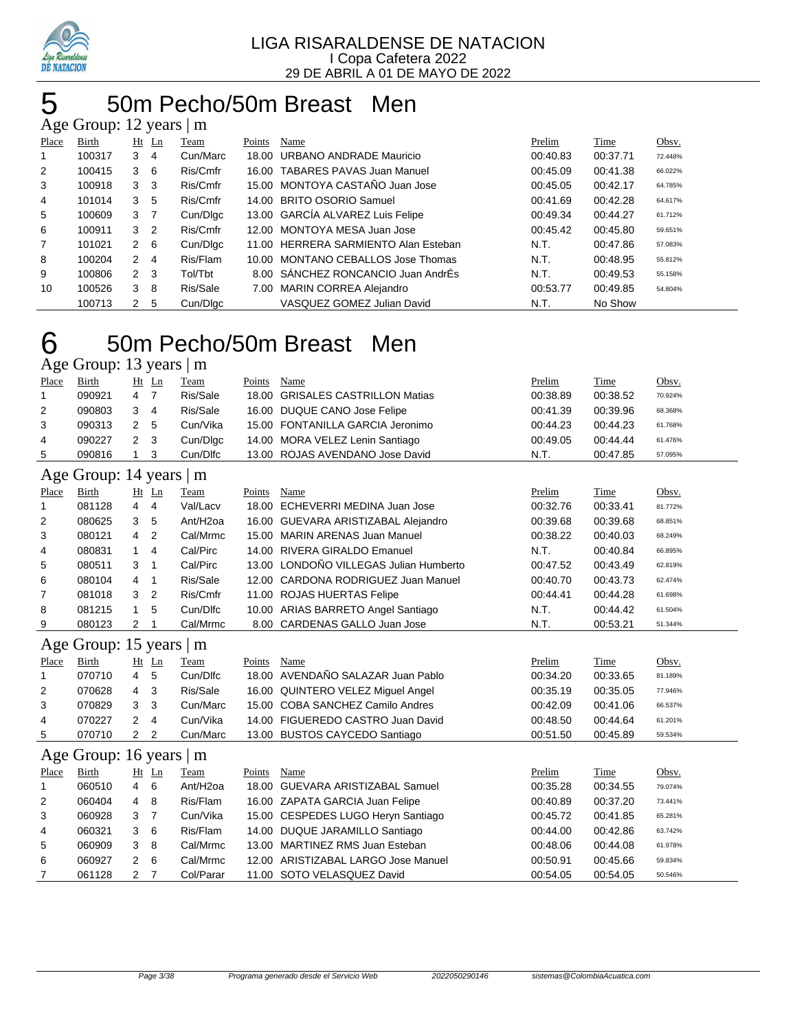# 5 50m Pecho/50m Breast Men

## Age Group: 12 years | m

| Place | Birth | Ht | Ln | Team | Points | Name | Prelim | Time | Obsv. |
|---|---|---|---|---|---|---|---|---|---|
| 1 | 100317 | 3 | 4 | Cun/Marc | 18.00 | URBANO ANDRADE Mauricio | 00:40.83 | 00:37.71 | 72.448% |
| 2 | 100415 | 3 | 6 | Ris/Cmfr | 16.00 | TABARES PAVAS Juan Manuel | 00:45.09 | 00:41.38 | 66.022% |
| 3 | 100918 | 3 | 3 | Ris/Cmfr | 15.00 | MONTOYA CASTAÑO Juan Jose | 00:45.05 | 00:42.17 | 64.785% |
| 4 | 101014 | 3 | 5 | Ris/Cmfr | 14.00 | BRITO OSORIO Samuel | 00:41.69 | 00:42.28 | 64.617% |
| 5 | 100609 | 3 | 7 | Cun/Dlgc | 13.00 | GARCÍA ALVAREZ Luis Felipe | 00:49.34 | 00:44.27 | 61.712% |
| 6 | 100911 | 3 | 2 | Ris/Cmfr | 12.00 | MONTOYA MESA Juan Jose | 00:45.42 | 00:45.80 | 59.651% |
| 7 | 101021 | 2 | 6 | Cun/Dlgc | 11.00 | HERRERA SARMIENTO Alan Esteban | N.T. | 00:47.86 | 57.083% |
| 8 | 100204 | 2 | 4 | Ris/Flam | 10.00 | MONTANO CEBALLOS Jose Thomas | N.T. | 00:48.95 | 55.812% |
| 9 | 100806 | 2 | 3 | Tol/Tbt | 8.00 | SÁNCHEZ RONCANCIO Juan AndrÉs | N.T. | 00:49.53 | 55.158% |
| 10 | 100526 | 3 | 8 | Ris/Sale | 7.00 | MARIN CORREA Alejandro | 00:53.77 | 00:49.85 | 54.804% |
|  | 100713 | 2 | 5 | Cun/Dlgc |  | VASQUEZ GOMEZ Julian David | N.T. | No Show |  |

# 6 50m Pecho/50m Breast Men

## Age Group: 13 years | m

| Place | Birth | Ht | Ln | Team | Points | Name | Prelim | Time | Obsv. |
|---|---|---|---|---|---|---|---|---|---|
| 1 | 090921 | 4 | 7 | Ris/Sale | 18.00 | GRISALES CASTRILLON Matias | 00:38.89 | 00:38.52 | 70.924% |
| 2 | 090803 | 3 | 4 | Ris/Sale | 16.00 | DUQUE CANO Jose Felipe | 00:41.39 | 00:39.96 | 68.368% |
| 3 | 090313 | 2 | 5 | Cun/Vika | 15.00 | FONTANILLA GARCIA Jeronimo | 00:44.23 | 00:44.23 | 61.768% |
| 4 | 090227 | 2 | 3 | Cun/Dlgc | 14.00 | MORA VELEZ Lenin Santiago | 00:49.05 | 00:44.44 | 61.476% |
| 5 | 090816 | 1 | 3 | Cun/Dlfc | 13.00 | ROJAS AVENDANO Jose David | N.T. | 00:47.85 | 57.095% |

## Age Group: 14 years | m

| Place | Birth | Ht | Ln | Team | Points | Name | Prelim | Time | Obsv. |
|---|---|---|---|---|---|---|---|---|---|
| 1 | 081128 | 4 | 4 | Val/Lacv | 18.00 | ECHEVERRI MEDINA Juan Jose | 00:32.76 | 00:33.41 | 81.772% |
| 2 | 080625 | 3 | 5 | Ant/H2oa | 16.00 | GUEVARA ARISTIZABAL Alejandro | 00:39.68 | 00:39.68 | 68.851% |
| 3 | 080121 | 4 | 2 | Cal/Mrmc | 15.00 | MARIN ARENAS Juan Manuel | 00:38.22 | 00:40.03 | 68.249% |
| 4 | 080831 | 1 | 4 | Cal/Pirc | 14.00 | RIVERA GIRALDO Emanuel | N.T. | 00:40.84 | 66.895% |
| 5 | 080511 | 3 | 1 | Cal/Pirc | 13.00 | LONDOÑO VILLEGAS Julian Humberto | 00:47.52 | 00:43.49 | 62.819% |
| 6 | 080104 | 4 | 1 | Ris/Sale | 12.00 | CARDONA RODRIGUEZ Juan Manuel | 00:40.70 | 00:43.73 | 62.474% |
| 7 | 081018 | 3 | 2 | Ris/Cmfr | 11.00 | ROJAS HUERTAS Felipe | 00:44.41 | 00:44.28 | 61.698% |
| 8 | 081215 | 1 | 5 | Cun/Dlfc | 10.00 | ARIAS BARRETO Angel Santiago | N.T. | 00:44.42 | 61.504% |
| 9 | 080123 | 2 | 1 | Cal/Mrmc | 8.00 | CARDENAS GALLO Juan Jose | N.T. | 00:53.21 | 51.344% |

## Age Group: 15 years | m

| Place | Birth | Ht | Ln | Team | Points | Name | Prelim | Time | Obsv. |
|---|---|---|---|---|---|---|---|---|---|
| 1 | 070710 | 4 | 5 | Cun/Dlfc | 18.00 | AVENDAÑO SALAZAR Juan Pablo | 00:34.20 | 00:33.65 | 81.189% |
| 2 | 070628 | 4 | 3 | Ris/Sale | 16.00 | QUINTERO VELEZ Miguel Angel | 00:35.19 | 00:35.05 | 77.946% |
| 3 | 070829 | 3 | 3 | Cun/Marc | 15.00 | COBA SANCHEZ Camilo Andres | 00:42.09 | 00:41.06 | 66.537% |
| 4 | 070227 | 2 | 4 | Cun/Vika | 14.00 | FIGUEREDO CASTRO Juan David | 00:48.50 | 00:44.64 | 61.201% |
| 5 | 070710 | 2 | 2 | Cun/Marc | 13.00 | BUSTOS CAYCEDO Santiago | 00:51.50 | 00:45.89 | 59.534% |

## Age Group: 16 years | m

| Place | Birth | Ht | Ln | Team | Points | Name | Prelim | Time | Obsv. |
|---|---|---|---|---|---|---|---|---|---|
| 1 | 060510 | 4 | 6 | Ant/H2oa | 18.00 | GUEVARA ARISTIZABAL Samuel | 00:35.28 | 00:34.55 | 79.074% |
| 2 | 060404 | 4 | 8 | Ris/Flam | 16.00 | ZAPATA GARCIA Juan Felipe | 00:40.89 | 00:37.20 | 73.441% |
| 3 | 060928 | 3 | 7 | Cun/Vika | 15.00 | CESPEDES LUGO Heryn Santiago | 00:45.72 | 00:41.85 | 65.281% |
| 4 | 060321 | 3 | 6 | Ris/Flam | 14.00 | DUQUE JARAMILLO Santiago | 00:44.00 | 00:42.86 | 63.742% |
| 5 | 060909 | 3 | 8 | Cal/Mrmc | 13.00 | MARTINEZ RMS Juan Esteban | 00:48.06 | 00:44.08 | 61.978% |
| 6 | 060927 | 2 | 6 | Cal/Mrmc | 12.00 | ARISTIZABAL LARGO Jose Manuel | 00:50.91 | 00:45.66 | 59.834% |
| 7 | 061128 | 2 | 7 | Col/Parar | 11.00 | SOTO VELASQUEZ David | 00:54.05 | 00:54.05 | 50.546% |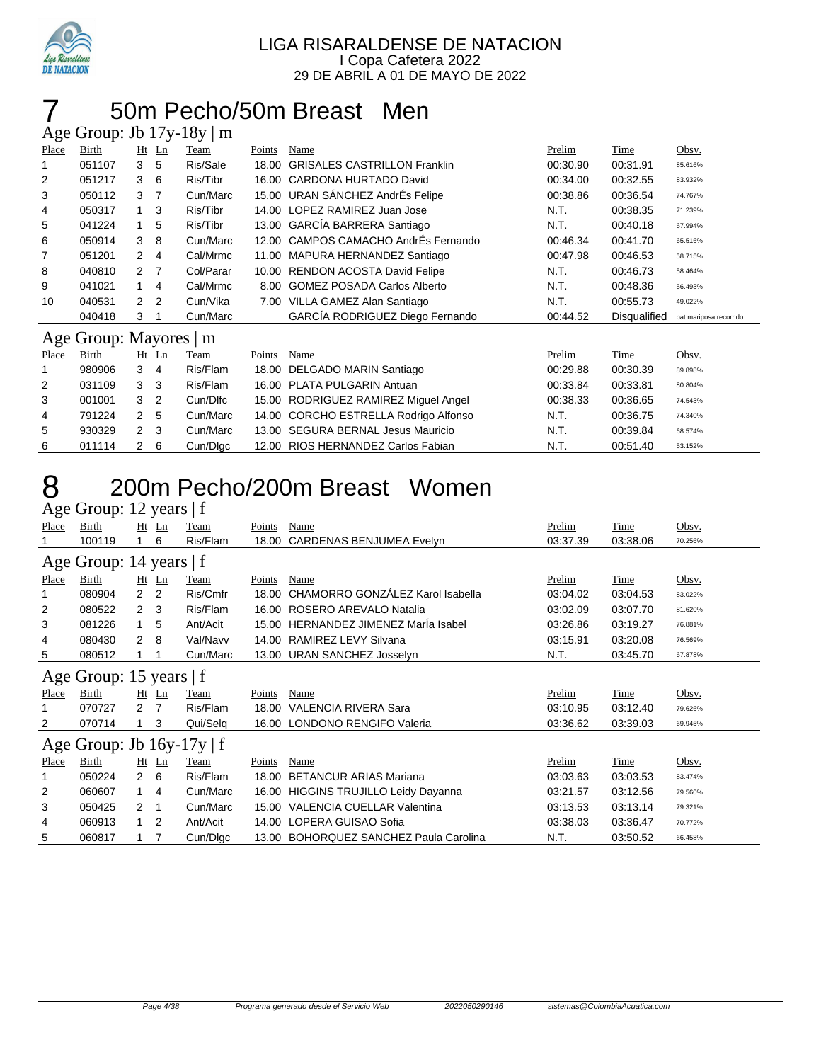LIGA RISARALDENSE DE NATACION
I Copa Cafetera 2022
29 DE ABRIL A 01 DE MAYO DE 2022

# 7 50m Pecho/50m Breast Men

### Age Group: Jb 17y-18y | m

| Place | Birth | Ht | Ln | Team | Points | Name | Prelim | Time | Obsv. |
|---|---|---|---|---|---|---|---|---|---|
| 1 | 051107 | 3 | 5 | Ris/Sale | 18.00 | GRISALES CASTRILLON Franklin | 00:30.90 | 00:31.91 | 85.616% |
| 2 | 051217 | 3 | 6 | Ris/Tibr | 16.00 | CARDONA HURTADO David | 00:34.00 | 00:32.55 | 83.932% |
| 3 | 050112 | 3 | 7 | Cun/Marc | 15.00 | URAN SÁNCHEZ AndrÉs Felipe | 00:38.86 | 00:36.54 | 74.767% |
| 4 | 050317 | 1 | 3 | Ris/Tibr | 14.00 | LOPEZ RAMIREZ Juan Jose | N.T. | 00:38.35 | 71.239% |
| 5 | 041224 | 1 | 5 | Ris/Tibr | 13.00 | GARCÍA BARRERA Santiago | N.T. | 00:40.18 | 67.994% |
| 6 | 050914 | 3 | 8 | Cun/Marc | 12.00 | CAMPOS CAMACHO AndrÉs Fernando | 00:46.34 | 00:41.70 | 65.516% |
| 7 | 051201 | 2 | 4 | Cal/Mrmc | 11.00 | MAPURA HERNANDEZ Santiago | 00:47.98 | 00:46.53 | 58.715% |
| 8 | 040810 | 2 | 7 | Col/Parar | 10.00 | RENDON ACOSTA David Felipe | N.T. | 00:46.73 | 58.464% |
| 9 | 041021 | 1 | 4 | Cal/Mrmc | 8.00 | GOMEZ POSADA Carlos Alberto | N.T. | 00:48.36 | 56.493% |
| 10 | 040531 | 2 | 2 | Cun/Vika | 7.00 | VILLA GAMEZ Alan Santiago | N.T. | 00:55.73 | 49.022% |
|  | 040418 | 3 | 1 | Cun/Marc |  | GARCÍA RODRIGUEZ Diego Fernando | 00:44.52 | Disqualified | pat mariposa recorrido |

### Age Group: Mayores | m

| Place | Birth | Ht | Ln | Team | Points | Name | Prelim | Time | Obsv. |
|---|---|---|---|---|---|---|---|---|---|
| 1 | 980906 | 3 | 4 | Ris/Flam | 18.00 | DELGADO MARIN Santiago | 00:29.88 | 00:30.39 | 89.898% |
| 2 | 031109 | 3 | 3 | Ris/Flam | 16.00 | PLATA PULGARIN Antuan | 00:33.84 | 00:33.81 | 80.804% |
| 3 | 001001 | 3 | 2 | Cun/Dlfc | 15.00 | RODRIGUEZ RAMIREZ Miguel Angel | 00:38.33 | 00:36.65 | 74.543% |
| 4 | 791224 | 2 | 5 | Cun/Marc | 14.00 | CORCHO ESTRELLA Rodrigo Alfonso | N.T. | 00:36.75 | 74.340% |
| 5 | 930329 | 2 | 3 | Cun/Marc | 13.00 | SEGURA BERNAL Jesus Mauricio | N.T. | 00:39.84 | 68.574% |
| 6 | 011114 | 2 | 6 | Cun/Dlgc | 12.00 | RIOS HERNANDEZ Carlos Fabian | N.T. | 00:51.40 | 53.152% |

# 8 200m Pecho/200m Breast Women

### Age Group: 12 years | f

| Place | Birth | Ht | Ln | Team | Points | Name | Prelim | Time | Obsv. |
|---|---|---|---|---|---|---|---|---|---|
| 1 | 100119 | 1 | 6 | Ris/Flam | 18.00 | CARDENAS BENJUMEA Evelyn | 03:37.39 | 03:38.06 | 70.256% |

### Age Group: 14 years | f

| Place | Birth | Ht | Ln | Team | Points | Name | Prelim | Time | Obsv. |
|---|---|---|---|---|---|---|---|---|---|
| 1 | 080904 | 2 | 2 | Ris/Cmfr | 18.00 | CHAMORRO GONZÁLEZ Karol Isabella | 03:04.02 | 03:04.53 | 83.022% |
| 2 | 080522 | 2 | 3 | Ris/Flam | 16.00 | ROSERO AREVALO Natalia | 03:02.09 | 03:07.70 | 81.620% |
| 3 | 081226 | 1 | 5 | Ant/Acit | 15.00 | HERNANDEZ JIMENEZ MarÍa Isabel | 03:26.86 | 03:19.27 | 76.881% |
| 4 | 080430 | 2 | 8 | Val/Navv | 14.00 | RAMIREZ LEVY Silvana | 03:15.91 | 03:20.08 | 76.569% |
| 5 | 080512 | 1 | 1 | Cun/Marc | 13.00 | URAN SANCHEZ Josselyn | N.T. | 03:45.70 | 67.878% |

### Age Group: 15 years | f

| Place | Birth | Ht | Ln | Team | Points | Name | Prelim | Time | Obsv. |
|---|---|---|---|---|---|---|---|---|---|
| 1 | 070727 | 2 | 7 | Ris/Flam | 18.00 | VALENCIA RIVERA Sara | 03:10.95 | 03:12.40 | 79.626% |
| 2 | 070714 | 1 | 3 | Qui/Selq | 16.00 | LONDONO RENGIFO Valeria | 03:36.62 | 03:39.03 | 69.945% |

### Age Group: Jb 16y-17y | f

| Place | Birth | Ht | Ln | Team | Points | Name | Prelim | Time | Obsv. |
|---|---|---|---|---|---|---|---|---|---|
| 1 | 050224 | 2 | 6 | Ris/Flam | 18.00 | BETANCUR ARIAS Mariana | 03:03.63 | 03:03.53 | 83.474% |
| 2 | 060607 | 1 | 4 | Cun/Marc | 16.00 | HIGGINS TRUJILLO Leidy Dayanna | 03:21.57 | 03:12.56 | 79.560% |
| 3 | 050425 | 2 | 1 | Cun/Marc | 15.00 | VALENCIA CUELLAR Valentina | 03:13.53 | 03:13.14 | 79.321% |
| 4 | 060913 | 1 | 2 | Ant/Acit | 14.00 | LOPERA GUISAO Sofia | 03:38.03 | 03:36.47 | 70.772% |
| 5 | 060817 | 1 | 7 | Cun/Dlgc | 13.00 | BOHORQUEZ SANCHEZ Paula Carolina | N.T. | 03:50.52 | 66.458% |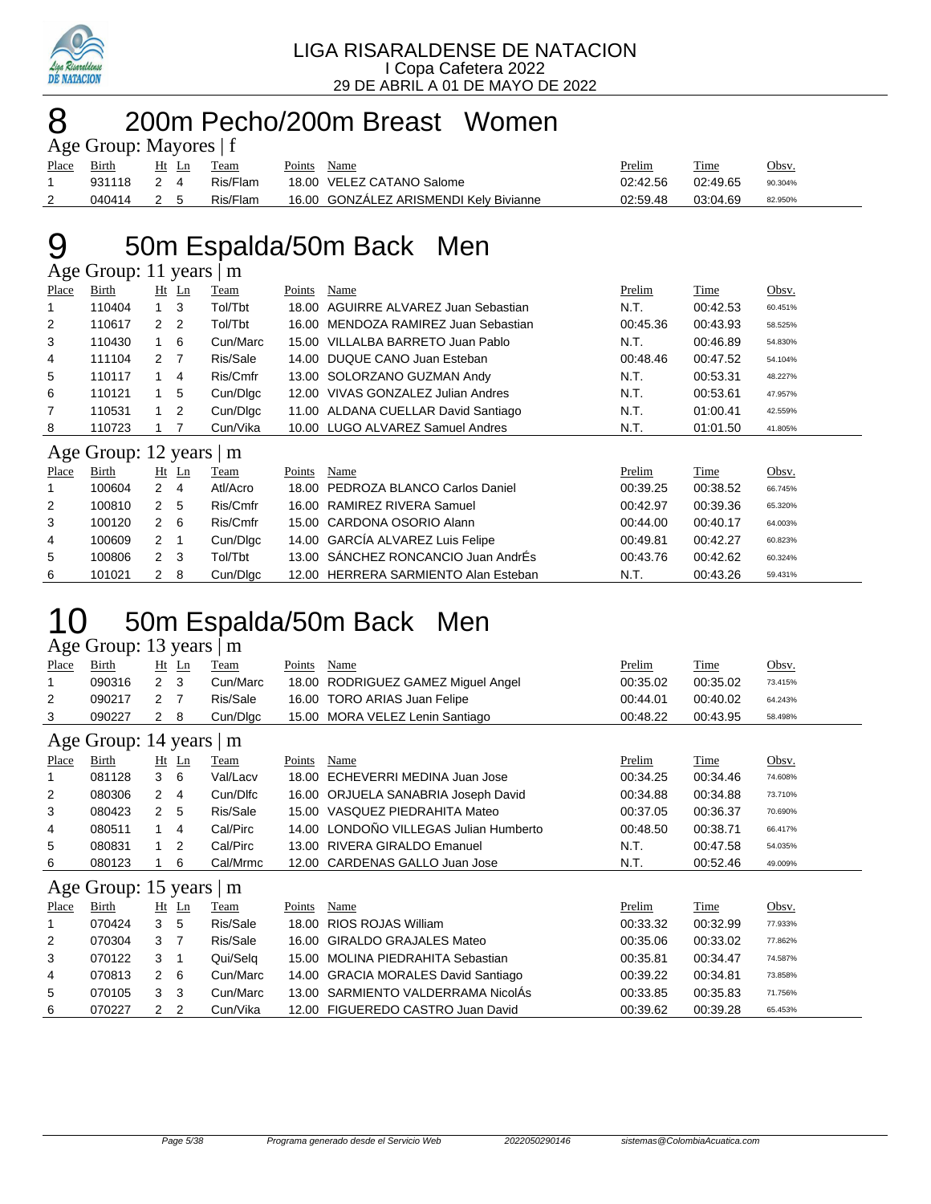LIGA RISARALDENSE DE NATACION
I Copa Cafetera 2022
29 DE ABRIL A 01 DE MAYO DE 2022

# 8 200m Pecho/200m Breast Women

## Age Group: Mayores | f

| Place | Birth | Ht | Ln | Team | Points | Name | Prelim | Time | Obsv. |
|---|---|---|---|---|---|---|---|---|---|
| 1 | 931118 | 2 | 4 | Ris/Flam | 18.00 | VELEZ CATANO Salome | 02:42.56 | 02:49.65 | 90.304% |
| 2 | 040414 | 2 | 5 | Ris/Flam | 16.00 | GONZÁLEZ ARISMENDI Kely Bivianne | 02:59.48 | 03:04.69 | 82.950% |

# 9 50m Espalda/50m Back Men

## Age Group: 11 years | m

| Place | Birth | Ht | Ln | Team | Points | Name | Prelim | Time | Obsv. |
|---|---|---|---|---|---|---|---|---|---|
| 1 | 110404 | 1 | 3 | Tol/Tbt | 18.00 | AGUIRRE ALVAREZ Juan Sebastian | N.T. | 00:42.53 | 60.451% |
| 2 | 110617 | 2 | 2 | Tol/Tbt | 16.00 | MENDOZA RAMIREZ Juan Sebastian | 00:45.36 | 00:43.93 | 58.525% |
| 3 | 110430 | 1 | 6 | Cun/Marc | 15.00 | VILLALBA BARRETO Juan Pablo | N.T. | 00:46.89 | 54.830% |
| 4 | 111104 | 2 | 7 | Ris/Sale | 14.00 | DUQUE CANO Juan Esteban | 00:48.46 | 00:47.52 | 54.104% |
| 5 | 110117 | 1 | 4 | Ris/Cmfr | 13.00 | SOLORZANO GUZMAN Andy | N.T. | 00:53.31 | 48.227% |
| 6 | 110121 | 1 | 5 | Cun/Dlgc | 12.00 | VIVAS GONZALEZ Julian Andres | N.T. | 00:53.61 | 47.957% |
| 7 | 110531 | 1 | 2 | Cun/Dlgc | 11.00 | ALDANA CUELLAR David Santiago | N.T. | 01:00.41 | 42.559% |
| 8 | 110723 | 1 | 7 | Cun/Vika | 10.00 | LUGO ALVAREZ Samuel Andres | N.T. | 01:01.50 | 41.805% |

## Age Group: 12 years | m

| Place | Birth | Ht | Ln | Team | Points | Name | Prelim | Time | Obsv. |
|---|---|---|---|---|---|---|---|---|---|
| 1 | 100604 | 2 | 4 | Atl/Acro | 18.00 | PEDROZA BLANCO Carlos Daniel | 00:39.25 | 00:38.52 | 66.745% |
| 2 | 100810 | 2 | 5 | Ris/Cmfr | 16.00 | RAMIREZ RIVERA Samuel | 00:42.97 | 00:39.36 | 65.320% |
| 3 | 100120 | 2 | 6 | Ris/Cmfr | 15.00 | CARDONA OSORIO Alann | 00:44.00 | 00:40.17 | 64.003% |
| 4 | 100609 | 2 | 1 | Cun/Dlgc | 14.00 | GARCÍA ALVAREZ Luis Felipe | 00:49.81 | 00:42.27 | 60.823% |
| 5 | 100806 | 2 | 3 | Tol/Tbt | 13.00 | SÁNCHEZ RONCANCIO Juan AndrÉs | 00:43.76 | 00:42.62 | 60.324% |
| 6 | 101021 | 2 | 8 | Cun/Dlgc | 12.00 | HERRERA SARMIENTO Alan Esteban | N.T. | 00:43.26 | 59.431% |

# 10 50m Espalda/50m Back Men

## Age Group: 13 years | m

| Place | Birth | Ht | Ln | Team | Points | Name | Prelim | Time | Obsv. |
|---|---|---|---|---|---|---|---|---|---|
| 1 | 090316 | 2 | 3 | Cun/Marc | 18.00 | RODRIGUEZ GAMEZ Miguel Angel | 00:35.02 | 00:35.02 | 73.415% |
| 2 | 090217 | 2 | 7 | Ris/Sale | 16.00 | TORO ARIAS Juan Felipe | 00:44.01 | 00:40.02 | 64.243% |
| 3 | 090227 | 2 | 8 | Cun/Dlgc | 15.00 | MORA VELEZ Lenin Santiago | 00:48.22 | 00:43.95 | 58.498% |

## Age Group: 14 years | m

| Place | Birth | Ht | Ln | Team | Points | Name | Prelim | Time | Obsv. |
|---|---|---|---|---|---|---|---|---|---|
| 1 | 081128 | 3 | 6 | Val/Lacv | 18.00 | ECHEVERRI MEDINA Juan Jose | 00:34.25 | 00:34.46 | 74.608% |
| 2 | 080306 | 2 | 4 | Cun/Dlfc | 16.00 | ORJUELA SANABRIA Joseph David | 00:34.88 | 00:34.88 | 73.710% |
| 3 | 080423 | 2 | 5 | Ris/Sale | 15.00 | VASQUEZ PIEDRAHITA Mateo | 00:37.05 | 00:36.37 | 70.690% |
| 4 | 080511 | 1 | 4 | Cal/Pirc | 14.00 | LONDOÑO VILLEGAS Julian Humberto | 00:48.50 | 00:38.71 | 66.417% |
| 5 | 080831 | 1 | 2 | Cal/Pirc | 13.00 | RIVERA GIRALDO Emanuel | N.T. | 00:47.58 | 54.035% |
| 6 | 080123 | 1 | 6 | Cal/Mrmc | 12.00 | CARDENAS GALLO Juan Jose | N.T. | 00:52.46 | 49.009% |

## Age Group: 15 years | m

| Place | Birth | Ht | Ln | Team | Points | Name | Prelim | Time | Obsv. |
|---|---|---|---|---|---|---|---|---|---|
| 1 | 070424 | 3 | 5 | Ris/Sale | 18.00 | RIOS ROJAS William | 00:33.32 | 00:32.99 | 77.933% |
| 2 | 070304 | 3 | 7 | Ris/Sale | 16.00 | GIRALDO GRAJALES Mateo | 00:35.06 | 00:33.02 | 77.862% |
| 3 | 070122 | 3 | 1 | Qui/Selq | 15.00 | MOLINA PIEDRAHITA Sebastian | 00:35.81 | 00:34.47 | 74.587% |
| 4 | 070813 | 2 | 6 | Cun/Marc | 14.00 | GRACIA MORALES David Santiago | 00:39.22 | 00:34.81 | 73.858% |
| 5 | 070105 | 3 | 3 | Cun/Marc | 13.00 | SARMIENTO VALDERRAMA NicolÁs | 00:33.85 | 00:35.83 | 71.756% |
| 6 | 070227 | 2 | 2 | Cun/Vika | 12.00 | FIGUEREDO CASTRO Juan David | 00:39.62 | 00:39.28 | 65.453% |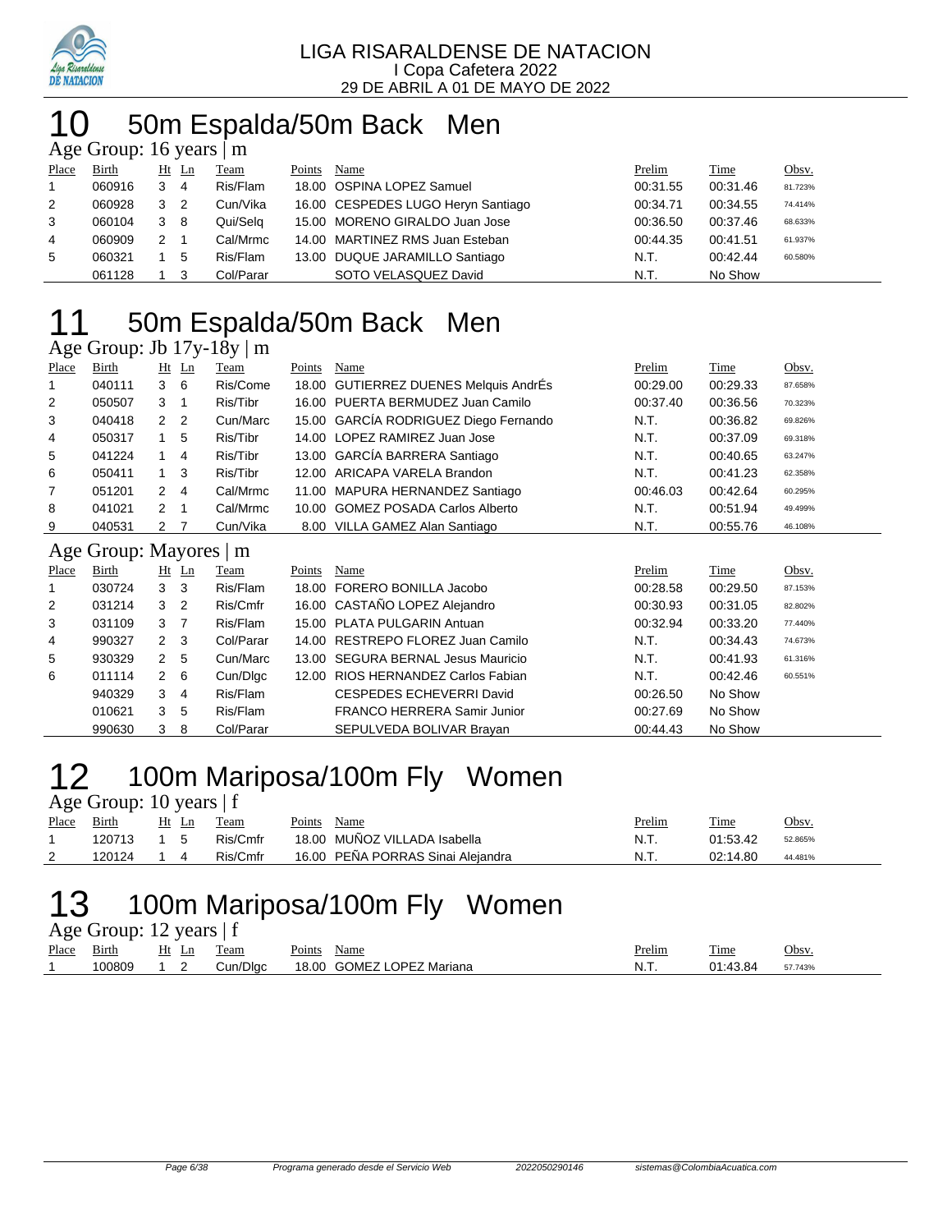LIGA RISARALDENSE DE NATACION
I Copa Cafetera 2022
29 DE ABRIL A 01 DE MAYO DE 2022

# 10 50m Espalda/50m Back Men

Age Group: 16 years | m

| Place | Birth | Ht | Ln | Team | Points | Name | Prelim | Time | Obsv. |
|---|---|---|---|---|---|---|---|---|---|
| 1 | 060916 | 3 | 4 | Ris/Flam | 18.00 | OSPINA LOPEZ Samuel | 00:31.55 | 00:31.46 | 81.723% |
| 2 | 060928 | 3 | 2 | Cun/Vika | 16.00 | CESPEDES LUGO Heryn Santiago | 00:34.71 | 00:34.55 | 74.414% |
| 3 | 060104 | 3 | 8 | Qui/Selq | 15.00 | MORENO GIRALDO Juan Jose | 00:36.50 | 00:37.46 | 68.633% |
| 4 | 060909 | 2 | 1 | Cal/Mrmc | 14.00 | MARTINEZ RMS Juan Esteban | 00:44.35 | 00:41.51 | 61.937% |
| 5 | 060321 | 1 | 5 | Ris/Flam | 13.00 | DUQUE JARAMILLO Santiago | N.T. | 00:42.44 | 60.580% |
| | 061128 | 1 | 3 | Col/Parar | | SOTO VELASQUEZ David | N.T. | No Show | |

# 11 50m Espalda/50m Back Men

Age Group: Jb 17y-18y | m

| Place | Birth | Ht | Ln | Team | Points | Name | Prelim | Time | Obsv. |
|---|---|---|---|---|---|---|---|---|---|
| 1 | 040111 | 3 | 6 | Ris/Come | 18.00 | GUTIERREZ DUENES Melquis AndrÉs | 00:29.00 | 00:29.33 | 87.658% |
| 2 | 050507 | 3 | 1 | Ris/Tibr | 16.00 | PUERTA BERMUDEZ Juan Camilo | 00:37.40 | 00:36.56 | 70.323% |
| 3 | 040418 | 2 | 2 | Cun/Marc | 15.00 | GARCÍA RODRIGUEZ Diego Fernando | N.T. | 00:36.82 | 69.826% |
| 4 | 050317 | 1 | 5 | Ris/Tibr | 14.00 | LOPEZ RAMIREZ Juan Jose | N.T. | 00:37.09 | 69.318% |
| 5 | 041224 | 1 | 4 | Ris/Tibr | 13.00 | GARCÍA BARRERA Santiago | N.T. | 00:40.65 | 63.247% |
| 6 | 050411 | 1 | 3 | Ris/Tibr | 12.00 | ARICAPA VARELA Brandon | N.T. | 00:41.23 | 62.358% |
| 7 | 051201 | 2 | 4 | Cal/Mrmc | 11.00 | MAPURA HERNANDEZ Santiago | 00:46.03 | 00:42.64 | 60.295% |
| 8 | 041021 | 2 | 1 | Cal/Mrmc | 10.00 | GOMEZ POSADA Carlos Alberto | N.T. | 00:51.94 | 49.499% |
| 9 | 040531 | 2 | 7 | Cun/Vika | 8.00 | VILLA GAMEZ Alan Santiago | N.T. | 00:55.76 | 46.108% |

Age Group: Mayores | m

| Place | Birth | Ht | Ln | Team | Points | Name | Prelim | Time | Obsv. |
|---|---|---|---|---|---|---|---|---|---|
| 1 | 030724 | 3 | 3 | Ris/Flam | 18.00 | FORERO BONILLA Jacobo | 00:28.58 | 00:29.50 | 87.153% |
| 2 | 031214 | 3 | 2 | Ris/Cmfr | 16.00 | CASTAÑO LOPEZ Alejandro | 00:30.93 | 00:31.05 | 82.802% |
| 3 | 031109 | 3 | 7 | Ris/Flam | 15.00 | PLATA PULGARIN Antuan | 00:32.94 | 00:33.20 | 77.440% |
| 4 | 990327 | 2 | 3 | Col/Parar | 14.00 | RESTREPO FLOREZ Juan Camilo | N.T. | 00:34.43 | 74.673% |
| 5 | 930329 | 2 | 5 | Cun/Marc | 13.00 | SEGURA BERNAL Jesus Mauricio | N.T. | 00:41.93 | 61.316% |
| 6 | 011114 | 2 | 6 | Cun/Dlgc | 12.00 | RIOS HERNANDEZ Carlos Fabian | N.T. | 00:42.46 | 60.551% |
| | 940329 | 3 | 4 | Ris/Flam | | CESPEDES ECHEVERRI David | 00:26.50 | No Show | |
| | 010621 | 3 | 5 | Ris/Flam | | FRANCO HERRERA Samir Junior | 00:27.69 | No Show | |
| | 990630 | 3 | 8 | Col/Parar | | SEPULVEDA BOLIVAR Brayan | 00:44.43 | No Show | |

# 12 100m Mariposa/100m Fly Women

Age Group: 10 years | f

| Place | Birth | Ht | Ln | Team | Points | Name | Prelim | Time | Obsv. |
|---|---|---|---|---|---|---|---|---|---|
| 1 | 120713 | 1 | 5 | Ris/Cmfr | 18.00 | MUÑOZ VILLADA Isabella | N.T. | 01:53.42 | 52.865% |
| 2 | 120124 | 1 | 4 | Ris/Cmfr | 16.00 | PEÑA PORRAS Sinai Alejandra | N.T. | 02:14.80 | 44.481% |

# 13 100m Mariposa/100m Fly Women

Age Group: 12 years | f

| Place | Birth | Ht | Ln | Team | Points | Name | Prelim | Time | Obsv. |
|---|---|---|---|---|---|---|---|---|---|
| 1 | 100809 | 1 | 2 | Cun/Dlgc | 18.00 | GOMEZ LOPEZ Mariana | N.T. | 01:43.84 | 57.743% |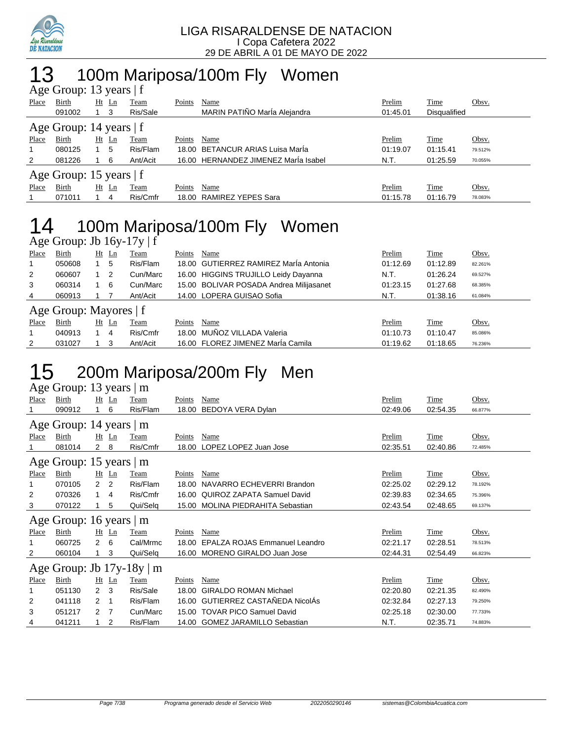LIGA RISARALDENSE DE NATACION
I Copa Cafetera 2022
29 DE ABRIL A 01 DE MAYO DE 2022

# 13 100m Mariposa/100m Fly Women

### Age Group: 13 years | f

| Place | Birth | Ht | Ln | Team | Points | Name | Prelim | Time | Obsv. |
|---|---|---|---|---|---|---|---|---|---|
| | 091002 | 1 | 3 | Ris/Sale | | MARIN PATIÑO MaRÍa Alejandra | 01:45.01 | Disqualified | |

### Age Group: 14 years | f

| Place | Birth | Ht | Ln | Team | Points | Name | Prelim | Time | Obsv. |
|---|---|---|---|---|---|---|---|---|---|
| 1 | 080125 | 1 | 5 | Ris/Flam | 18.00 | BETANCUR ARIAS Luisa MaRÍa | 01:19.07 | 01:15.41 | 79.512% |
| 2 | 081226 | 1 | 6 | Ant/Acit | 16.00 | HERNANDEZ JIMENEZ MaRÍa Isabel | N.T. | 01:25.59 | 70.055% |

### Age Group: 15 years | f

| Place | Birth | Ht | Ln | Team | Points | Name | Prelim | Time | Obsv. |
|---|---|---|---|---|---|---|---|---|---|
| 1 | 071011 | 1 | 4 | Ris/Cmfr | 18.00 | RAMIREZ YEPES Sara | 01:15.78 | 01:16.79 | 78.083% |

# 14 100m Mariposa/100m Fly Women

### Age Group: Jb 16y-17y | f

| Place | Birth | Ht | Ln | Team | Points | Name | Prelim | Time | Obsv. |
|---|---|---|---|---|---|---|---|---|---|
| 1 | 050608 | 1 | 5 | Ris/Flam | 18.00 | GUTIERREZ RAMIREZ MaRÍa Antonia | 01:12.69 | 01:12.89 | 82.261% |
| 2 | 060607 | 1 | 2 | Cun/Marc | 16.00 | HIGGINS TRUJILLO Leidy Dayanna | N.T. | 01:26.24 | 69.527% |
| 3 | 060314 | 1 | 6 | Cun/Marc | 15.00 | BOLIVAR POSADA Andrea Milijasanet | 01:23.15 | 01:27.68 | 68.385% |
| 4 | 060913 | 1 | 7 | Ant/Acit | 14.00 | LOPERA GUISAO Sofia | N.T. | 01:38.16 | 61.084% |

### Age Group: Mayores | f

| Place | Birth | Ht | Ln | Team | Points | Name | Prelim | Time | Obsv. |
|---|---|---|---|---|---|---|---|---|---|
| 1 | 040913 | 1 | 4 | Ris/Cmfr | 18.00 | MUÑOZ VILLADA Valeria | 01:10.73 | 01:10.47 | 85.086% |
| 2 | 031027 | 1 | 3 | Ant/Acit | 16.00 | FLOREZ JIMENEZ MaRÍa Camila | 01:19.62 | 01:18.65 | 76.236% |

# 15 200m Mariposa/200m Fly Men

### Age Group: 13 years | m

| Place | Birth | Ht | Ln | Team | Points | Name | Prelim | Time | Obsv. |
|---|---|---|---|---|---|---|---|---|---|
| 1 | 090912 | 1 | 6 | Ris/Flam | 18.00 | BEDOYA VERA Dylan | 02:49.06 | 02:54.35 | 66.877% |

### Age Group: 14 years | m

| Place | Birth | Ht | Ln | Team | Points | Name | Prelim | Time | Obsv. |
|---|---|---|---|---|---|---|---|---|---|
| 1 | 081014 | 2 | 8 | Ris/Cmfr | 18.00 | LOPEZ LOPEZ Juan Jose | 02:35.51 | 02:40.86 | 72.485% |

### Age Group: 15 years | m

| Place | Birth | Ht | Ln | Team | Points | Name | Prelim | Time | Obsv. |
|---|---|---|---|---|---|---|---|---|---|
| 1 | 070105 | 2 | 2 | Ris/Flam | 18.00 | NAVARRO ECHEVERRI Brandon | 02:25.02 | 02:29.12 | 78.192% |
| 2 | 070326 | 1 | 4 | Ris/Cmfr | 16.00 | QUIROZ ZAPATA Samuel David | 02:39.83 | 02:34.65 | 75.396% |
| 3 | 070122 | 1 | 5 | Qui/Selq | 15.00 | MOLINA PIEDRAHITA Sebastian | 02:43.54 | 02:48.65 | 69.137% |

### Age Group: 16 years | m

| Place | Birth | Ht | Ln | Team | Points | Name | Prelim | Time | Obsv. |
|---|---|---|---|---|---|---|---|---|---|
| 1 | 060725 | 2 | 6 | Cal/Mrmc | 18.00 | EPALZA ROJAS Emmanuel Leandro | 02:21.17 | 02:28.51 | 78.513% |
| 2 | 060104 | 1 | 3 | Qui/Selq | 16.00 | MORENO GIRALDO Juan Jose | 02:44.31 | 02:54.49 | 66.823% |

### Age Group: Jb 17y-18y | m

| Place | Birth | Ht | Ln | Team | Points | Name | Prelim | Time | Obsv. |
|---|---|---|---|---|---|---|---|---|---|
| 1 | 051130 | 2 | 3 | Ris/Sale | 18.00 | GIRALDO ROMAN Michael | 02:20.80 | 02:21.35 | 82.490% |
| 2 | 041118 | 2 | 1 | Ris/Flam | 16.00 | GUTIERREZ CASTAÑEDA NicolÁs | 02:32.84 | 02:27.13 | 79.250% |
| 3 | 051217 | 2 | 7 | Cun/Marc | 15.00 | TOVAR PICO Samuel David | 02:25.18 | 02:30.00 | 77.733% |
| 4 | 041211 | 1 | 2 | Ris/Flam | 14.00 | GOMEZ JARAMILLO Sebastian | N.T. | 02:35.71 | 74.883% |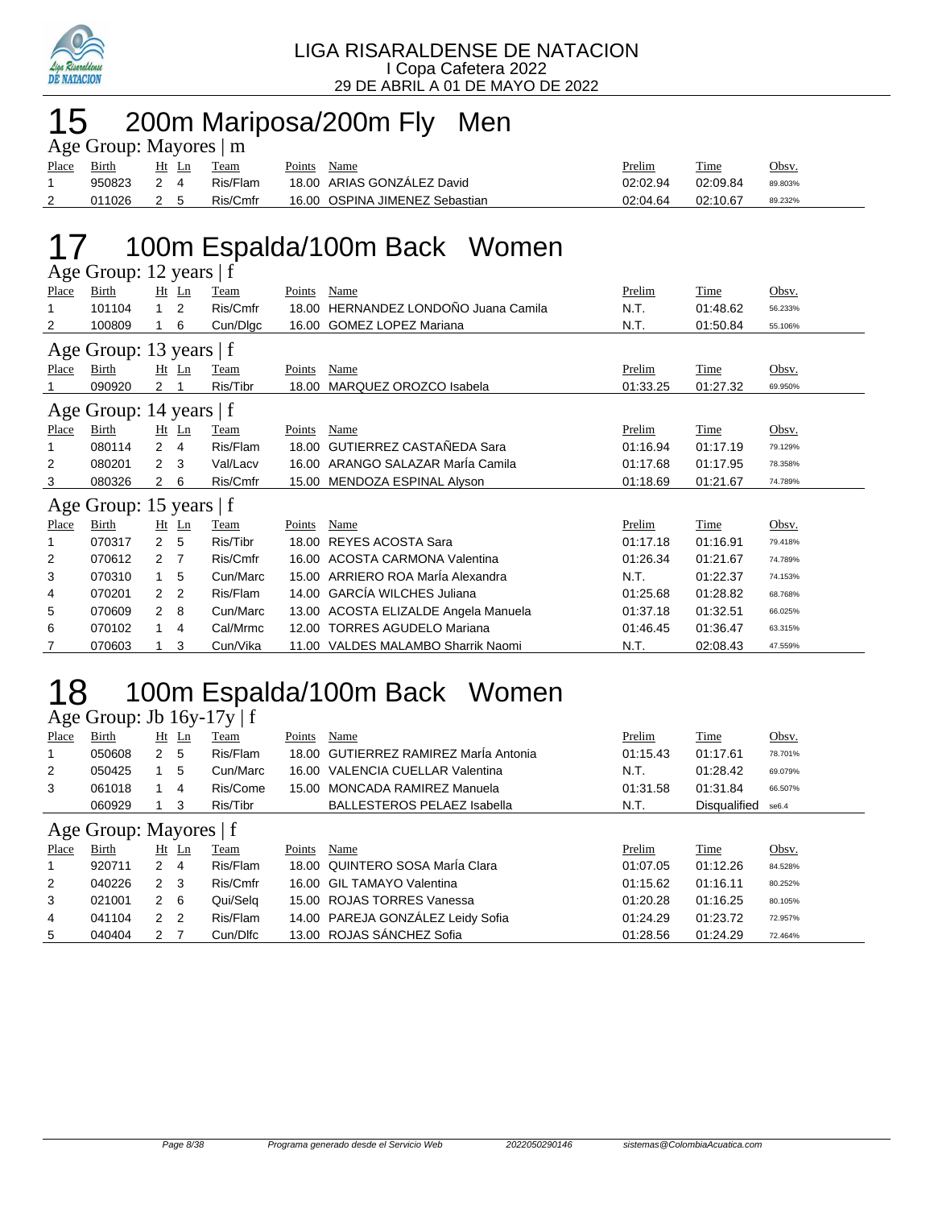# 15 200m Mariposa/200m Fly Men

### Age Group: Mayores | m

| Place | Birth | Ht | Ln | Team | Points | Name | Prelim | Time | Obsv. |
|---|---|---|---|---|---|---|---|---|---|
| 1 | 950823 | 2 | 4 | Ris/Flam | 18.00 | ARIAS GONZÁLEZ David | 02:02.94 | 02:09.84 | 89.803% |
| 2 | 011026 | 2 | 5 | Ris/Cmfr | 16.00 | OSPINA JIMENEZ Sebastian | 02:04.64 | 02:10.67 | 89.232% |

# 17 100m Espalda/100m Back Women

### Age Group: 12 years | f

| Place | Birth | Ht | Ln | Team | Points | Name | Prelim | Time | Obsv. |
|---|---|---|---|---|---|---|---|---|---|
| 1 | 101104 | 1 | 2 | Ris/Cmfr | 18.00 | HERNANDEZ LONDOÑO Juana Camila | N.T. | 01:48.62 | 56.233% |
| 2 | 100809 | 1 | 6 | Cun/Dlgc | 16.00 | GOMEZ LOPEZ Mariana | N.T. | 01:50.84 | 55.106% |

### Age Group: 13 years | f

| Place | Birth | Ht | Ln | Team | Points | Name | Prelim | Time | Obsv. |
|---|---|---|---|---|---|---|---|---|---|
| 1 | 090920 | 2 | 1 | Ris/Tibr | 18.00 | MARQUEZ OROZCO Isabela | 01:33.25 | 01:27.32 | 69.950% |

### Age Group: 14 years | f

| Place | Birth | Ht | Ln | Team | Points | Name | Prelim | Time | Obsv. |
|---|---|---|---|---|---|---|---|---|---|
| 1 | 080114 | 2 | 4 | Ris/Flam | 18.00 | GUTIERREZ CASTAÑEDA Sara | 01:16.94 | 01:17.19 | 79.129% |
| 2 | 080201 | 2 | 3 | Val/Lacv | 16.00 | ARANGO SALAZAR MarÍa Camila | 01:17.68 | 01:17.95 | 78.358% |
| 3 | 080326 | 2 | 6 | Ris/Cmfr | 15.00 | MENDOZA ESPINAL Alyson | 01:18.69 | 01:21.67 | 74.789% |

### Age Group: 15 years | f

| Place | Birth | Ht | Ln | Team | Points | Name | Prelim | Time | Obsv. |
|---|---|---|---|---|---|---|---|---|---|
| 1 | 070317 | 2 | 5 | Ris/Tibr | 18.00 | REYES ACOSTA Sara | 01:17.18 | 01:16.91 | 79.418% |
| 2 | 070612 | 2 | 7 | Ris/Cmfr | 16.00 | ACOSTA CARMONA Valentina | 01:26.34 | 01:21.67 | 74.789% |
| 3 | 070310 | 1 | 5 | Cun/Marc | 15.00 | ARRIERO ROA MarÍa Alexandra | N.T. | 01:22.37 | 74.153% |
| 4 | 070201 | 2 | 2 | Ris/Flam | 14.00 | GARCÍA WILCHES Juliana | 01:25.68 | 01:28.82 | 68.768% |
| 5 | 070609 | 2 | 8 | Cun/Marc | 13.00 | ACOSTA ELIZALDE Angela Manuela | 01:37.18 | 01:32.51 | 66.025% |
| 6 | 070102 | 1 | 4 | Cal/Mrmc | 12.00 | TORRES AGUDELO Mariana | 01:46.45 | 01:36.47 | 63.315% |
| 7 | 070603 | 1 | 3 | Cun/Vika | 11.00 | VALDES MALAMBO Sharrik Naomi | N.T. | 02:08.43 | 47.559% |

# 18 100m Espalda/100m Back Women

### Age Group: Jb 16y-17y | f

| Place | Birth | Ht | Ln | Team | Points | Name | Prelim | Time | Obsv. |
|---|---|---|---|---|---|---|---|---|---|
| 1 | 050608 | 2 | 5 | Ris/Flam | 18.00 | GUTIERREZ RAMIREZ MarÍa Antonia | 01:15.43 | 01:17.61 | 78.701% |
| 2 | 050425 | 1 | 5 | Cun/Marc | 16.00 | VALENCIA CUELLAR Valentina | N.T. | 01:28.42 | 69.079% |
| 3 | 061018 | 1 | 4 | Ris/Come | 15.00 | MONCADA RAMIREZ Manuela | 01:31.58 | 01:31.84 | 66.507% |
| | 060929 | 1 | 3 | Ris/Tibr | | BALLESTEROS PELAEZ Isabella | N.T. | Disqualified | se6.4 |

### Age Group: Mayores | f

| Place | Birth | Ht | Ln | Team | Points | Name | Prelim | Time | Obsv. |
|---|---|---|---|---|---|---|---|---|---|
| 1 | 920711 | 2 | 4 | Ris/Flam | 18.00 | QUINTERO SOSA MarÍa Clara | 01:07.05 | 01:12.26 | 84.528% |
| 2 | 040226 | 2 | 3 | Ris/Cmfr | 16.00 | GIL TAMAYO Valentina | 01:15.62 | 01:16.11 | 80.252% |
| 3 | 021001 | 2 | 6 | Qui/Selq | 15.00 | ROJAS TORRES Vanessa | 01:20.28 | 01:16.25 | 80.105% |
| 4 | 041104 | 2 | 2 | Ris/Flam | 14.00 | PAREJA GONZÁLEZ Leidy Sofia | 01:24.29 | 01:23.72 | 72.957% |
| 5 | 040404 | 2 | 7 | Cun/Dlfc | 13.00 | ROJAS SÁNCHEZ Sofia | 01:28.56 | 01:24.29 | 72.464% |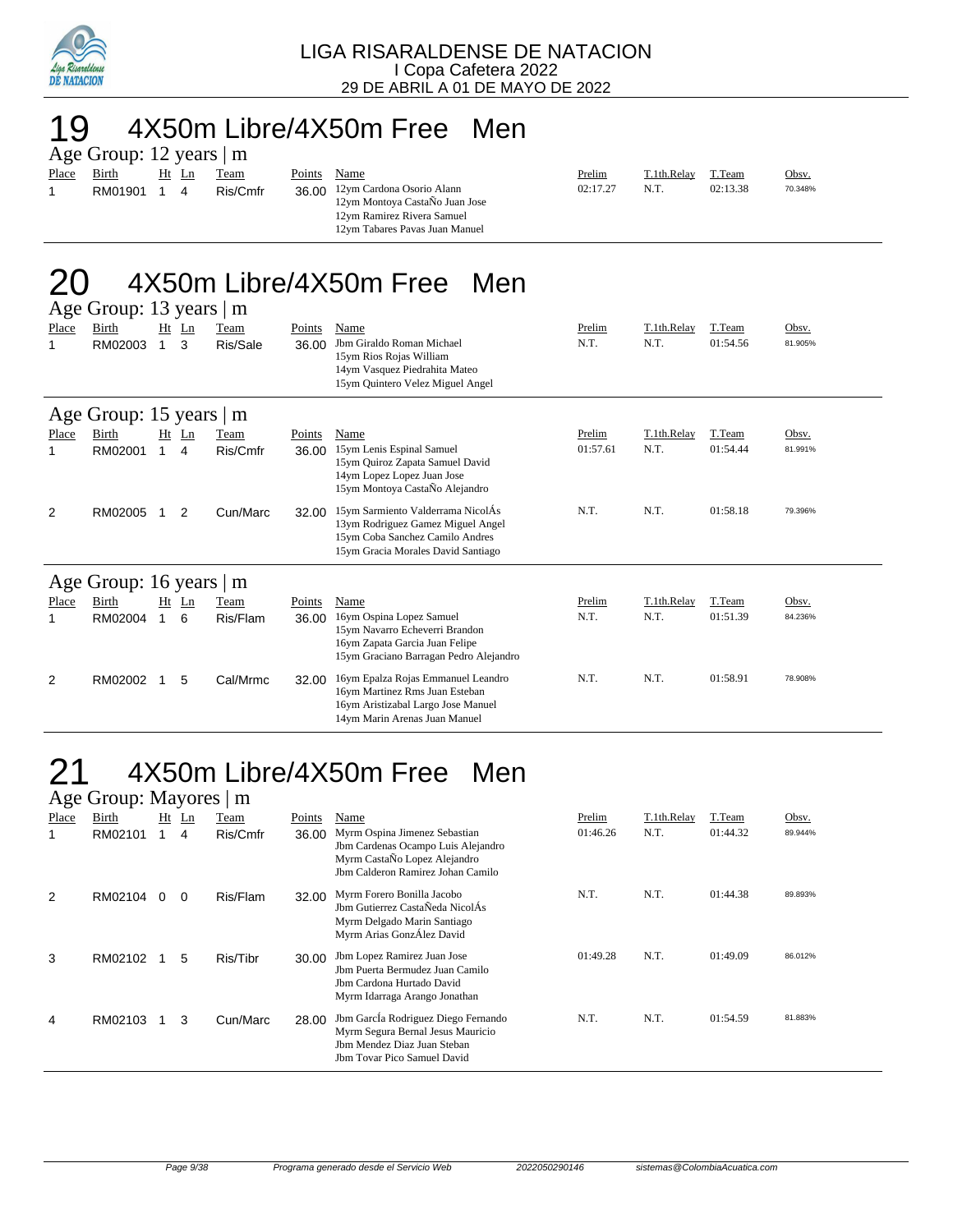LIGA RISARALDENSE DE NATACION
I Copa Cafetera 2022
29 DE ABRIL A 01 DE MAYO DE 2022

# 19 4X50m Libre/4X50m Free Men

## Age Group: 12 years | m

| Place | Birth | Ht | Ln | Team | Points | Name | Prelim | T.1th.Relay | T.Team | Obsv. |
|---|---|---|---|---|---|---|---|---|---|---|
| 1 | RM01901 | 1 | 4 | Ris/Cmfr | 36.00 | 12ym Cardona Osorio Alann<br>12ym Montoya CastaÑo Juan Jose<br>12ym Ramirez Rivera Samuel<br>12ym Tabares Pavas Juan Manuel | 02:17.27 | N.T. | 02:13.38 | 70.348% |

# 20 4X50m Libre/4X50m Free Men

## Age Group: 13 years | m

| Place | Birth | Ht | Ln | Team | Points | Name | Prelim | T.1th.Relay | T.Team | Obsv. |
|---|---|---|---|---|---|---|---|---|---|---|
| 1 | RM02003 | 1 | 3 | Ris/Sale | 36.00 | Jbm Giraldo Roman Michael<br>15ym Rios Rojas William<br>14ym Vasquez Piedrahita Mateo<br>15ym Quintero Velez Miguel Angel | N.T. | N.T. | 01:54.56 | 81.905% |

## Age Group: 15 years | m

| Place | Birth | Ht | Ln | Team | Points | Name | Prelim | T.1th.Relay | T.Team | Obsv. |
|---|---|---|---|---|---|---|---|---|---|---|
| 1 | RM02001 | 1 | 4 | Ris/Cmfr | 36.00 | 15ym Lenis Espinal Samuel<br>15ym Quiroz Zapata Samuel David<br>14ym Lopez Lopez Juan Jose<br>15ym Montoya CastaÑo Alejandro | 01:57.61 | N.T. | 01:54.44 | 81.991% |
| 2 | RM02005 | 1 | 2 | Cun/Marc | 32.00 | 15ym Sarmiento Valderrama NicolÁs<br>13ym Rodriguez Gamez Miguel Angel<br>15ym Coba Sanchez Camilo Andres<br>15ym Gracia Morales David Santiago | N.T. | N.T. | 01:58.18 | 79.396% |

## Age Group: 16 years | m

| Place | Birth | Ht | Ln | Team | Points | Name | Prelim | T.1th.Relay | T.Team | Obsv. |
|---|---|---|---|---|---|---|---|---|---|---|
| 1 | RM02004 | 1 | 6 | Ris/Flam | 36.00 | 16ym Ospina Lopez Samuel<br>15ym Navarro Echeverri Brandon<br>16ym Zapata Garcia Juan Felipe<br>15ym Graciano Barragan Pedro Alejandro | N.T. | N.T. | 01:51.39 | 84.236% |
| 2 | RM02002 | 1 | 5 | Cal/Mrmc | 32.00 | 16ym Epalza Rojas Emmanuel Leandro<br>16ym Martinez Rms Juan Esteban<br>16ym Aristizabal Largo Jose Manuel<br>14ym Marin Arenas Juan Manuel | N.T. | N.T. | 01:58.91 | 78.908% |

# 21 4X50m Libre/4X50m Free Men

## Age Group: Mayores | m

| Place | Birth | Ht | Ln | Team | Points | Name | Prelim | T.1th.Relay | T.Team | Obsv. |
|---|---|---|---|---|---|---|---|---|---|---|
| 1 | RM02101 | 1 | 4 | Ris/Cmfr | 36.00 | Myrm Ospina Jimenez Sebastian<br>Jbm Cardenas Ocampo Luis Alejandro<br>Myrm CastaÑo Lopez Alejandro<br>Jbm Calderon Ramirez Johan Camilo | 01:46.26 | N.T. | 01:44.32 | 89.944% |
| 2 | RM02104 | 0 | 0 | Ris/Flam | 32.00 | Myrm Forero Bonilla Jacobo<br>Jbm Gutierrez CastaÑeda NicolÁs<br>Myrm Delgado Marin Santiago<br>Myrm Arias GonzÁlez David | N.T. | N.T. | 01:44.38 | 89.893% |
| 3 | RM02102 | 1 | 5 | Ris/Tibr | 30.00 | Jbm Lopez Ramirez Juan Jose<br>Jbm Puerta Bermudez Juan Camilo<br>Jbm Cardona Hurtado David<br>Myrm Idarraga Arango Jonathan | 01:49.28 | N.T. | 01:49.09 | 86.012% |
| 4 | RM02103 | 1 | 3 | Cun/Marc | 28.00 | Jbm GarcÍa Rodriguez Diego Fernando<br>Myrm Segura Bernal Jesus Mauricio<br>Jbm Mendez Diaz Juan Steban<br>Jbm Tovar Pico Samuel David | N.T. | N.T. | 01:54.59 | 81.883% |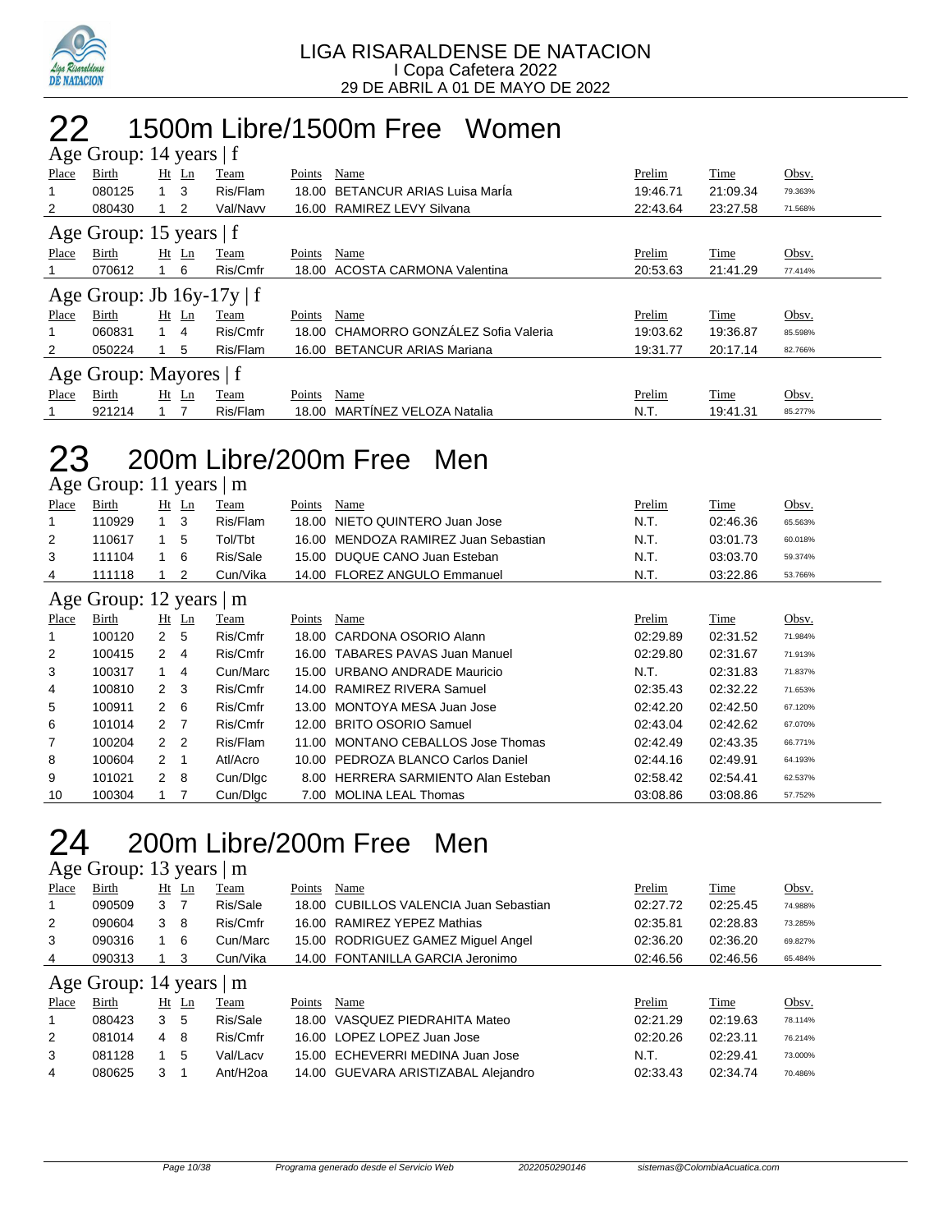LIGA RISARALDENSE DE NATACION
I Copa Cafetera 2022
29 DE ABRIL A 01 DE MAYO DE 2022

# 22 1500m Libre/1500m Free Women

### Age Group: 14 years | f

| Place | Birth | Ht | Ln | Team | Points | Name | Prelim | Time | Obsv. |
|---|---|---|---|---|---|---|---|---|---|
| 1 | 080125 | 1 | 3 | Ris/Flam | 18.00 | BETANCUR ARIAS Luisa MarÍa | 19:46.71 | 21:09.34 | 79.363% |
| 2 | 080430 | 1 | 2 | Val/Navv | 16.00 | RAMIREZ LEVY Silvana | 22:43.64 | 23:27.58 | 71.568% |

### Age Group: 15 years | f

| Place | Birth | Ht | Ln | Team | Points | Name | Prelim | Time | Obsv. |
|---|---|---|---|---|---|---|---|---|---|
| 1 | 070612 | 1 | 6 | Ris/Cmfr | 18.00 | ACOSTA CARMONA Valentina | 20:53.63 | 21:41.29 | 77.414% |

### Age Group: Jb 16y-17y | f

| Place | Birth | Ht | Ln | Team | Points | Name | Prelim | Time | Obsv. |
|---|---|---|---|---|---|---|---|---|---|
| 1 | 060831 | 1 | 4 | Ris/Cmfr | 18.00 | CHAMORRO GONZÁLEZ Sofia Valeria | 19:03.62 | 19:36.87 | 85.598% |
| 2 | 050224 | 1 | 5 | Ris/Flam | 16.00 | BETANCUR ARIAS Mariana | 19:31.77 | 20:17.14 | 82.766% |

### Age Group: Mayores | f

| Place | Birth | Ht | Ln | Team | Points | Name | Prelim | Time | Obsv. |
|---|---|---|---|---|---|---|---|---|---|
| 1 | 921214 | 1 | 7 | Ris/Flam | 18.00 | MARTÍNEZ VELOZA Natalia | N.T. | 19:41.31 | 85.277% |

# 23 200m Libre/200m Free Men

### Age Group: 11 years | m

| Place | Birth | Ht | Ln | Team | Points | Name | Prelim | Time | Obsv. |
|---|---|---|---|---|---|---|---|---|---|
| 1 | 110929 | 1 | 3 | Ris/Flam | 18.00 | NIETO QUINTERO Juan Jose | N.T. | 02:46.36 | 65.563% |
| 2 | 110617 | 1 | 5 | Tol/Tbt | 16.00 | MENDOZA RAMIREZ Juan Sebastian | N.T. | 03:01.73 | 60.018% |
| 3 | 111104 | 1 | 6 | Ris/Sale | 15.00 | DUQUE CANO Juan Esteban | N.T. | 03:03.70 | 59.374% |
| 4 | 111118 | 1 | 2 | Cun/Vika | 14.00 | FLOREZ ANGULO Emmanuel | N.T. | 03:22.86 | 53.766% |

### Age Group: 12 years | m

| Place | Birth | Ht | Ln | Team | Points | Name | Prelim | Time | Obsv. |
|---|---|---|---|---|---|---|---|---|---|
| 1 | 100120 | 2 | 5 | Ris/Cmfr | 18.00 | CARDONA OSORIO Alann | 02:29.89 | 02:31.52 | 71.984% |
| 2 | 100415 | 2 | 4 | Ris/Cmfr | 16.00 | TABARES PAVAS Juan Manuel | 02:29.80 | 02:31.67 | 71.913% |
| 3 | 100317 | 1 | 4 | Cun/Marc | 15.00 | URBANO ANDRADE Mauricio | N.T. | 02:31.83 | 71.837% |
| 4 | 100810 | 2 | 3 | Ris/Cmfr | 14.00 | RAMIREZ RIVERA Samuel | 02:35.43 | 02:32.22 | 71.653% |
| 5 | 100911 | 2 | 6 | Ris/Cmfr | 13.00 | MONTOYA MESA Juan Jose | 02:42.20 | 02:42.50 | 67.120% |
| 6 | 101014 | 2 | 7 | Ris/Cmfr | 12.00 | BRITO OSORIO Samuel | 02:43.04 | 02:42.62 | 67.070% |
| 7 | 100204 | 2 | 2 | Ris/Flam | 11.00 | MONTANO CEBALLOS Jose Thomas | 02:42.49 | 02:43.35 | 66.771% |
| 8 | 100604 | 2 | 1 | Atl/Acro | 10.00 | PEDROZA BLANCO Carlos Daniel | 02:44.16 | 02:49.91 | 64.193% |
| 9 | 101021 | 2 | 8 | Cun/Dlgc | 8.00 | HERRERA SARMIENTO Alan Esteban | 02:58.42 | 02:54.41 | 62.537% |
| 10 | 100304 | 1 | 7 | Cun/Dlgc | 7.00 | MOLINA LEAL Thomas | 03:08.86 | 03:08.86 | 57.752% |

# 24 200m Libre/200m Free Men

### Age Group: 13 years | m

| Place | Birth | Ht | Ln | Team | Points | Name | Prelim | Time | Obsv. |
|---|---|---|---|---|---|---|---|---|---|
| 1 | 090509 | 3 | 7 | Ris/Sale | 18.00 | CUBILLOS VALENCIA Juan Sebastian | 02:27.72 | 02:25.45 | 74.988% |
| 2 | 090604 | 3 | 8 | Ris/Cmfr | 16.00 | RAMIREZ YEPEZ Mathias | 02:35.81 | 02:28.83 | 73.285% |
| 3 | 090316 | 1 | 6 | Cun/Marc | 15.00 | RODRIGUEZ GAMEZ Miguel Angel | 02:36.20 | 02:36.20 | 69.827% |
| 4 | 090313 | 1 | 3 | Cun/Vika | 14.00 | FONTANILLA GARCIA Jeronimo | 02:46.56 | 02:46.56 | 65.484% |

### Age Group: 14 years | m

| Place | Birth | Ht | Ln | Team | Points | Name | Prelim | Time | Obsv. |
|---|---|---|---|---|---|---|---|---|---|
| 1 | 080423 | 3 | 5 | Ris/Sale | 18.00 | VASQUEZ PIEDRAHITA Mateo | 02:21.29 | 02:19.63 | 78.114% |
| 2 | 081014 | 4 | 8 | Ris/Cmfr | 16.00 | LOPEZ LOPEZ Juan Jose | 02:20.26 | 02:23.11 | 76.214% |
| 3 | 081128 | 1 | 5 | Val/Lacv | 15.00 | ECHEVERRI MEDINA Juan Jose | N.T. | 02:29.41 | 73.000% |
| 4 | 080625 | 3 | 1 | Ant/H2oa | 14.00 | GUEVARA ARISTIZABAL Alejandro | 02:33.43 | 02:34.74 | 70.486% |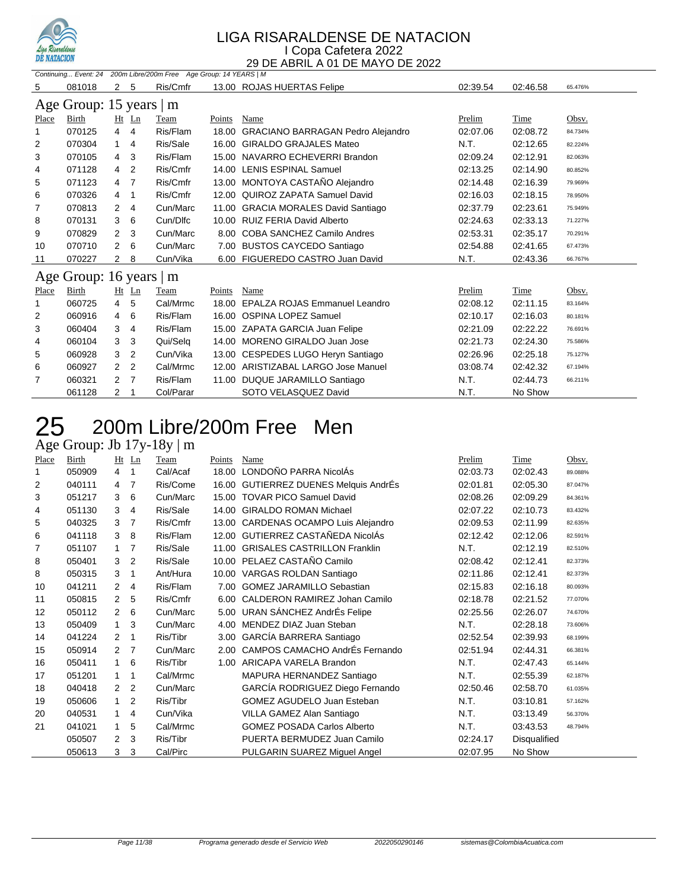# LIGA RISARALDENSE DE NATACION

I Copa Cafetera 2022

29 DE ABRIL A 01 DE MAYO DE 2022

Continuing... Event: 24 200m Libre/200m Free Age Group: 14 YEARS | M

| Place | Birth | Ht | Ln | Team | Points | Name | Prelim | Time | Obsv. |
|---|---|---|---|---|---|---|---|---|---|
| 5 | 081018 | 2 | 5 | Ris/Cmfr | 13.00 | ROJAS HUERTAS Felipe | 02:39.54 | 02:46.58 | 65.476% |

## Age Group: 15 years | m

| Place | Birth | Ht | Ln | Team | Points | Name | Prelim | Time | Obsv. |
|---|---|---|---|---|---|---|---|---|---|
| 1 | 070125 | 4 | 4 | Ris/Flam | 18.00 | GRACIANO BARRAGAN Pedro Alejandro | 02:07.06 | 02:08.72 | 84.734% |
| 2 | 070304 | 1 | 4 | Ris/Sale | 16.00 | GIRALDO GRAJALES Mateo | N.T. | 02:12.65 | 82.224% |
| 3 | 070105 | 4 | 3 | Ris/Flam | 15.00 | NAVARRO ECHEVERRI Brandon | 02:09.24 | 02:12.91 | 82.063% |
| 4 | 071128 | 4 | 2 | Ris/Cmfr | 14.00 | LENIS ESPINAL Samuel | 02:13.25 | 02:14.90 | 80.852% |
| 5 | 071123 | 4 | 7 | Ris/Cmfr | 13.00 | MONTOYA CASTAÑO Alejandro | 02:14.48 | 02:16.39 | 79.969% |
| 6 | 070326 | 4 | 1 | Ris/Cmfr | 12.00 | QUIROZ ZAPATA Samuel David | 02:16.03 | 02:18.15 | 78.950% |
| 7 | 070813 | 2 | 4 | Cun/Marc | 11.00 | GRACIA MORALES David Santiago | 02:37.79 | 02:23.61 | 75.949% |
| 8 | 070131 | 3 | 6 | Cun/Dlfc | 10.00 | RUIZ FERIA David Alberto | 02:24.63 | 02:33.13 | 71.227% |
| 9 | 070829 | 2 | 3 | Cun/Marc | 8.00 | COBA SANCHEZ Camilo Andres | 02:53.31 | 02:35.17 | 70.291% |
| 10 | 070710 | 2 | 6 | Cun/Marc | 7.00 | BUSTOS CAYCEDO Santiago | 02:54.88 | 02:41.65 | 67.473% |
| 11 | 070227 | 2 | 8 | Cun/Vika | 6.00 | FIGUEREDO CASTRO Juan David | N.T. | 02:43.36 | 66.767% |

## Age Group: 16 years | m

| Place | Birth | Ht | Ln | Team | Points | Name | Prelim | Time | Obsv. |
|---|---|---|---|---|---|---|---|---|---|
| 1 | 060725 | 4 | 5 | Cal/Mrmc | 18.00 | EPALZA ROJAS Emmanuel Leandro | 02:08.12 | 02:11.15 | 83.164% |
| 2 | 060916 | 4 | 6 | Ris/Flam | 16.00 | OSPINA LOPEZ Samuel | 02:10.17 | 02:16.03 | 80.181% |
| 3 | 060404 | 3 | 4 | Ris/Flam | 15.00 | ZAPATA GARCIA Juan Felipe | 02:21.09 | 02:22.22 | 76.691% |
| 4 | 060104 | 3 | 3 | Qui/Selq | 14.00 | MORENO GIRALDO Juan Jose | 02:21.73 | 02:24.30 | 75.586% |
| 5 | 060928 | 3 | 2 | Cun/Vika | 13.00 | CESPEDES LUGO Heryn Santiago | 02:26.96 | 02:25.18 | 75.127% |
| 6 | 060927 | 2 | 2 | Cal/Mrmc | 12.00 | ARISTIZABAL LARGO Jose Manuel | 03:08.74 | 02:42.32 | 67.194% |
| 7 | 060321 | 2 | 7 | Ris/Flam | 11.00 | DUQUE JARAMILLO Santiago | N.T. | 02:44.73 | 66.211% |
| | 061128 | 2 | 1 | Col/Parar | | SOTO VELASQUEZ David | N.T. | No Show | |

# 25 200m Libre/200m Free Men

## Age Group: Jb 17y-18y | m

| Place | Birth | Ht | Ln | Team | Points | Name | Prelim | Time | Obsv. |
|---|---|---|---|---|---|---|---|---|---|
| 1 | 050909 | 4 | 1 | Cal/Acaf | 18.00 | LONDOÑO PARRA NicolÁs | 02:03.73 | 02:02.43 | 89.088% |
| 2 | 040111 | 4 | 7 | Ris/Come | 16.00 | GUTIERREZ DUENES Melquis AndrÉs | 02:01.81 | 02:05.30 | 87.047% |
| 3 | 051217 | 3 | 6 | Cun/Marc | 15.00 | TOVAR PICO Samuel David | 02:08.26 | 02:09.29 | 84.361% |
| 4 | 051130 | 3 | 4 | Ris/Sale | 14.00 | GIRALDO ROMAN Michael | 02:07.22 | 02:10.73 | 83.432% |
| 5 | 040325 | 3 | 7 | Ris/Cmfr | 13.00 | CARDENAS OCAMPO Luis Alejandro | 02:09.53 | 02:11.99 | 82.635% |
| 6 | 041118 | 3 | 8 | Ris/Flam | 12.00 | GUTIERREZ CASTAÑEDA NicolÁs | 02:12.42 | 02:12.06 | 82.591% |
| 7 | 051107 | 1 | 7 | Ris/Sale | 11.00 | GRISALES CASTRILLON Franklin | N.T. | 02:12.19 | 82.510% |
| 8 | 050401 | 3 | 2 | Ris/Sale | 10.00 | PELAEZ CASTAÑO Camilo | 02:08.42 | 02:12.41 | 82.373% |
| 8 | 050315 | 3 | 1 | Ant/Hura | 10.00 | VARGAS ROLDAN Santiago | 02:11.86 | 02:12.41 | 82.373% |
| 10 | 041211 | 2 | 4 | Ris/Flam | 7.00 | GOMEZ JARAMILLO Sebastian | 02:15.83 | 02:16.18 | 80.093% |
| 11 | 050815 | 2 | 5 | Ris/Cmfr | 6.00 | CALDERON RAMIREZ Johan Camilo | 02:18.78 | 02:21.52 | 77.070% |
| 12 | 050112 | 2 | 6 | Cun/Marc | 5.00 | URAN SÁNCHEZ AndrÉs Felipe | 02:25.56 | 02:26.07 | 74.670% |
| 13 | 050409 | 1 | 3 | Cun/Marc | 4.00 | MENDEZ DIAZ Juan Steban | N.T. | 02:28.18 | 73.606% |
| 14 | 041224 | 2 | 1 | Ris/Tibr | 3.00 | GARCÍA BARRERA Santiago | 02:52.54 | 02:39.93 | 68.199% |
| 15 | 050914 | 2 | 7 | Cun/Marc | 2.00 | CAMPOS CAMACHO AndrÉs Fernando | 02:51.94 | 02:44.31 | 66.381% |
| 16 | 050411 | 1 | 6 | Ris/Tibr | 1.00 | ARICAPA VARELA Brandon | N.T. | 02:47.43 | 65.144% |
| 17 | 051201 | 1 | 1 | Cal/Mrmc | | MAPURA HERNANDEZ Santiago | N.T. | 02:55.39 | 62.187% |
| 18 | 040418 | 2 | 2 | Cun/Marc | | GARCÍA RODRIGUEZ Diego Fernando | 02:50.46 | 02:58.70 | 61.035% |
| 19 | 050606 | 1 | 2 | Ris/Tibr | | GOMEZ AGUDELO Juan Esteban | N.T. | 03:10.81 | 57.162% |
| 20 | 040531 | 1 | 4 | Cun/Vika | | VILLA GAMEZ Alan Santiago | N.T. | 03:13.49 | 56.370% |
| 21 | 041021 | 1 | 5 | Cal/Mrmc | | GOMEZ POSADA Carlos Alberto | N.T. | 03:43.53 | 48.794% |
| | 050507 | 2 | 3 | Ris/Tibr | | PUERTA BERMUDEZ Juan Camilo | 02:24.17 | Disqualified | |
| | 050613 | 3 | 3 | Cal/Pirc | | PULGARIN SUAREZ Miguel Angel | 02:07.95 | No Show | |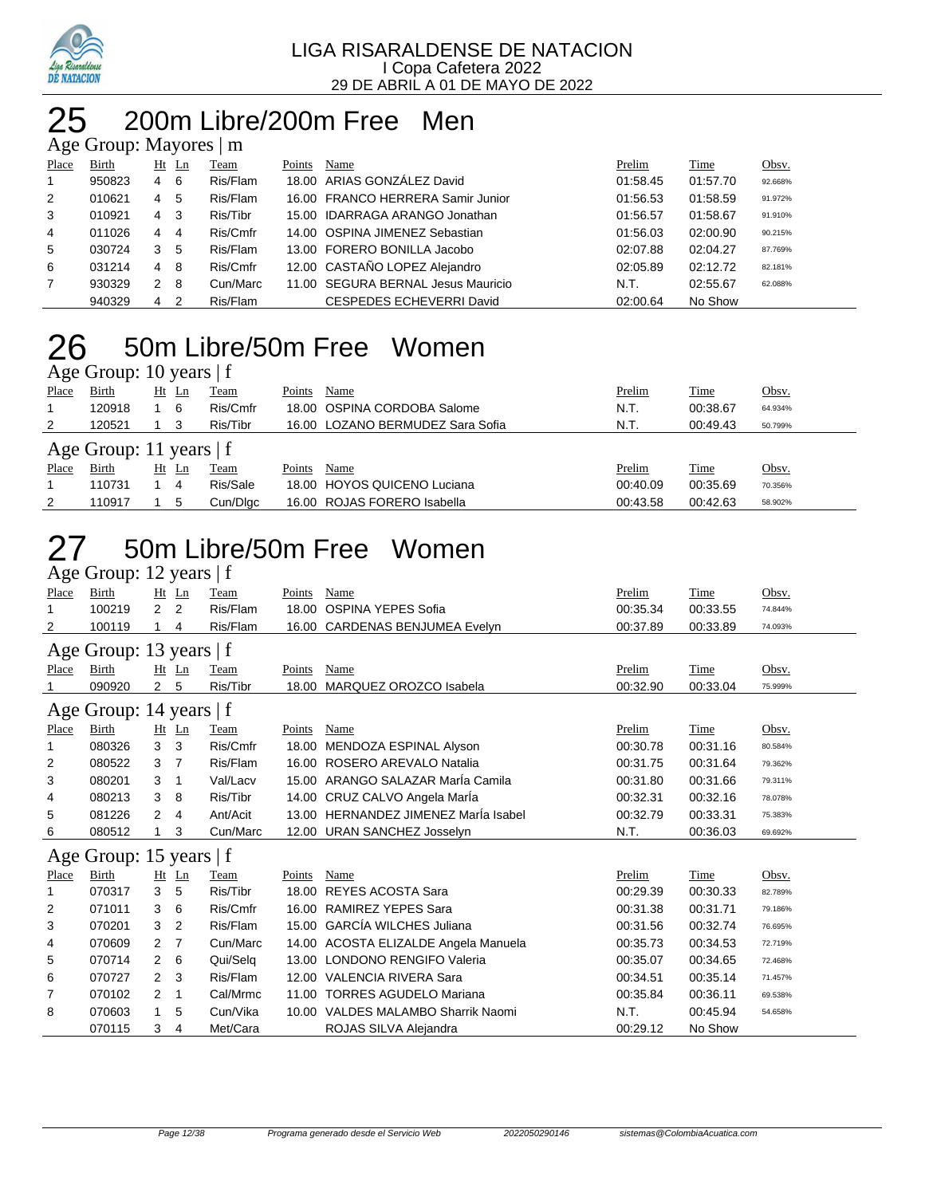LIGA RISARALDENSE DE NATACION
I Copa Cafetera 2022
29 DE ABRIL A 01 DE MAYO DE 2022

# 25 200m Libre/200m Free Men

## Age Group: Mayores | m

| Place | Birth | Ht | Ln | Team | Points | Name | Prelim | Time | Obsv. |
|---|---|---|---|---|---|---|---|---|---|
| 1 | 950823 | 4 | 6 | Ris/Flam | 18.00 | ARIAS GONZÁLEZ David | 01:58.45 | 01:57.70 | 92.668% |
| 2 | 010621 | 4 | 5 | Ris/Flam | 16.00 | FRANCO HERRERA Samir Junior | 01:56.53 | 01:58.59 | 91.972% |
| 3 | 010921 | 4 | 3 | Ris/Tibr | 15.00 | IDARRAGA ARANGO Jonathan | 01:56.57 | 01:58.67 | 91.910% |
| 4 | 011026 | 4 | 4 | Ris/Cmfr | 14.00 | OSPINA JIMENEZ Sebastian | 01:56.03 | 02:00.90 | 90.215% |
| 5 | 030724 | 3 | 5 | Ris/Flam | 13.00 | FORERO BONILLA Jacobo | 02:07.88 | 02:04.27 | 87.769% |
| 6 | 031214 | 4 | 8 | Ris/Cmfr | 12.00 | CASTAÑO LOPEZ Alejandro | 02:05.89 | 02:12.72 | 82.181% |
| 7 | 930329 | 2 | 8 | Cun/Marc | 11.00 | SEGURA BERNAL Jesus Mauricio | N.T. | 02:55.67 | 62.088% |
| | 940329 | 4 | 2 | Ris/Flam | | CESPEDES ECHEVERRI David | 02:00.64 | No Show | |

# 26 50m Libre/50m Free Women

## Age Group: 10 years | f

| Place | Birth | Ht | Ln | Team | Points | Name | Prelim | Time | Obsv. |
|---|---|---|---|---|---|---|---|---|---|
| 1 | 120918 | 1 | 6 | Ris/Cmfr | 18.00 | OSPINA CORDOBA Salome | N.T. | 00:38.67 | 64.934% |
| 2 | 120521 | 1 | 3 | Ris/Tibr | 16.00 | LOZANO BERMUDEZ Sara Sofia | N.T. | 00:49.43 | 50.799% |

## Age Group: 11 years | f

| Place | Birth | Ht | Ln | Team | Points | Name | Prelim | Time | Obsv. |
|---|---|---|---|---|---|---|---|---|---|
| 1 | 110731 | 1 | 4 | Ris/Sale | 18.00 | HOYOS QUICENO Luciana | 00:40.09 | 00:35.69 | 70.356% |
| 2 | 110917 | 1 | 5 | Cun/Dlgc | 16.00 | ROJAS FORERO Isabella | 00:43.58 | 00:42.63 | 58.902% |

# 27 50m Libre/50m Free Women

## Age Group: 12 years | f

| Place | Birth | Ht | Ln | Team | Points | Name | Prelim | Time | Obsv. |
|---|---|---|---|---|---|---|---|---|---|
| 1 | 100219 | 2 | 2 | Ris/Flam | 18.00 | OSPINA YEPES Sofia | 00:35.34 | 00:33.55 | 74.844% |
| 2 | 100119 | 1 | 4 | Ris/Flam | 16.00 | CARDENAS BENJUMEA Evelyn | 00:37.89 | 00:33.89 | 74.093% |

## Age Group: 13 years | f

| Place | Birth | Ht | Ln | Team | Points | Name | Prelim | Time | Obsv. |
|---|---|---|---|---|---|---|---|---|---|
| 1 | 090920 | 2 | 5 | Ris/Tibr | 18.00 | MARQUEZ OROZCO Isabela | 00:32.90 | 00:33.04 | 75.999% |

## Age Group: 14 years | f

| Place | Birth | Ht | Ln | Team | Points | Name | Prelim | Time | Obsv. |
|---|---|---|---|---|---|---|---|---|---|
| 1 | 080326 | 3 | 3 | Ris/Cmfr | 18.00 | MENDOZA ESPINAL Alyson | 00:30.78 | 00:31.16 | 80.584% |
| 2 | 080522 | 3 | 7 | Ris/Flam | 16.00 | ROSERO AREVALO Natalia | 00:31.75 | 00:31.64 | 79.362% |
| 3 | 080201 | 3 | 1 | Val/Lacv | 15.00 | ARANGO SALAZAR MarÍa Camila | 00:31.80 | 00:31.66 | 79.311% |
| 4 | 080213 | 3 | 8 | Ris/Tibr | 14.00 | CRUZ CALVO Angela MarÍa | 00:32.31 | 00:32.16 | 78.078% |
| 5 | 081226 | 2 | 4 | Ant/Acit | 13.00 | HERNANDEZ JIMENEZ MarÍa Isabel | 00:32.79 | 00:33.31 | 75.383% |
| 6 | 080512 | 1 | 3 | Cun/Marc | 12.00 | URAN SANCHEZ Josselyn | N.T. | 00:36.03 | 69.692% |

## Age Group: 15 years | f

| Place | Birth | Ht | Ln | Team | Points | Name | Prelim | Time | Obsv. |
|---|---|---|---|---|---|---|---|---|---|
| 1 | 070317 | 3 | 5 | Ris/Tibr | 18.00 | REYES ACOSTA Sara | 00:29.39 | 00:30.33 | 82.789% |
| 2 | 071011 | 3 | 6 | Ris/Cmfr | 16.00 | RAMIREZ YEPES Sara | 00:31.38 | 00:31.71 | 79.186% |
| 3 | 070201 | 3 | 2 | Ris/Flam | 15.00 | GARCÍA WILCHES Juliana | 00:31.56 | 00:32.74 | 76.695% |
| 4 | 070609 | 2 | 7 | Cun/Marc | 14.00 | ACOSTA ELIZALDE Angela Manuela | 00:35.73 | 00:34.53 | 72.719% |
| 5 | 070714 | 2 | 6 | Qui/Selq | 13.00 | LONDONO RENGIFO Valeria | 00:35.07 | 00:34.65 | 72.468% |
| 6 | 070727 | 2 | 3 | Ris/Flam | 12.00 | VALENCIA RIVERA Sara | 00:34.51 | 00:35.14 | 71.457% |
| 7 | 070102 | 2 | 1 | Cal/Mrmc | 11.00 | TORRES AGUDELO Mariana | 00:35.84 | 00:36.11 | 69.538% |
| 8 | 070603 | 1 | 5 | Cun/Vika | 10.00 | VALDES MALAMBO Sharrik Naomi | N.T. | 00:45.94 | 54.658% |
| | 070115 | 3 | 4 | Met/Cara | | ROJAS SILVA Alejandra | 00:29.12 | No Show | |

Programa generado desde el Servicio Web 2022050290146 sistemas@ColombiaAcuatica.com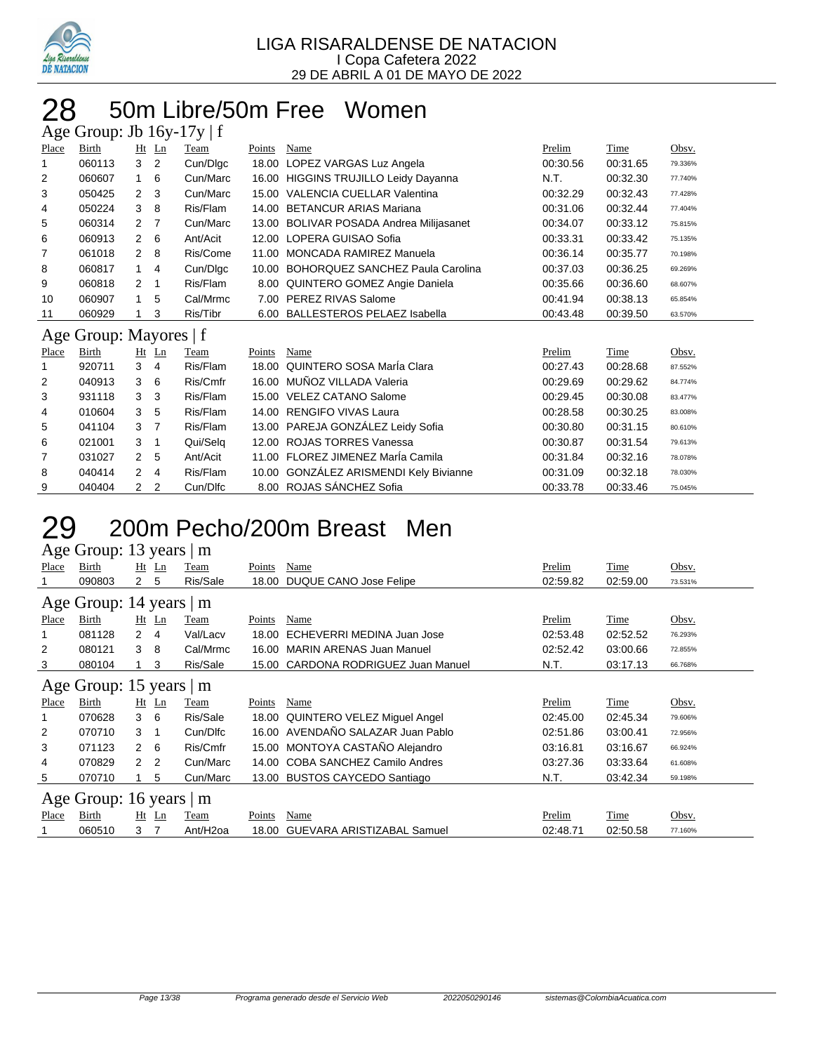LIGA RISARALDENSE DE NATACION
I Copa Cafetera 2022
29 DE ABRIL A 01 DE MAYO DE 2022

# 28 50m Libre/50m Free Women

## Age Group: Jb 16y-17y | f

| Place | Birth | Ht | Ln | Team | Points | Name | Prelim | Time | Obsv. |
|---|---|---|---|---|---|---|---|---|---|
| 1 | 060113 | 3 | 2 | Cun/Dlgc | 18.00 | LOPEZ VARGAS Luz Angela | 00:30.56 | 00:31.65 | 79.336% |
| 2 | 060607 | 1 | 6 | Cun/Marc | 16.00 | HIGGINS TRUJILLO Leidy Dayanna | N.T. | 00:32.30 | 77.740% |
| 3 | 050425 | 2 | 3 | Cun/Marc | 15.00 | VALENCIA CUELLAR Valentina | 00:32.29 | 00:32.43 | 77.428% |
| 4 | 050224 | 3 | 8 | Ris/Flam | 14.00 | BETANCUR ARIAS Mariana | 00:31.06 | 00:32.44 | 77.404% |
| 5 | 060314 | 2 | 7 | Cun/Marc | 13.00 | BOLIVAR POSADA Andrea Milijasanet | 00:34.07 | 00:33.12 | 75.815% |
| 6 | 060913 | 2 | 6 | Ant/Acit | 12.00 | LOPERA GUISAO Sofia | 00:33.31 | 00:33.42 | 75.135% |
| 7 | 061018 | 2 | 8 | Ris/Come | 11.00 | MONCADA RAMIREZ Manuela | 00:36.14 | 00:35.77 | 70.198% |
| 8 | 060817 | 1 | 4 | Cun/Dlgc | 10.00 | BOHORQUEZ SANCHEZ Paula Carolina | 00:37.03 | 00:36.25 | 69.269% |
| 9 | 060818 | 2 | 1 | Ris/Flam | 8.00 | QUINTERO GOMEZ Angie Daniela | 00:35.66 | 00:36.60 | 68.607% |
| 10 | 060907 | 1 | 5 | Cal/Mrmc | 7.00 | PEREZ RIVAS Salome | 00:41.94 | 00:38.13 | 65.854% |
| 11 | 060929 | 1 | 3 | Ris/Tibr | 6.00 | BALLESTEROS PELAEZ Isabella | 00:43.48 | 00:39.50 | 63.570% |

## Age Group: Mayores | f

| Place | Birth | Ht | Ln | Team | Points | Name | Prelim | Time | Obsv. |
|---|---|---|---|---|---|---|---|---|---|
| 1 | 920711 | 3 | 4 | Ris/Flam | 18.00 | QUINTERO SOSA MarÍa Clara | 00:27.43 | 00:28.68 | 87.552% |
| 2 | 040913 | 3 | 6 | Ris/Cmfr | 16.00 | MUÑOZ VILLADA Valeria | 00:29.69 | 00:29.62 | 84.774% |
| 3 | 931118 | 3 | 3 | Ris/Flam | 15.00 | VELEZ CATANO Salome | 00:29.45 | 00:30.08 | 83.477% |
| 4 | 010604 | 3 | 5 | Ris/Flam | 14.00 | RENGIFO VIVAS Laura | 00:28.58 | 00:30.25 | 83.008% |
| 5 | 041104 | 3 | 7 | Ris/Flam | 13.00 | PAREJA GONZÁLEZ Leidy Sofia | 00:30.80 | 00:31.15 | 80.610% |
| 6 | 021001 | 3 | 1 | Qui/Selq | 12.00 | ROJAS TORRES Vanessa | 00:30.87 | 00:31.54 | 79.613% |
| 7 | 031027 | 2 | 5 | Ant/Acit | 11.00 | FLOREZ JIMENEZ MarÍa Camila | 00:31.84 | 00:32.16 | 78.078% |
| 8 | 040414 | 2 | 4 | Ris/Flam | 10.00 | GONZÁLEZ ARISMENDI Kely Bivianne | 00:31.09 | 00:32.18 | 78.030% |
| 9 | 040404 | 2 | 2 | Cun/Dlfc | 8.00 | ROJAS SÁNCHEZ Sofia | 00:33.78 | 00:33.46 | 75.045% |

# 29 200m Pecho/200m Breast Men

## Age Group: 13 years | m

| Place | Birth | Ht | Ln | Team | Points | Name | Prelim | Time | Obsv. |
|---|---|---|---|---|---|---|---|---|---|
| 1 | 090803 | 2 | 5 | Ris/Sale | 18.00 | DUQUE CANO Jose Felipe | 02:59.82 | 02:59.00 | 73.531% |

## Age Group: 14 years | m

| Place | Birth | Ht | Ln | Team | Points | Name | Prelim | Time | Obsv. |
|---|---|---|---|---|---|---|---|---|---|
| 1 | 081128 | 2 | 4 | Val/Lacv | 18.00 | ECHEVERRI MEDINA Juan Jose | 02:53.48 | 02:52.52 | 76.293% |
| 2 | 080121 | 3 | 8 | Cal/Mrmc | 16.00 | MARIN ARENAS Juan Manuel | 02:52.42 | 03:00.66 | 72.855% |
| 3 | 080104 | 1 | 3 | Ris/Sale | 15.00 | CARDONA RODRIGUEZ Juan Manuel | N.T. | 03:17.13 | 66.768% |

## Age Group: 15 years | m

| Place | Birth | Ht | Ln | Team | Points | Name | Prelim | Time | Obsv. |
|---|---|---|---|---|---|---|---|---|---|
| 1 | 070628 | 3 | 6 | Ris/Sale | 18.00 | QUINTERO VELEZ Miguel Angel | 02:45.00 | 02:45.34 | 79.606% |
| 2 | 070710 | 3 | 1 | Cun/Dlfc | 16.00 | AVENDAÑO SALAZAR Juan Pablo | 02:51.86 | 03:00.41 | 72.956% |
| 3 | 071123 | 2 | 6 | Ris/Cmfr | 15.00 | MONTOYA CASTAÑO Alejandro | 03:16.81 | 03:16.67 | 66.924% |
| 4 | 070829 | 2 | 2 | Cun/Marc | 14.00 | COBA SANCHEZ Camilo Andres | 03:27.36 | 03:33.64 | 61.608% |
| 5 | 070710 | 1 | 5 | Cun/Marc | 13.00 | BUSTOS CAYCEDO Santiago | N.T. | 03:42.34 | 59.198% |

## Age Group: 16 years | m

| Place | Birth | Ht | Ln | Team | Points | Name | Prelim | Time | Obsv. |
|---|---|---|---|---|---|---|---|---|---|
| 1 | 060510 | 3 | 7 | Ant/H2oa | 18.00 | GUEVARA ARISTIZABAL Samuel | 02:48.71 | 02:50.58 | 77.160% |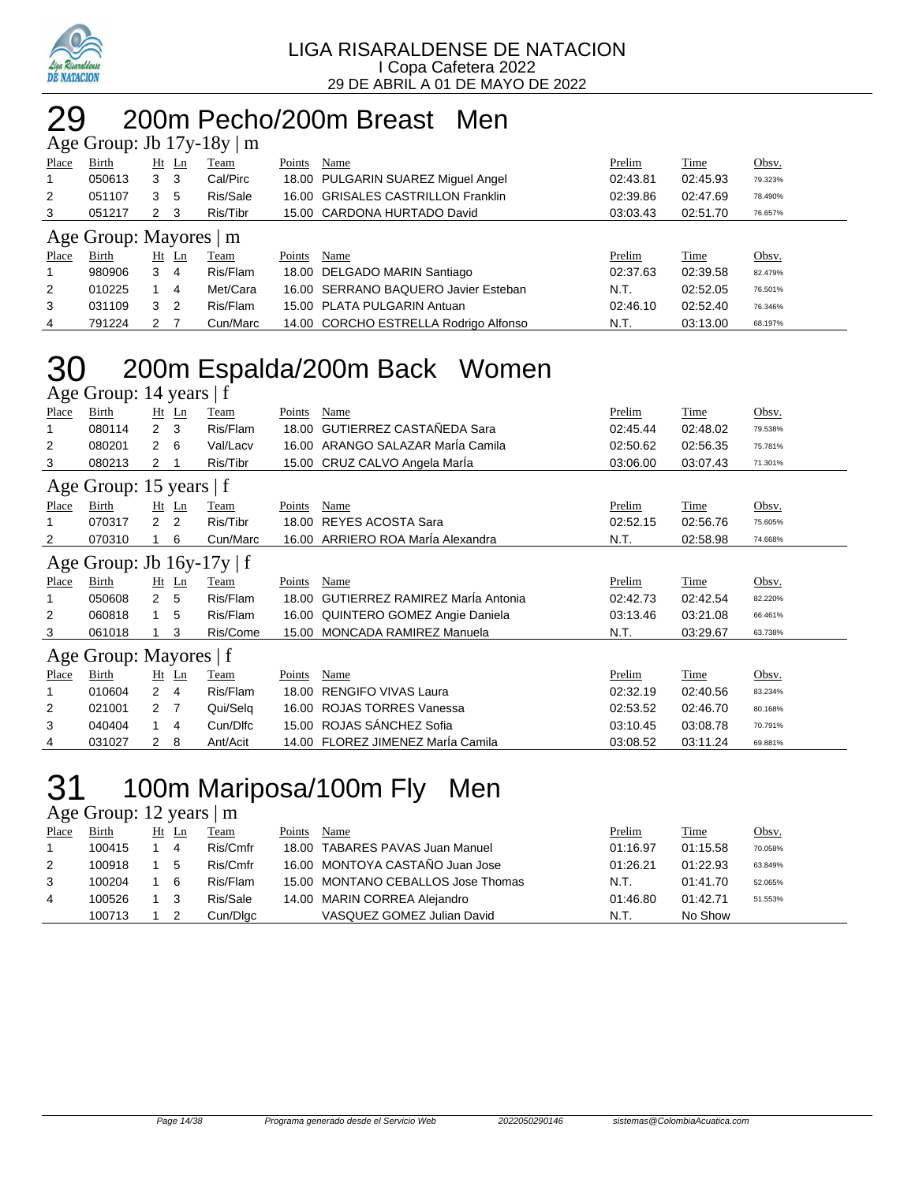LIGA RISARALDENSE DE NATACION
I Copa Cafetera 2022
29 DE ABRIL A 01 DE MAYO DE 2022

# 29 200m Pecho/200m Breast Men

## Age Group: Jb 17y-18y | m

| Place | Birth | Ht | Ln | Team | Points | Name | Prelim | Time | Obsv. |
|---|---|---|---|---|---|---|---|---|---|
| 1 | 050613 | 3 | 3 | Cal/Pirc | 18.00 | PULGARIN SUAREZ Miguel Angel | 02:43.81 | 02:45.93 | 79.323% |
| 2 | 051107 | 3 | 5 | Ris/Sale | 16.00 | GRISALES CASTRILLON Franklin | 02:39.86 | 02:47.69 | 78.490% |
| 3 | 051217 | 2 | 3 | Ris/Tibr | 15.00 | CARDONA HURTADO David | 03:03.43 | 02:51.70 | 76.657% |

## Age Group: Mayores | m

| Place | Birth | Ht | Ln | Team | Points | Name | Prelim | Time | Obsv. |
|---|---|---|---|---|---|---|---|---|---|
| 1 | 980906 | 3 | 4 | Ris/Flam | 18.00 | DELGADO MARIN Santiago | 02:37.63 | 02:39.58 | 82.479% |
| 2 | 010225 | 1 | 4 | Met/Cara | 16.00 | SERRANO BAQUERO Javier Esteban | N.T. | 02:52.05 | 76.501% |
| 3 | 031109 | 3 | 2 | Ris/Flam | 15.00 | PLATA PULGARIN Antuan | 02:46.10 | 02:52.40 | 76.346% |
| 4 | 791224 | 2 | 7 | Cun/Marc | 14.00 | CORCHO ESTRELLA Rodrigo Alfonso | N.T. | 03:13.00 | 68.197% |

# 30 200m Espalda/200m Back Women

## Age Group: 14 years | f

| Place | Birth | Ht | Ln | Team | Points | Name | Prelim | Time | Obsv. |
|---|---|---|---|---|---|---|---|---|---|
| 1 | 080114 | 2 | 3 | Ris/Flam | 18.00 | GUTIERREZ CASTAÑEDA Sara | 02:45.44 | 02:48.02 | 79.538% |
| 2 | 080201 | 2 | 6 | Val/Lacv | 16.00 | ARANGO SALAZAR MarÍa Camila | 02:50.62 | 02:56.35 | 75.781% |
| 3 | 080213 | 2 | 1 | Ris/Tibr | 15.00 | CRUZ CALVO Angela MarÍa | 03:06.00 | 03:07.43 | 71.301% |

## Age Group: 15 years | f

| Place | Birth | Ht | Ln | Team | Points | Name | Prelim | Time | Obsv. |
|---|---|---|---|---|---|---|---|---|---|
| 1 | 070317 | 2 | 2 | Ris/Tibr | 18.00 | REYES ACOSTA Sara | 02:52.15 | 02:56.76 | 75.605% |
| 2 | 070310 | 1 | 6 | Cun/Marc | 16.00 | ARRIERO ROA MarÍa Alexandra | N.T. | 02:58.98 | 74.668% |

## Age Group: Jb 16y-17y | f

| Place | Birth | Ht | Ln | Team | Points | Name | Prelim | Time | Obsv. |
|---|---|---|---|---|---|---|---|---|---|
| 1 | 050608 | 2 | 5 | Ris/Flam | 18.00 | GUTIERREZ RAMIREZ MarÍa Antonia | 02:42.73 | 02:42.54 | 82.220% |
| 2 | 060818 | 1 | 5 | Ris/Flam | 16.00 | QUINTERO GOMEZ Angie Daniela | 03:13.46 | 03:21.08 | 66.461% |
| 3 | 061018 | 1 | 3 | Ris/Come | 15.00 | MONCADA RAMIREZ Manuela | N.T. | 03:29.67 | 63.738% |

## Age Group: Mayores | f

| Place | Birth | Ht | Ln | Team | Points | Name | Prelim | Time | Obsv. |
|---|---|---|---|---|---|---|---|---|---|
| 1 | 010604 | 2 | 4 | Ris/Flam | 18.00 | RENGIFO VIVAS Laura | 02:32.19 | 02:40.56 | 83.234% |
| 2 | 021001 | 2 | 7 | Qui/Selq | 16.00 | ROJAS TORRES Vanessa | 02:53.52 | 02:46.70 | 80.168% |
| 3 | 040404 | 1 | 4 | Cun/Dlfc | 15.00 | ROJAS SÁNCHEZ Sofia | 03:10.45 | 03:08.78 | 70.791% |
| 4 | 031027 | 2 | 8 | Ant/Acit | 14.00 | FLOREZ JIMENEZ MarÍa Camila | 03:08.52 | 03:11.24 | 69.881% |

# 31 100m Mariposa/100m Fly Men

## Age Group: 12 years | m

| Place | Birth | Ht | Ln | Team | Points | Name | Prelim | Time | Obsv. |
|---|---|---|---|---|---|---|---|---|---|
| 1 | 100415 | 1 | 4 | Ris/Cmfr | 18.00 | TABARES PAVAS Juan Manuel | 01:16.97 | 01:15.58 | 70.058% |
| 2 | 100918 | 1 | 5 | Ris/Cmfr | 16.00 | MONTOYA CASTAÑO Juan Jose | 01:26.21 | 01:22.93 | 63.849% |
| 3 | 100204 | 1 | 6 | Ris/Flam | 15.00 | MONTANO CEBALLOS Jose Thomas | N.T. | 01:41.70 | 52.065% |
| 4 | 100526 | 1 | 3 | Ris/Sale | 14.00 | MARIN CORREA Alejandro | 01:46.80 | 01:42.71 | 51.553% |
| | 100713 | 1 | 2 | Cun/Dlgc | | VASQUEZ GOMEZ Julian David | N.T. | No Show | |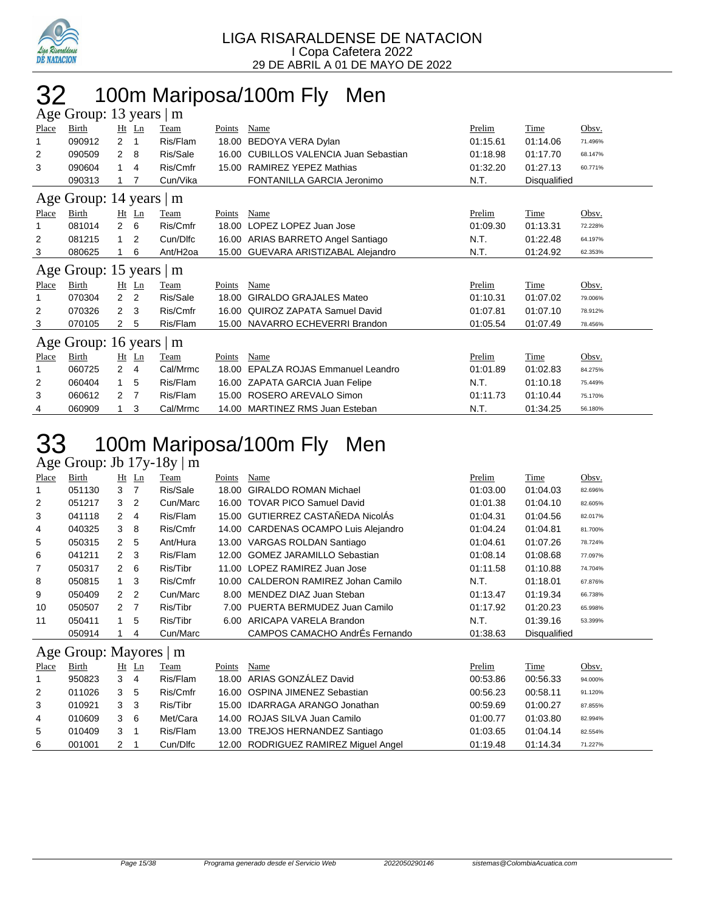LIGA RISARALDENSE DE NATACION
I Copa Cafetera 2022
29 DE ABRIL A 01 DE MAYO DE 2022

# 32 100m Mariposa/100m Fly Men

## Age Group: 13 years | m

| Place | Birth | Ht | Ln | Team | Points | Name | Prelim | Time | Obsv. |
|---|---|---|---|---|---|---|---|---|---|
| 1 | 090912 | 2 | 1 | Ris/Flam | 18.00 | BEDOYA VERA Dylan | 01:15.61 | 01:14.06 | 71.496% |
| 2 | 090509 | 2 | 8 | Ris/Sale | 16.00 | CUBILLOS VALENCIA Juan Sebastian | 01:18.98 | 01:17.70 | 68.147% |
| 3 | 090604 | 1 | 4 | Ris/Cmfr | 15.00 | RAMIREZ YEPEZ Mathias | 01:32.20 | 01:27.13 | 60.771% |
| | 090313 | 1 | 7 | Cun/Vika | | FONTANILLA GARCIA Jeronimo | N.T. | Disqualified | |

## Age Group: 14 years | m

| Place | Birth | Ht | Ln | Team | Points | Name | Prelim | Time | Obsv. |
|---|---|---|---|---|---|---|---|---|---|
| 1 | 081014 | 2 | 6 | Ris/Cmfr | 18.00 | LOPEZ LOPEZ Juan Jose | 01:09.30 | 01:13.31 | 72.228% |
| 2 | 081215 | 1 | 2 | Cun/Dlfc | 16.00 | ARIAS BARRETO Angel Santiago | N.T. | 01:22.48 | 64.197% |
| 3 | 080625 | 1 | 6 | Ant/H2oa | 15.00 | GUEVARA ARISTIZABAL Alejandro | N.T. | 01:24.92 | 62.353% |

## Age Group: 15 years | m

| Place | Birth | Ht | Ln | Team | Points | Name | Prelim | Time | Obsv. |
|---|---|---|---|---|---|---|---|---|---|
| 1 | 070304 | 2 | 2 | Ris/Sale | 18.00 | GIRALDO GRAJALES Mateo | 01:10.31 | 01:07.02 | 79.006% |
| 2 | 070326 | 2 | 3 | Ris/Cmfr | 16.00 | QUIROZ ZAPATA Samuel David | 01:07.81 | 01:07.10 | 78.912% |
| 3 | 070105 | 2 | 5 | Ris/Flam | 15.00 | NAVARRO ECHEVERRI Brandon | 01:05.54 | 01:07.49 | 78.456% |

## Age Group: 16 years | m

| Place | Birth | Ht | Ln | Team | Points | Name | Prelim | Time | Obsv. |
|---|---|---|---|---|---|---|---|---|---|
| 1 | 060725 | 2 | 4 | Cal/Mrmc | 18.00 | EPALZA ROJAS Emmanuel Leandro | 01:01.89 | 01:02.83 | 84.275% |
| 2 | 060404 | 1 | 5 | Ris/Flam | 16.00 | ZAPATA GARCIA Juan Felipe | N.T. | 01:10.18 | 75.449% |
| 3 | 060612 | 2 | 7 | Ris/Flam | 15.00 | ROSERO AREVALO Simon | 01:11.73 | 01:10.44 | 75.170% |
| 4 | 060909 | 1 | 3 | Cal/Mrmc | 14.00 | MARTINEZ RMS Juan Esteban | N.T. | 01:34.25 | 56.180% |

# 33 100m Mariposa/100m Fly Men

## Age Group: Jb 17y-18y | m

| Place | Birth | Ht | Ln | Team | Points | Name | Prelim | Time | Obsv. |
|---|---|---|---|---|---|---|---|---|---|
| 1 | 051130 | 3 | 7 | Ris/Sale | 18.00 | GIRALDO ROMAN Michael | 01:03.00 | 01:04.03 | 82.696% |
| 2 | 051217 | 3 | 2 | Cun/Marc | 16.00 | TOVAR PICO Samuel David | 01:01.38 | 01:04.10 | 82.605% |
| 3 | 041118 | 2 | 4 | Ris/Flam | 15.00 | GUTIERREZ CASTAÑEDA NicolÁs | 01:04.31 | 01:04.56 | 82.017% |
| 4 | 040325 | 3 | 8 | Ris/Cmfr | 14.00 | CARDENAS OCAMPO Luis Alejandro | 01:04.24 | 01:04.81 | 81.700% |
| 5 | 050315 | 2 | 5 | Ant/Hura | 13.00 | VARGAS ROLDAN Santiago | 01:04.61 | 01:07.26 | 78.724% |
| 6 | 041211 | 2 | 3 | Ris/Flam | 12.00 | GOMEZ JARAMILLO Sebastian | 01:08.14 | 01:08.68 | 77.097% |
| 7 | 050317 | 2 | 6 | Ris/Tibr | 11.00 | LOPEZ RAMIREZ Juan Jose | 01:11.58 | 01:10.88 | 74.704% |
| 8 | 050815 | 1 | 3 | Ris/Cmfr | 10.00 | CALDERON RAMIREZ Johan Camilo | N.T. | 01:18.01 | 67.876% |
| 9 | 050409 | 2 | 2 | Cun/Marc | 8.00 | MENDEZ DIAZ Juan Steban | 01:13.47 | 01:19.34 | 66.738% |
| 10 | 050507 | 2 | 7 | Ris/Tibr | 7.00 | PUERTA BERMUDEZ Juan Camilo | 01:17.92 | 01:20.23 | 65.998% |
| 11 | 050411 | 1 | 5 | Ris/Tibr | 6.00 | ARICAPA VARELA Brandon | N.T. | 01:39.16 | 53.399% |
| | 050914 | 1 | 4 | Cun/Marc | | CAMPOS CAMACHO AndrÉs Fernando | 01:38.63 | Disqualified | |

## Age Group: Mayores | m

| Place | Birth | Ht | Ln | Team | Points | Name | Prelim | Time | Obsv. |
|---|---|---|---|---|---|---|---|---|---|
| 1 | 950823 | 3 | 4 | Ris/Flam | 18.00 | ARIAS GONZÁLEZ David | 00:53.86 | 00:56.33 | 94.000% |
| 2 | 011026 | 3 | 5 | Ris/Cmfr | 16.00 | OSPINA JIMENEZ Sebastian | 00:56.23 | 00:58.11 | 91.120% |
| 3 | 010921 | 3 | 3 | Ris/Tibr | 15.00 | IDARRAGA ARANGO Jonathan | 00:59.69 | 01:00.27 | 87.855% |
| 4 | 010609 | 3 | 6 | Met/Cara | 14.00 | ROJAS SILVA Juan Camilo | 01:00.77 | 01:03.80 | 82.994% |
| 5 | 010409 | 3 | 1 | Ris/Flam | 13.00 | TREJOS HERNANDEZ Santiago | 01:03.65 | 01:04.14 | 82.554% |
| 6 | 001001 | 2 | 1 | Cun/Dlfc | 12.00 | RODRIGUEZ RAMIREZ Miguel Angel | 01:19.48 | 01:14.34 | 71.227% |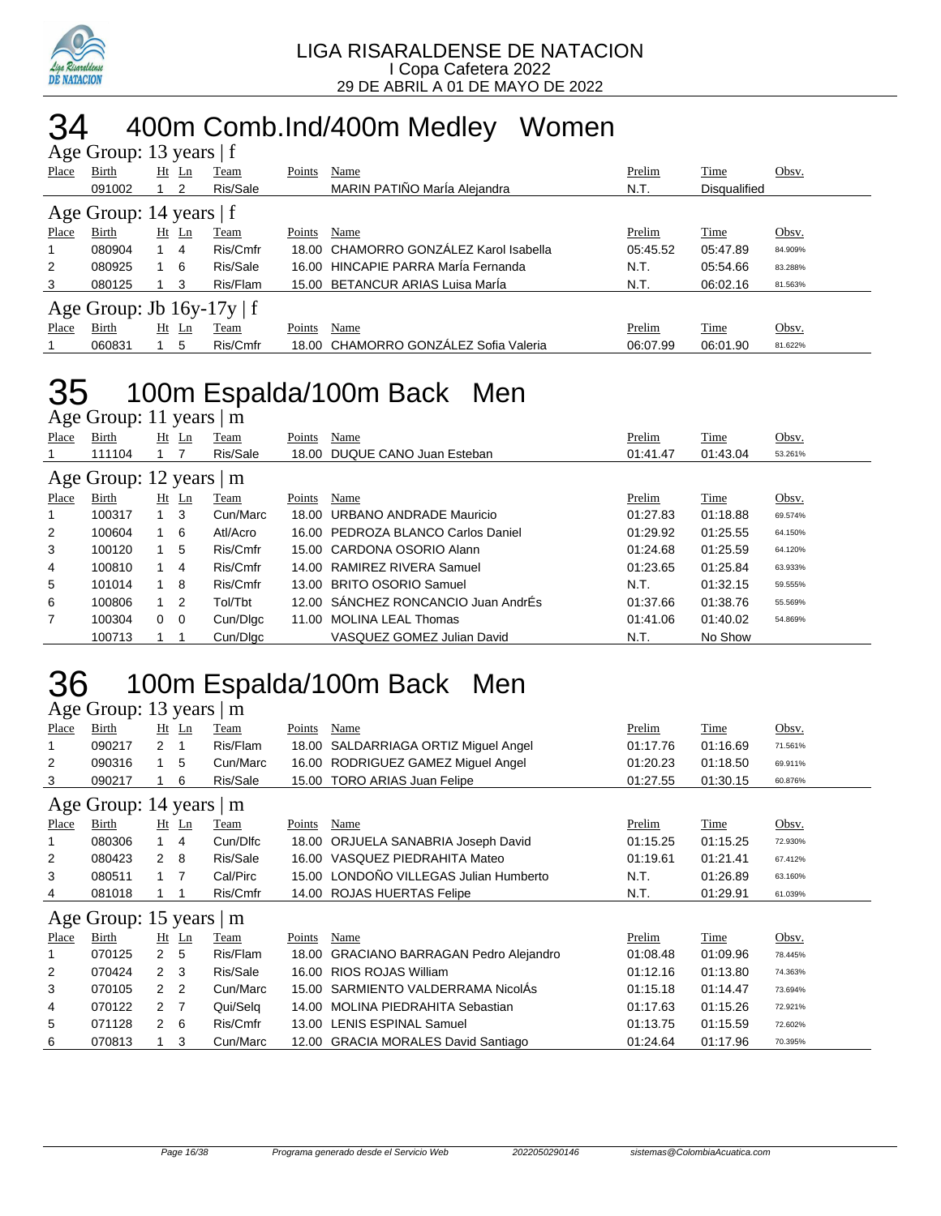LIGA RISARALDENSE DE NATACION
I Copa Cafetera 2022
29 DE ABRIL A 01 DE MAYO DE 2022

# 34 400m Comb.Ind/400m Medley Women

### Age Group: 13 years | f

| Place | Birth | Ht | Ln | Team | Points | Name | Prelim | Time | Obsv. |
|---|---|---|---|---|---|---|---|---|---|
| | 091002 | 1 | 2 | Ris/Sale | | MARIN PATIÑO MarÍa Alejandra | N.T. | Disqualified | |

### Age Group: 14 years | f

| Place | Birth | Ht | Ln | Team | Points | Name | Prelim | Time | Obsv. |
|---|---|---|---|---|---|---|---|---|---|
| 1 | 080904 | 1 | 4 | Ris/Cmfr | 18.00 | CHAMORRO GONZÁLEZ Karol Isabella | 05:45.52 | 05:47.89 | 84.909% |
| 2 | 080925 | 1 | 6 | Ris/Sale | 16.00 | HINCAPIE PARRA MarÍa Fernanda | N.T. | 05:54.66 | 83.288% |
| 3 | 080125 | 1 | 3 | Ris/Flam | 15.00 | BETANCUR ARIAS Luisa MarÍa | N.T. | 06:02.16 | 81.563% |

### Age Group: Jb 16y-17y | f

| Place | Birth | Ht | Ln | Team | Points | Name | Prelim | Time | Obsv. |
|---|---|---|---|---|---|---|---|---|---|
| 1 | 060831 | 1 | 5 | Ris/Cmfr | 18.00 | CHAMORRO GONZÁLEZ Sofia Valeria | 06:07.99 | 06:01.90 | 81.622% |

# 35 100m Espalda/100m Back Men

### Age Group: 11 years | m

| Place | Birth | Ht | Ln | Team | Points | Name | Prelim | Time | Obsv. |
|---|---|---|---|---|---|---|---|---|---|
| 1 | 111104 | 1 | 7 | Ris/Sale | 18.00 | DUQUE CANO Juan Esteban | 01:41.47 | 01:43.04 | 53.261% |

### Age Group: 12 years | m

| Place | Birth | Ht | Ln | Team | Points | Name | Prelim | Time | Obsv. |
|---|---|---|---|---|---|---|---|---|---|
| 1 | 100317 | 1 | 3 | Cun/Marc | 18.00 | URBANO ANDRADE Mauricio | 01:27.83 | 01:18.88 | 69.574% |
| 2 | 100604 | 1 | 6 | Atl/Acro | 16.00 | PEDROZA BLANCO Carlos Daniel | 01:29.92 | 01:25.55 | 64.150% |
| 3 | 100120 | 1 | 5 | Ris/Cmfr | 15.00 | CARDONA OSORIO Alann | 01:24.68 | 01:25.59 | 64.120% |
| 4 | 100810 | 1 | 4 | Ris/Cmfr | 14.00 | RAMIREZ RIVERA Samuel | 01:23.65 | 01:25.84 | 63.933% |
| 5 | 101014 | 1 | 8 | Ris/Cmfr | 13.00 | BRITO OSORIO Samuel | N.T. | 01:32.15 | 59.555% |
| 6 | 100806 | 1 | 2 | Tol/Tbt | 12.00 | SÁNCHEZ RONCANCIO Juan AndrÉs | 01:37.66 | 01:38.76 | 55.569% |
| 7 | 100304 | 0 | 0 | Cun/Dlgc | 11.00 | MOLINA LEAL Thomas | 01:41.06 | 01:40.02 | 54.869% |
| | 100713 | 1 | 1 | Cun/Dlgc | | VASQUEZ GOMEZ Julian David | N.T. | No Show | |

# 36 100m Espalda/100m Back Men

### Age Group: 13 years | m

| Place | Birth | Ht | Ln | Team | Points | Name | Prelim | Time | Obsv. |
|---|---|---|---|---|---|---|---|---|---|
| 1 | 090217 | 2 | 1 | Ris/Flam | 18.00 | SALDARRIAGA ORTIZ Miguel Angel | 01:17.76 | 01:16.69 | 71.561% |
| 2 | 090316 | 1 | 5 | Cun/Marc | 16.00 | RODRIGUEZ GAMEZ Miguel Angel | 01:20.23 | 01:18.50 | 69.911% |
| 3 | 090217 | 1 | 6 | Ris/Sale | 15.00 | TORO ARIAS Juan Felipe | 01:27.55 | 01:30.15 | 60.876% |

### Age Group: 14 years | m

| Place | Birth | Ht | Ln | Team | Points | Name | Prelim | Time | Obsv. |
|---|---|---|---|---|---|---|---|---|---|
| 1 | 080306 | 1 | 4 | Cun/Dlfc | 18.00 | ORJUELA SANABRIA Joseph David | 01:15.25 | 01:15.25 | 72.930% |
| 2 | 080423 | 2 | 8 | Ris/Sale | 16.00 | VASQUEZ PIEDRAHITA Mateo | 01:19.61 | 01:21.41 | 67.412% |
| 3 | 080511 | 1 | 7 | Cal/Pirc | 15.00 | LONDOÑO VILLEGAS Julian Humberto | N.T. | 01:26.89 | 63.160% |
| 4 | 081018 | 1 | 1 | Ris/Cmfr | 14.00 | ROJAS HUERTAS Felipe | N.T. | 01:29.91 | 61.039% |

### Age Group: 15 years | m

| Place | Birth | Ht | Ln | Team | Points | Name | Prelim | Time | Obsv. |
|---|---|---|---|---|---|---|---|---|---|
| 1 | 070125 | 2 | 5 | Ris/Flam | 18.00 | GRACIANO BARRAGAN Pedro Alejandro | 01:08.48 | 01:09.96 | 78.445% |
| 2 | 070424 | 2 | 3 | Ris/Sale | 16.00 | RIOS ROJAS William | 01:12.16 | 01:13.80 | 74.363% |
| 3 | 070105 | 2 | 2 | Cun/Marc | 15.00 | SARMIENTO VALDERRAMA NicolÁs | 01:15.18 | 01:14.47 | 73.694% |
| 4 | 070122 | 2 | 7 | Qui/Selq | 14.00 | MOLINA PIEDRAHITA Sebastian | 01:17.63 | 01:15.26 | 72.921% |
| 5 | 071128 | 2 | 6 | Ris/Cmfr | 13.00 | LENIS ESPINAL Samuel | 01:13.75 | 01:15.59 | 72.602% |
| 6 | 070813 | 1 | 3 | Cun/Marc | 12.00 | GRACIA MORALES David Santiago | 01:24.64 | 01:17.96 | 70.395% |

Programa generado desde el Servicio Web 2022050290146 sistemas@ColombiaAcuatica.com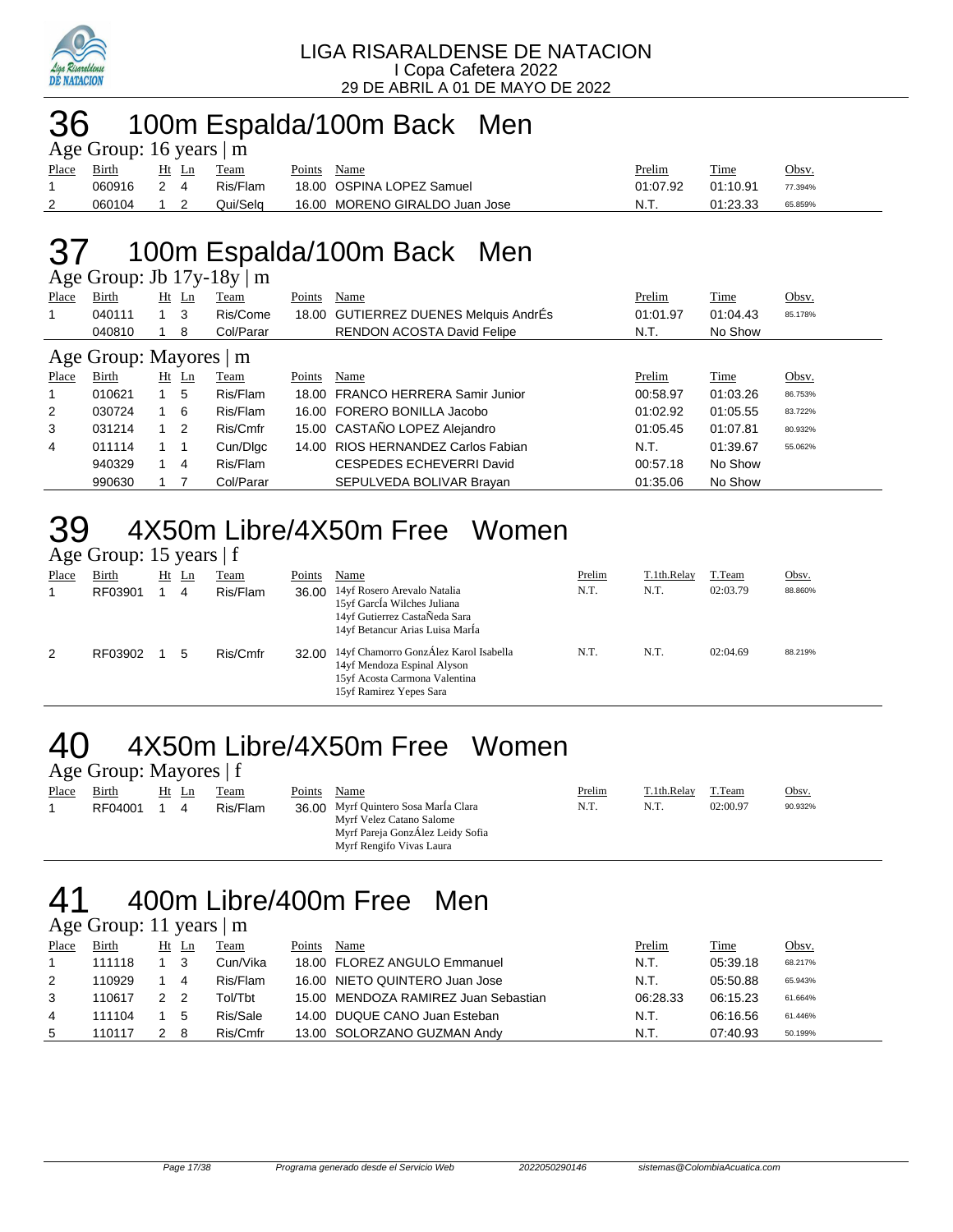LIGA RISARALDENSE DE NATACION
I Copa Cafetera 2022
29 DE ABRIL A 01 DE MAYO DE 2022

# 36 100m Espalda/100m Back Men

Age Group: 16 years | m

| Place | Birth | Ht | Ln | Team | Points | Name | Prelim | Time | Obsv. |
|---|---|---|---|---|---|---|---|---|---|
| 1 | 060916 | 2 | 4 | Ris/Flam | 18.00 | OSPINA LOPEZ Samuel | 01:07.92 | 01:10.91 | 77.394% |
| 2 | 060104 | 1 | 2 | Qui/Selq | 16.00 | MORENO GIRALDO Juan Jose | N.T. | 01:23.33 | 65.859% |

# 37 100m Espalda/100m Back Men

Age Group: Jb 17y-18y | m

| Place | Birth | Ht | Ln | Team | Points | Name | Prelim | Time | Obsv. |
|---|---|---|---|---|---|---|---|---|---|
| 1 | 040111 | 1 | 3 | Ris/Come | 18.00 | GUTIERREZ DUENES Melquis AndrÉs | 01:01.97 | 01:04.43 | 85.178% |
| | 040810 | 1 | 8 | Col/Parar | | RENDON ACOSTA David Felipe | N.T. | No Show | |

Age Group: Mayores | m

| Place | Birth | Ht | Ln | Team | Points | Name | Prelim | Time | Obsv. |
|---|---|---|---|---|---|---|---|---|---|
| 1 | 010621 | 1 | 5 | Ris/Flam | 18.00 | FRANCO HERRERA Samir Junior | 00:58.97 | 01:03.26 | 86.753% |
| 2 | 030724 | 1 | 6 | Ris/Flam | 16.00 | FORERO BONILLA Jacobo | 01:02.92 | 01:05.55 | 83.722% |
| 3 | 031214 | 1 | 2 | Ris/Cmfr | 15.00 | CASTAÑO LOPEZ Alejandro | 01:05.45 | 01:07.81 | 80.932% |
| 4 | 011114 | 1 | 1 | Cun/Dlgc | 14.00 | RIOS HERNANDEZ Carlos Fabian | N.T. | 01:39.67 | 55.062% |
| | 940329 | 1 | 4 | Ris/Flam | | CESPEDES ECHEVERRI David | 00:57.18 | No Show | |
| | 990630 | 1 | 7 | Col/Parar | | SEPULVEDA BOLIVAR Brayan | 01:35.06 | No Show | |

# 39 4X50m Libre/4X50m Free Women

Age Group: 15 years | f

| Place | Birth | Ht | Ln | Team | Points | Name | Prelim | T.1th.Relay | T.Team | Obsv. |
|---|---|---|---|---|---|---|---|---|---|---|
| 1 | RF03901 | 1 | 4 | Ris/Flam | 36.00 | 14yf Rosero Arevalo Natalia<br>15yf GarcÍa Wilches Juliana<br>14yf Gutierrez CastaÑeda Sara<br>14yf Betancur Arias Luisa MarÍa | N.T. | N.T. | 02:03.79 | 88.860% |
| 2 | RF03902 | 1 | 5 | Ris/Cmfr | 32.00 | 14yf Chamorro GonzÁlez Karol Isabella<br>14yf Mendoza Espinal Alyson<br>15yf Acosta Carmona Valentina<br>15yf Ramirez Yepes Sara | N.T. | N.T. | 02:04.69 | 88.219% |

# 40 4X50m Libre/4X50m Free Women

Age Group: Mayores | f

| Place | Birth | Ht | Ln | Team | Points | Name | Prelim | T.1th.Relay | T.Team | Obsv. |
|---|---|---|---|---|---|---|---|---|---|---|
| 1 | RF04001 | 1 | 4 | Ris/Flam | 36.00 | Myrf Quintero Sosa MarÍa Clara<br>Myrf Velez Catano Salome<br>Myrf Pareja GonzÁlez Leidy Sofia<br>Myrf Rengifo Vivas Laura | N.T. | N.T. | 02:00.97 | 90.932% |

# 41 400m Libre/400m Free Men

Age Group: 11 years | m

| Place | Birth | Ht | Ln | Team | Points | Name | Prelim | Time | Obsv. |
|---|---|---|---|---|---|---|---|---|---|
| 1 | 111118 | 1 | 3 | Cun/Vika | 18.00 | FLOREZ ANGULO Emmanuel | N.T. | 05:39.18 | 68.217% |
| 2 | 110929 | 1 | 4 | Ris/Flam | 16.00 | NIETO QUINTERO Juan Jose | N.T. | 05:50.88 | 65.943% |
| 3 | 110617 | 2 | 2 | Tol/Tbt | 15.00 | MENDOZA RAMIREZ Juan Sebastian | 06:28.33 | 06:15.23 | 61.664% |
| 4 | 111104 | 1 | 5 | Ris/Sale | 14.00 | DUQUE CANO Juan Esteban | N.T. | 06:16.56 | 61.446% |
| 5 | 110117 | 2 | 8 | Ris/Cmfr | 13.00 | SOLORZANO GUZMAN Andy | N.T. | 07:40.93 | 50.199% |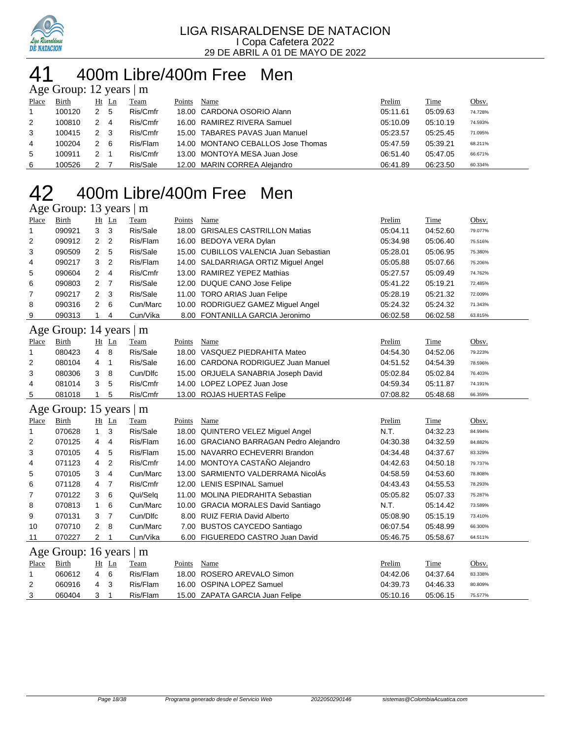# 41 400m Libre/400m Free Men

### Age Group: 12 years | m

| Place | Birth | Ht | Ln | Team | Points | Name | Prelim | Time | Obsv. |
|---|---|---|---|---|---|---|---|---|---|
| 1 | 100120 | 2 | 5 | Ris/Cmfr | 18.00 | CARDONA OSORIO Alann | 05:11.61 | 05:09.63 | 74.728% |
| 2 | 100810 | 2 | 4 | Ris/Cmfr | 16.00 | RAMIREZ RIVERA Samuel | 05:10.09 | 05:10.19 | 74.593% |
| 3 | 100415 | 2 | 3 | Ris/Cmfr | 15.00 | TABARES PAVAS Juan Manuel | 05:23.57 | 05:25.45 | 71.095% |
| 4 | 100204 | 2 | 6 | Ris/Flam | 14.00 | MONTANO CEBALLOS Jose Thomas | 05:47.59 | 05:39.21 | 68.211% |
| 5 | 100911 | 2 | 1 | Ris/Cmfr | 13.00 | MONTOYA MESA Juan Jose | 06:51.40 | 05:47.05 | 66.671% |
| 6 | 100526 | 2 | 7 | Ris/Sale | 12.00 | MARIN CORREA Alejandro | 06:41.89 | 06:23.50 | 60.334% |

# 42 400m Libre/400m Free Men

### Age Group: 13 years | m

| Place | Birth | Ht | Ln | Team | Points | Name | Prelim | Time | Obsv. |
|---|---|---|---|---|---|---|---|---|---|
| 1 | 090921 | 3 | 3 | Ris/Sale | 18.00 | GRISALES CASTRILLON Matias | 05:04.11 | 04:52.60 | 79.077% |
| 2 | 090912 | 2 | 2 | Ris/Flam | 16.00 | BEDOYA VERA Dylan | 05:34.98 | 05:06.40 | 75.516% |
| 3 | 090509 | 2 | 5 | Ris/Sale | 15.00 | CUBILLOS VALENCIA Juan Sebastian | 05:28.01 | 05:06.95 | 75.380% |
| 4 | 090217 | 3 | 2 | Ris/Flam | 14.00 | SALDARRIAGA ORTIZ Miguel Angel | 05:05.88 | 05:07.66 | 75.206% |
| 5 | 090604 | 2 | 4 | Ris/Cmfr | 13.00 | RAMIREZ YEPEZ Mathias | 05:27.57 | 05:09.49 | 74.762% |
| 6 | 090803 | 2 | 7 | Ris/Sale | 12.00 | DUQUE CANO Jose Felipe | 05:41.22 | 05:19.21 | 72.485% |
| 7 | 090217 | 2 | 3 | Ris/Sale | 11.00 | TORO ARIAS Juan Felipe | 05:28.19 | 05:21.32 | 72.009% |
| 8 | 090316 | 2 | 6 | Cun/Marc | 10.00 | RODRIGUEZ GAMEZ Miguel Angel | 05:24.32 | 05:24.32 | 71.343% |
| 9 | 090313 | 1 | 4 | Cun/Vika | 8.00 | FONTANILLA GARCIA Jeronimo | 06:02.58 | 06:02.58 | 63.815% |

### Age Group: 14 years | m

| Place | Birth | Ht | Ln | Team | Points | Name | Prelim | Time | Obsv. |
|---|---|---|---|---|---|---|---|---|---|
| 1 | 080423 | 4 | 8 | Ris/Sale | 18.00 | VASQUEZ PIEDRAHITA Mateo | 04:54.30 | 04:52.06 | 79.223% |
| 2 | 080104 | 4 | 1 | Ris/Sale | 16.00 | CARDONA RODRIGUEZ Juan Manuel | 04:51.52 | 04:54.39 | 78.596% |
| 3 | 080306 | 3 | 8 | Cun/Dlfc | 15.00 | ORJUELA SANABRIA Joseph David | 05:02.84 | 05:02.84 | 76.403% |
| 4 | 081014 | 3 | 5 | Ris/Cmfr | 14.00 | LOPEZ LOPEZ Juan Jose | 04:59.34 | 05:11.87 | 74.191% |
| 5 | 081018 | 1 | 5 | Ris/Cmfr | 13.00 | ROJAS HUERTAS Felipe | 07:08.82 | 05:48.68 | 66.359% |

### Age Group: 15 years | m

| Place | Birth | Ht | Ln | Team | Points | Name | Prelim | Time | Obsv. |
|---|---|---|---|---|---|---|---|---|---|
| 1 | 070628 | 1 | 3 | Ris/Sale | 18.00 | QUINTERO VELEZ Miguel Angel | N.T. | 04:32.23 | 84.994% |
| 2 | 070125 | 4 | 4 | Ris/Flam | 16.00 | GRACIANO BARRAGAN Pedro Alejandro | 04:30.38 | 04:32.59 | 84.882% |
| 3 | 070105 | 4 | 5 | Ris/Flam | 15.00 | NAVARRO ECHEVERRI Brandon | 04:34.48 | 04:37.67 | 83.329% |
| 4 | 071123 | 4 | 2 | Ris/Cmfr | 14.00 | MONTOYA CASTAÑO Alejandro | 04:42.63 | 04:50.18 | 79.737% |
| 5 | 070105 | 3 | 4 | Cun/Marc | 13.00 | SARMIENTO VALDERRAMA NicolÁs | 04:58.59 | 04:53.60 | 78.808% |
| 6 | 071128 | 4 | 7 | Ris/Cmfr | 12.00 | LENIS ESPINAL Samuel | 04:43.43 | 04:55.53 | 78.293% |
| 7 | 070122 | 3 | 6 | Qui/Selq | 11.00 | MOLINA PIEDRAHITA Sebastian | 05:05.82 | 05:07.33 | 75.287% |
| 8 | 070813 | 1 | 6 | Cun/Marc | 10.00 | GRACIA MORALES David Santiago | N.T. | 05:14.42 | 73.589% |
| 9 | 070131 | 3 | 7 | Cun/Dlfc | 8.00 | RUIZ FERIA David Alberto | 05:08.90 | 05:15.19 | 73.410% |
| 10 | 070710 | 2 | 8 | Cun/Marc | 7.00 | BUSTOS CAYCEDO Santiago | 06:07.54 | 05:48.99 | 66.300% |
| 11 | 070227 | 2 | 1 | Cun/Vika | 6.00 | FIGUEREDO CASTRO Juan David | 05:46.75 | 05:58.67 | 64.511% |

### Age Group: 16 years | m

| Place | Birth | Ht | Ln | Team | Points | Name | Prelim | Time | Obsv. |
|---|---|---|---|---|---|---|---|---|---|
| 1 | 060612 | 4 | 6 | Ris/Flam | 18.00 | ROSERO AREVALO Simon | 04:42.06 | 04:37.64 | 83.338% |
| 2 | 060916 | 4 | 3 | Ris/Flam | 16.00 | OSPINA LOPEZ Samuel | 04:39.73 | 04:46.33 | 80.809% |
| 3 | 060404 | 3 | 1 | Ris/Flam | 15.00 | ZAPATA GARCIA Juan Felipe | 05:10.16 | 05:06.15 | 75.577% |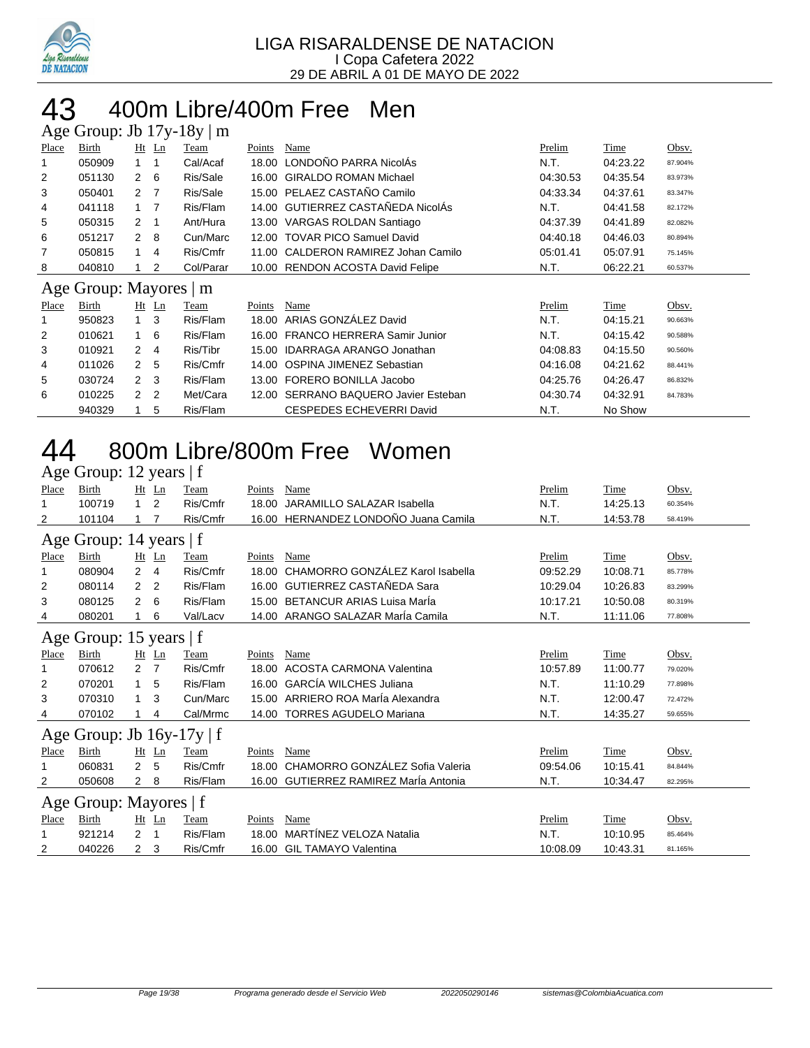LIGA RISARALDENSE DE NATACION
I Copa Cafetera 2022
29 DE ABRIL A 01 DE MAYO DE 2022

# 43 400m Libre/400m Free Men

## Age Group: Jb 17y-18y | m

| Place | Birth | Ht | Ln | Team | Points | Name | Prelim | Time | Obsv. |
|---|---|---|---|---|---|---|---|---|---|
| 1 | 050909 | 1 | 1 | Cal/Acaf | 18.00 | LONDOÑO PARRA NicolÁs | N.T. | 04:23.22 | 87.904% |
| 2 | 051130 | 2 | 6 | Ris/Sale | 16.00 | GIRALDO ROMAN Michael | 04:30.53 | 04:35.54 | 83.973% |
| 3 | 050401 | 2 | 7 | Ris/Sale | 15.00 | PELAEZ CASTAÑO Camilo | 04:33.34 | 04:37.61 | 83.347% |
| 4 | 041118 | 1 | 7 | Ris/Flam | 14.00 | GUTIERREZ CASTAÑEDA NicolÁs | N.T. | 04:41.58 | 82.172% |
| 5 | 050315 | 2 | 1 | Ant/Hura | 13.00 | VARGAS ROLDAN Santiago | 04:37.39 | 04:41.89 | 82.082% |
| 6 | 051217 | 2 | 8 | Cun/Marc | 12.00 | TOVAR PICO Samuel David | 04:40.18 | 04:46.03 | 80.894% |
| 7 | 050815 | 1 | 4 | Ris/Cmfr | 11.00 | CALDERON RAMIREZ Johan Camilo | 05:01.41 | 05:07.91 | 75.145% |
| 8 | 040810 | 1 | 2 | Col/Parar | 10.00 | RENDON ACOSTA David Felipe | N.T. | 06:22.21 | 60.537% |

## Age Group: Mayores | m

| Place | Birth | Ht | Ln | Team | Points | Name | Prelim | Time | Obsv. |
|---|---|---|---|---|---|---|---|---|---|
| 1 | 950823 | 1 | 3 | Ris/Flam | 18.00 | ARIAS GONZÁLEZ David | N.T. | 04:15.21 | 90.663% |
| 2 | 010621 | 1 | 6 | Ris/Flam | 16.00 | FRANCO HERRERA Samir Junior | N.T. | 04:15.42 | 90.588% |
| 3 | 010921 | 2 | 4 | Ris/Tibr | 15.00 | IDARRAGA ARANGO Jonathan | 04:08.83 | 04:15.50 | 90.560% |
| 4 | 011026 | 2 | 5 | Ris/Cmfr | 14.00 | OSPINA JIMENEZ Sebastian | 04:16.08 | 04:21.62 | 88.441% |
| 5 | 030724 | 2 | 3 | Ris/Flam | 13.00 | FORERO BONILLA Jacobo | 04:25.76 | 04:26.47 | 86.832% |
| 6 | 010225 | 2 | 2 | Met/Cara | 12.00 | SERRANO BAQUERO Javier Esteban | 04:30.74 | 04:32.91 | 84.783% |
|  | 940329 | 1 | 5 | Ris/Flam |  | CESPEDES ECHEVERRI David | N.T. | No Show |  |

# 44 800m Libre/800m Free Women

## Age Group: 12 years | f

| Place | Birth | Ht | Ln | Team | Points | Name | Prelim | Time | Obsv. |
|---|---|---|---|---|---|---|---|---|---|
| 1 | 100719 | 1 | 2 | Ris/Cmfr | 18.00 | JARAMILLO SALAZAR Isabella | N.T. | 14:25.13 | 60.354% |
| 2 | 101104 | 1 | 7 | Ris/Cmfr | 16.00 | HERNANDEZ LONDOÑO Juana Camila | N.T. | 14:53.78 | 58.419% |

## Age Group: 14 years | f

| Place | Birth | Ht | Ln | Team | Points | Name | Prelim | Time | Obsv. |
|---|---|---|---|---|---|---|---|---|---|
| 1 | 080904 | 2 | 4 | Ris/Cmfr | 18.00 | CHAMORRO GONZÁLEZ Karol Isabella | 09:52.29 | 10:08.71 | 85.778% |
| 2 | 080114 | 2 | 2 | Ris/Flam | 16.00 | GUTIERREZ CASTAÑEDA Sara | 10:29.04 | 10:26.83 | 83.299% |
| 3 | 080125 | 2 | 6 | Ris/Flam | 15.00 | BETANCUR ARIAS Luisa MarÍa | 10:17.21 | 10:50.08 | 80.319% |
| 4 | 080201 | 1 | 6 | Val/Lacv | 14.00 | ARANGO SALAZAR MarÍa Camila | N.T. | 11:11.06 | 77.808% |

## Age Group: 15 years | f

| Place | Birth | Ht | Ln | Team | Points | Name | Prelim | Time | Obsv. |
|---|---|---|---|---|---|---|---|---|---|
| 1 | 070612 | 2 | 7 | Ris/Cmfr | 18.00 | ACOSTA CARMONA Valentina | 10:57.89 | 11:00.77 | 79.020% |
| 2 | 070201 | 1 | 5 | Ris/Flam | 16.00 | GARCÍA WILCHES Juliana | N.T. | 11:10.29 | 77.898% |
| 3 | 070310 | 1 | 3 | Cun/Marc | 15.00 | ARRIERO ROA MarÍa Alexandra | N.T. | 12:00.47 | 72.472% |
| 4 | 070102 | 1 | 4 | Cal/Mrmc | 14.00 | TORRES AGUDELO Mariana | N.T. | 14:35.27 | 59.655% |

## Age Group: Jb 16y-17y | f

| Place | Birth | Ht | Ln | Team | Points | Name | Prelim | Time | Obsv. |
|---|---|---|---|---|---|---|---|---|---|
| 1 | 060831 | 2 | 5 | Ris/Cmfr | 18.00 | CHAMORRO GONZÁLEZ Sofia Valeria | 09:54.06 | 10:15.41 | 84.844% |
| 2 | 050608 | 2 | 8 | Ris/Flam | 16.00 | GUTIERREZ RAMIREZ MarÍa Antonia | N.T. | 10:34.47 | 82.295% |

## Age Group: Mayores | f

| Place | Birth | Ht | Ln | Team | Points | Name | Prelim | Time | Obsv. |
|---|---|---|---|---|---|---|---|---|---|
| 1 | 921214 | 2 | 1 | Ris/Flam | 18.00 | MARTÍNEZ VELOZA Natalia | N.T. | 10:10.95 | 85.464% |
| 2 | 040226 | 2 | 3 | Ris/Cmfr | 16.00 | GIL TAMAYO Valentina | 10:08.09 | 10:43.31 | 81.165% |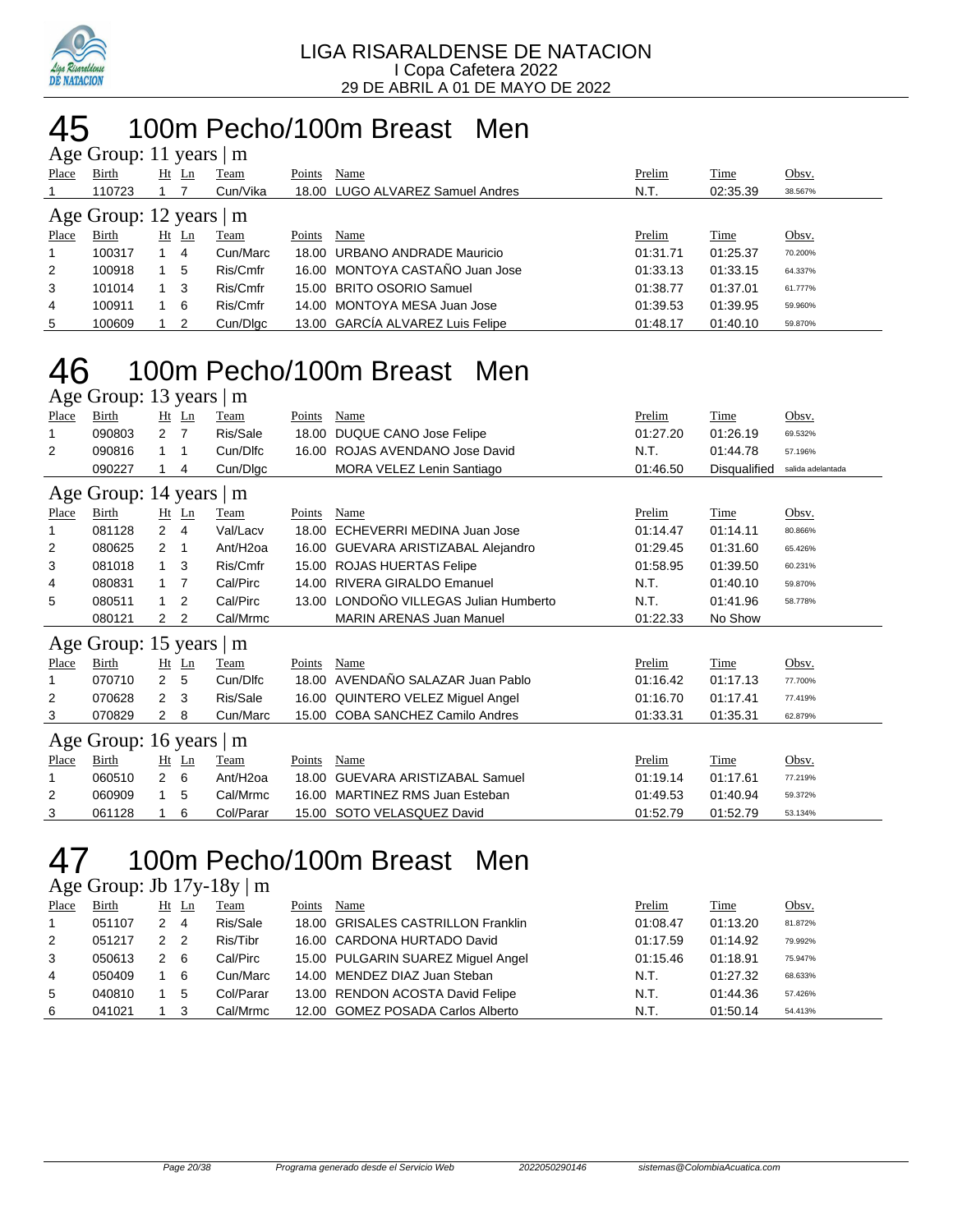LIGA RISARALDENSE DE NATACION
I Copa Cafetera 2022
29 DE ABRIL A 01 DE MAYO DE 2022

# 45 100m Pecho/100m Breast Men

### Age Group: 11 years | m

| Place | Birth | Ht | Ln | Team | Points | Name | Prelim | Time | Obsv. |
|---|---|---|---|---|---|---|---|---|---|
| 1 | 110723 | 1 | 7 | Cun/Vika | 18.00 | LUGO ALVAREZ Samuel Andres | N.T. | 02:35.39 | 38.567% |

### Age Group: 12 years | m

| Place | Birth | Ht | Ln | Team | Points | Name | Prelim | Time | Obsv. |
|---|---|---|---|---|---|---|---|---|---|
| 1 | 100317 | 1 | 4 | Cun/Marc | 18.00 | URBANO ANDRADE Mauricio | 01:31.71 | 01:25.37 | 70.200% |
| 2 | 100918 | 1 | 5 | Ris/Cmfr | 16.00 | MONTOYA CASTAÑO Juan Jose | 01:33.13 | 01:33.15 | 64.337% |
| 3 | 101014 | 1 | 3 | Ris/Cmfr | 15.00 | BRITO OSORIO Samuel | 01:38.77 | 01:37.01 | 61.777% |
| 4 | 100911 | 1 | 6 | Ris/Cmfr | 14.00 | MONTOYA MESA Juan Jose | 01:39.53 | 01:39.95 | 59.960% |
| 5 | 100609 | 1 | 2 | Cun/Dlgc | 13.00 | GARCÍA ALVAREZ Luis Felipe | 01:48.17 | 01:40.10 | 59.870% |

# 46 100m Pecho/100m Breast Men

### Age Group: 13 years | m

| Place | Birth | Ht | Ln | Team | Points | Name | Prelim | Time | Obsv. |
|---|---|---|---|---|---|---|---|---|---|
| 1 | 090803 | 2 | 7 | Ris/Sale | 18.00 | DUQUE CANO Jose Felipe | 01:27.20 | 01:26.19 | 69.532% |
| 2 | 090816 | 1 | 1 | Cun/Dlfc | 16.00 | ROJAS AVENDANO Jose David | N.T. | 01:44.78 | 57.196% |
|  | 090227 | 1 | 4 | Cun/Dlgc |  | MORA VELEZ Lenin Santiago | 01:46.50 | Disqualified | salida adelantada |

### Age Group: 14 years | m

| Place | Birth | Ht | Ln | Team | Points | Name | Prelim | Time | Obsv. |
|---|---|---|---|---|---|---|---|---|---|
| 1 | 081128 | 2 | 4 | Val/Lacv | 18.00 | ECHEVERRI MEDINA Juan Jose | 01:14.47 | 01:14.11 | 80.866% |
| 2 | 080625 | 2 | 1 | Ant/H2oa | 16.00 | GUEVARA ARISTIZABAL Alejandro | 01:29.45 | 01:31.60 | 65.426% |
| 3 | 081018 | 1 | 3 | Ris/Cmfr | 15.00 | ROJAS HUERTAS Felipe | 01:58.95 | 01:39.50 | 60.231% |
| 4 | 080831 | 1 | 7 | Cal/Pirc | 14.00 | RIVERA GIRALDO Emanuel | N.T. | 01:40.10 | 59.870% |
| 5 | 080511 | 1 | 2 | Cal/Pirc | 13.00 | LONDOÑO VILLEGAS Julian Humberto | N.T. | 01:41.96 | 58.778% |
|  | 080121 | 2 | 2 | Cal/Mrmc |  | MARIN ARENAS Juan Manuel | 01:22.33 | No Show |  |

### Age Group: 15 years | m

| Place | Birth | Ht | Ln | Team | Points | Name | Prelim | Time | Obsv. |
|---|---|---|---|---|---|---|---|---|---|
| 1 | 070710 | 2 | 5 | Cun/Dlfc | 18.00 | AVENDAÑO SALAZAR Juan Pablo | 01:16.42 | 01:17.13 | 77.700% |
| 2 | 070628 | 2 | 3 | Ris/Sale | 16.00 | QUINTERO VELEZ Miguel Angel | 01:16.70 | 01:17.41 | 77.419% |
| 3 | 070829 | 2 | 8 | Cun/Marc | 15.00 | COBA SANCHEZ Camilo Andres | 01:33.31 | 01:35.31 | 62.879% |

### Age Group: 16 years | m

| Place | Birth | Ht | Ln | Team | Points | Name | Prelim | Time | Obsv. |
|---|---|---|---|---|---|---|---|---|---|
| 1 | 060510 | 2 | 6 | Ant/H2oa | 18.00 | GUEVARA ARISTIZABAL Samuel | 01:19.14 | 01:17.61 | 77.219% |
| 2 | 060909 | 1 | 5 | Cal/Mrmc | 16.00 | MARTINEZ RMS Juan Esteban | 01:49.53 | 01:40.94 | 59.372% |
| 3 | 061128 | 1 | 6 | Col/Parar | 15.00 | SOTO VELASQUEZ David | 01:52.79 | 01:52.79 | 53.134% |

# 47 100m Pecho/100m Breast Men

### Age Group: Jb 17y-18y | m

| Place | Birth | Ht | Ln | Team | Points | Name | Prelim | Time | Obsv. |
|---|---|---|---|---|---|---|---|---|---|
| 1 | 051107 | 2 | 4 | Ris/Sale | 18.00 | GRISALES CASTRILLON Franklin | 01:08.47 | 01:13.20 | 81.872% |
| 2 | 051217 | 2 | 2 | Ris/Tibr | 16.00 | CARDONA HURTADO David | 01:17.59 | 01:14.92 | 79.992% |
| 3 | 050613 | 2 | 6 | Cal/Pirc | 15.00 | PULGARIN SUAREZ Miguel Angel | 01:15.46 | 01:18.91 | 75.947% |
| 4 | 050409 | 1 | 6 | Cun/Marc | 14.00 | MENDEZ DIAZ Juan Steban | N.T. | 01:27.32 | 68.633% |
| 5 | 040810 | 1 | 5 | Col/Parar | 13.00 | RENDON ACOSTA David Felipe | N.T. | 01:44.36 | 57.426% |
| 6 | 041021 | 1 | 3 | Cal/Mrmc | 12.00 | GOMEZ POSADA Carlos Alberto | N.T. | 01:50.14 | 54.413% |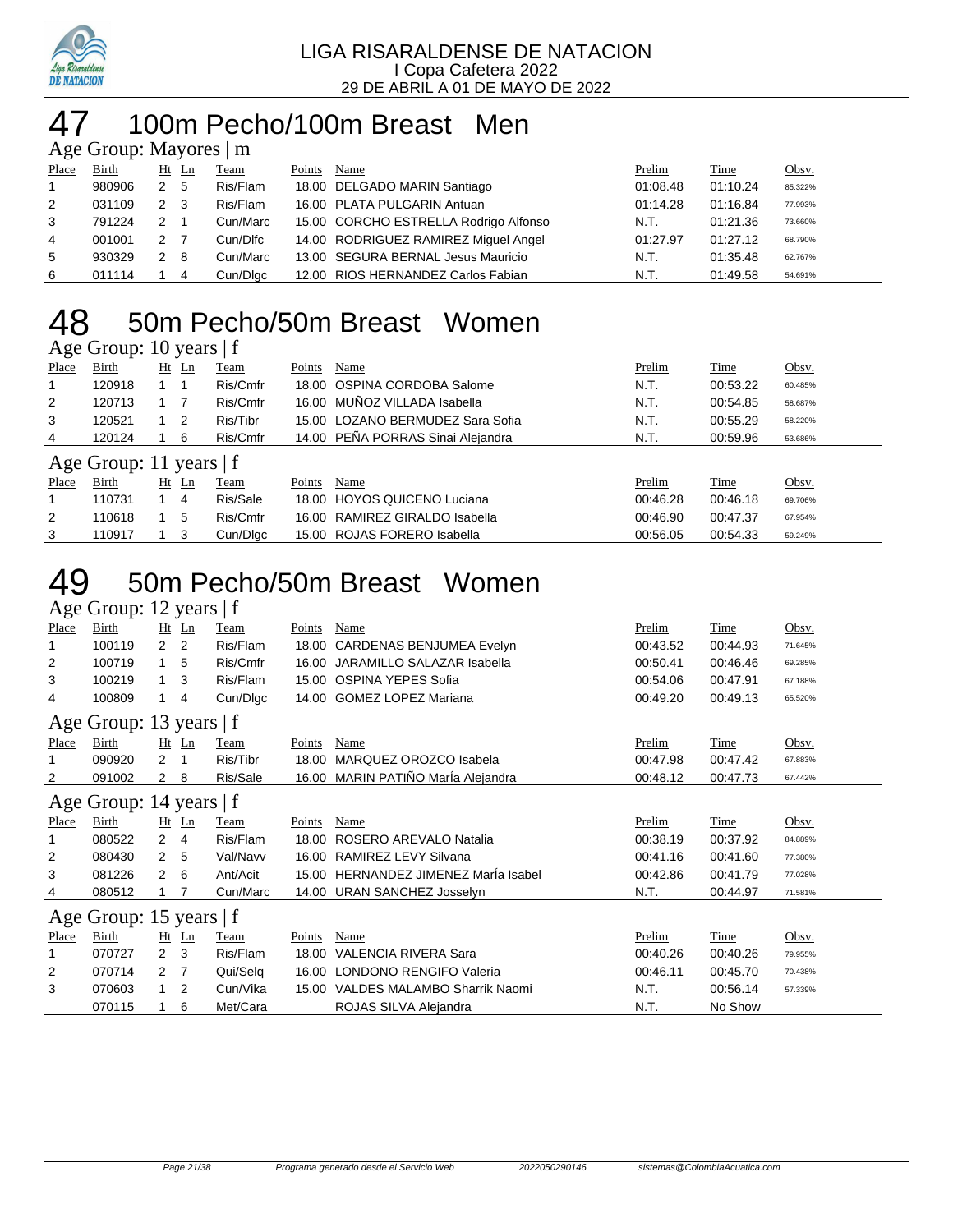LIGA RISARALDENSE DE NATACION
I Copa Cafetera 2022
29 DE ABRIL A 01 DE MAYO DE 2022

# 47 100m Pecho/100m Breast Men

### Age Group: Mayores | m

| Place | Birth | Ht | Ln | Team | Points | Name | Prelim | Time | Obsv. |
|---|---|---|---|---|---|---|---|---|---|
| 1 | 980906 | 2 | 5 | Ris/Flam | 18.00 | DELGADO MARIN Santiago | 01:08.48 | 01:10.24 | 85.322% |
| 2 | 031109 | 2 | 3 | Ris/Flam | 16.00 | PLATA PULGARIN Antuan | 01:14.28 | 01:16.84 | 77.993% |
| 3 | 791224 | 2 | 1 | Cun/Marc | 15.00 | CORCHO ESTRELLA Rodrigo Alfonso | N.T. | 01:21.36 | 73.660% |
| 4 | 001001 | 2 | 7 | Cun/Dlfc | 14.00 | RODRIGUEZ RAMIREZ Miguel Angel | 01:27.97 | 01:27.12 | 68.790% |
| 5 | 930329 | 2 | 8 | Cun/Marc | 13.00 | SEGURA BERNAL Jesus Mauricio | N.T. | 01:35.48 | 62.767% |
| 6 | 011114 | 1 | 4 | Cun/Dlgc | 12.00 | RIOS HERNANDEZ Carlos Fabian | N.T. | 01:49.58 | 54.691% |

# 48 50m Pecho/50m Breast Women

### Age Group: 10 years | f

| Place | Birth | Ht | Ln | Team | Points | Name | Prelim | Time | Obsv. |
|---|---|---|---|---|---|---|---|---|---|
| 1 | 120918 | 1 | 1 | Ris/Cmfr | 18.00 | OSPINA CORDOBA Salome | N.T. | 00:53.22 | 60.485% |
| 2 | 120713 | 1 | 7 | Ris/Cmfr | 16.00 | MUÑOZ VILLADA Isabella | N.T. | 00:54.85 | 58.687% |
| 3 | 120521 | 1 | 2 | Ris/Tibr | 15.00 | LOZANO BERMUDEZ Sara Sofia | N.T. | 00:55.29 | 58.220% |
| 4 | 120124 | 1 | 6 | Ris/Cmfr | 14.00 | PEÑA PORRAS Sinai Alejandra | N.T. | 00:59.96 | 53.686% |

### Age Group: 11 years | f

| Place | Birth | Ht | Ln | Team | Points | Name | Prelim | Time | Obsv. |
|---|---|---|---|---|---|---|---|---|---|
| 1 | 110731 | 1 | 4 | Ris/Sale | 18.00 | HOYOS QUICENO Luciana | 00:46.28 | 00:46.18 | 69.706% |
| 2 | 110618 | 1 | 5 | Ris/Cmfr | 16.00 | RAMIREZ GIRALDO Isabella | 00:46.90 | 00:47.37 | 67.954% |
| 3 | 110917 | 1 | 3 | Cun/Dlgc | 15.00 | ROJAS FORERO Isabella | 00:56.05 | 00:54.33 | 59.249% |

# 49 50m Pecho/50m Breast Women

### Age Group: 12 years | f

| Place | Birth | Ht | Ln | Team | Points | Name | Prelim | Time | Obsv. |
|---|---|---|---|---|---|---|---|---|---|
| 1 | 100119 | 2 | 2 | Ris/Flam | 18.00 | CARDENAS BENJUMEA Evelyn | 00:43.52 | 00:44.93 | 71.645% |
| 2 | 100719 | 1 | 5 | Ris/Cmfr | 16.00 | JARAMILLO SALAZAR Isabella | 00:50.41 | 00:46.46 | 69.285% |
| 3 | 100219 | 1 | 3 | Ris/Flam | 15.00 | OSPINA YEPES Sofia | 00:54.06 | 00:47.91 | 67.188% |
| 4 | 100809 | 1 | 4 | Cun/Dlgc | 14.00 | GOMEZ LOPEZ Mariana | 00:49.20 | 00:49.13 | 65.520% |

### Age Group: 13 years | f

| Place | Birth | Ht | Ln | Team | Points | Name | Prelim | Time | Obsv. |
|---|---|---|---|---|---|---|---|---|---|
| 1 | 090920 | 2 | 1 | Ris/Tibr | 18.00 | MARQUEZ OROZCO Isabela | 00:47.98 | 00:47.42 | 67.883% |
| 2 | 091002 | 2 | 8 | Ris/Sale | 16.00 | MARIN PATIÑO MarÍa Alejandra | 00:48.12 | 00:47.73 | 67.442% |

### Age Group: 14 years | f

| Place | Birth | Ht | Ln | Team | Points | Name | Prelim | Time | Obsv. |
|---|---|---|---|---|---|---|---|---|---|
| 1 | 080522 | 2 | 4 | Ris/Flam | 18.00 | ROSERO AREVALO Natalia | 00:38.19 | 00:37.92 | 84.889% |
| 2 | 080430 | 2 | 5 | Val/Navv | 16.00 | RAMIREZ LEVY Silvana | 00:41.16 | 00:41.60 | 77.380% |
| 3 | 081226 | 2 | 6 | Ant/Acit | 15.00 | HERNANDEZ JIMENEZ MarÍa Isabel | 00:42.86 | 00:41.79 | 77.028% |
| 4 | 080512 | 1 | 7 | Cun/Marc | 14.00 | URAN SANCHEZ Josselyn | N.T. | 00:44.97 | 71.581% |

### Age Group: 15 years | f

| Place | Birth | Ht | Ln | Team | Points | Name | Prelim | Time | Obsv. |
|---|---|---|---|---|---|---|---|---|---|
| 1 | 070727 | 2 | 3 | Ris/Flam | 18.00 | VALENCIA RIVERA Sara | 00:40.26 | 00:40.26 | 79.955% |
| 2 | 070714 | 2 | 7 | Qui/Selq | 16.00 | LONDONO RENGIFO Valeria | 00:46.11 | 00:45.70 | 70.438% |
| 3 | 070603 | 1 | 2 | Cun/Vika | 15.00 | VALDES MALAMBO Sharrik Naomi | N.T. | 00:56.14 | 57.339% |
|  | 070115 | 1 | 6 | Met/Cara |  | ROJAS SILVA Alejandra | N.T. | No Show |  |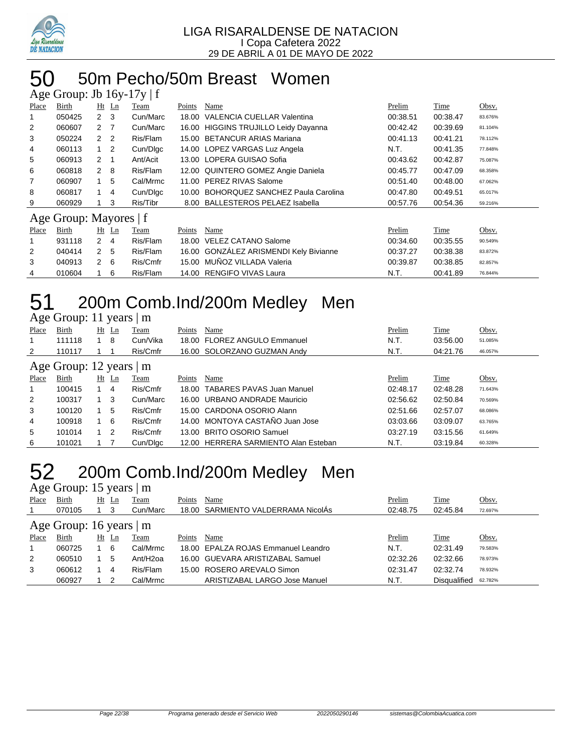# 50 50m Pecho/50m Breast Women

## Age Group: Jb 16y-17y | f

| Place | Birth | Ht | Ln | Team | Points | Name | Prelim | Time | Obsv. |
|---|---|---|---|---|---|---|---|---|---|
| 1 | 050425 | 2 | 3 | Cun/Marc | 18.00 | VALENCIA CUELLAR Valentina | 00:38.51 | 00:38.47 | 83.676% |
| 2 | 060607 | 2 | 7 | Cun/Marc | 16.00 | HIGGINS TRUJILLO Leidy Dayanna | 00:42.42 | 00:39.69 | 81.104% |
| 3 | 050224 | 2 | 2 | Ris/Flam | 15.00 | BETANCUR ARIAS Mariana | 00:41.13 | 00:41.21 | 78.112% |
| 4 | 060113 | 1 | 2 | Cun/Dlgc | 14.00 | LOPEZ VARGAS Luz Angela | N.T. | 00:41.35 | 77.848% |
| 5 | 060913 | 2 | 1 | Ant/Acit | 13.00 | LOPERA GUISAO Sofia | 00:43.62 | 00:42.87 | 75.087% |
| 6 | 060818 | 2 | 8 | Ris/Flam | 12.00 | QUINTERO GOMEZ Angie Daniela | 00:45.77 | 00:47.09 | 68.358% |
| 7 | 060907 | 1 | 5 | Cal/Mrmc | 11.00 | PEREZ RIVAS Salome | 00:51.40 | 00:48.00 | 67.062% |
| 8 | 060817 | 1 | 4 | Cun/Dlgc | 10.00 | BOHORQUEZ SANCHEZ Paula Carolina | 00:47.80 | 00:49.51 | 65.017% |
| 9 | 060929 | 1 | 3 | Ris/Tibr | 8.00 | BALLESTEROS PELAEZ Isabella | 00:57.76 | 00:54.36 | 59.216% |

## Age Group: Mayores | f

| Place | Birth | Ht | Ln | Team | Points | Name | Prelim | Time | Obsv. |
|---|---|---|---|---|---|---|---|---|---|
| 1 | 931118 | 2 | 4 | Ris/Flam | 18.00 | VELEZ CATANO Salome | 00:34.60 | 00:35.55 | 90.549% |
| 2 | 040414 | 2 | 5 | Ris/Flam | 16.00 | GONZÁLEZ ARISMENDI Kely Bivianne | 00:37.27 | 00:38.38 | 83.872% |
| 3 | 040913 | 2 | 6 | Ris/Cmfr | 15.00 | MUÑOZ VILLADA Valeria | 00:39.87 | 00:38.85 | 82.857% |
| 4 | 010604 | 1 | 6 | Ris/Flam | 14.00 | RENGIFO VIVAS Laura | N.T. | 00:41.89 | 76.844% |

# 51 200m Comb.Ind/200m Medley Men

## Age Group: 11 years | m

| Place | Birth | Ht | Ln | Team | Points | Name | Prelim | Time | Obsv. |
|---|---|---|---|---|---|---|---|---|---|
| 1 | 111118 | 1 | 8 | Cun/Vika | 18.00 | FLOREZ ANGULO Emmanuel | N.T. | 03:56.00 | 51.085% |
| 2 | 110117 | 1 | 1 | Ris/Cmfr | 16.00 | SOLORZANO GUZMAN Andy | N.T. | 04:21.76 | 46.057% |

## Age Group: 12 years | m

| Place | Birth | Ht | Ln | Team | Points | Name | Prelim | Time | Obsv. |
|---|---|---|---|---|---|---|---|---|---|
| 1 | 100415 | 1 | 4 | Ris/Cmfr | 18.00 | TABARES PAVAS Juan Manuel | 02:48.17 | 02:48.28 | 71.643% |
| 2 | 100317 | 1 | 3 | Cun/Marc | 16.00 | URBANO ANDRADE Mauricio | 02:56.62 | 02:50.84 | 70.569% |
| 3 | 100120 | 1 | 5 | Ris/Cmfr | 15.00 | CARDONA OSORIO Alann | 02:51.66 | 02:57.07 | 68.086% |
| 4 | 100918 | 1 | 6 | Ris/Cmfr | 14.00 | MONTOYA CASTAÑO Juan Jose | 03:03.66 | 03:09.07 | 63.765% |
| 5 | 101014 | 1 | 2 | Ris/Cmfr | 13.00 | BRITO OSORIO Samuel | 03:27.19 | 03:15.56 | 61.649% |
| 6 | 101021 | 1 | 7 | Cun/Dlgc | 12.00 | HERRERA SARMIENTO Alan Esteban | N.T. | 03:19.84 | 60.328% |

# 52 200m Comb.Ind/200m Medley Men

## Age Group: 15 years | m

| Place | Birth | Ht | Ln | Team | Points | Name | Prelim | Time | Obsv. |
|---|---|---|---|---|---|---|---|---|---|
| 1 | 070105 | 1 | 3 | Cun/Marc | 18.00 | SARMIENTO VALDERRAMA NicolÁs | 02:48.75 | 02:45.84 | 72.697% |

## Age Group: 16 years | m

| Place | Birth | Ht | Ln | Team | Points | Name | Prelim | Time | Obsv. |
|---|---|---|---|---|---|---|---|---|---|
| 1 | 060725 | 1 | 6 | Cal/Mrmc | 18.00 | EPALZA ROJAS Emmanuel Leandro | N.T. | 02:31.49 | 79.583% |
| 2 | 060510 | 1 | 5 | Ant/H2oa | 16.00 | GUEVARA ARISTIZABAL Samuel | 02:32.26 | 02:32.66 | 78.973% |
| 3 | 060612 | 1 | 4 | Ris/Flam | 15.00 | ROSERO AREVALO Simon | 02:31.47 | 02:32.74 | 78.932% |
| | 060927 | 1 | 2 | Cal/Mrmc | | ARISTIZABAL LARGO Jose Manuel | N.T. | Disqualified | 62.782% |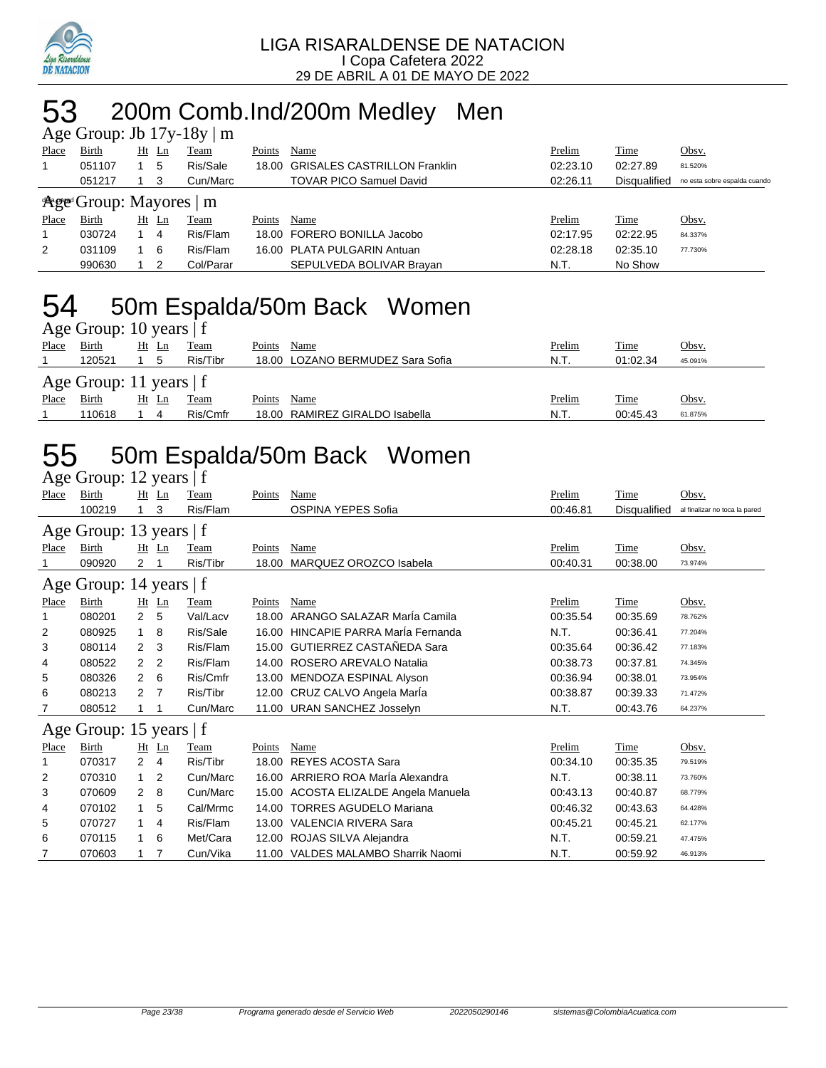LIGA RISARALDENSE DE NATACION
I Copa Cafetera 2022
29 DE ABRIL A 01 DE MAYO DE 2022

# 53 200m Comb.Ind/200m Medley Men

Age Group: Jb 17y-18y | m

| Place | Birth | Ht | Ln | Team | Points | Name | Prelim | Time | Obsv. |
|---|---|---|---|---|---|---|---|---|---|
| 1 | 051107 | 1 | 5 | Ris/Sale | 18.00 | GRISALES CASTRILLON Franklin | 02:23.10 | 02:27.89 | 81.520% |
| | 051217 | 1 | 3 | Cun/Marc | | TOVAR PICO Samuel David | 02:26.11 | Disqualified | no esta sobre espalda cuando |

Age Group: Mayores | m

| Place | Birth | Ht | Ln | Team | Points | Name | Prelim | Time | Obsv. |
|---|---|---|---|---|---|---|---|---|---|
| 1 | 030724 | 1 | 4 | Ris/Flam | 18.00 | FORERO BONILLA Jacobo | 02:17.95 | 02:22.95 | 84.337% |
| 2 | 031109 | 1 | 6 | Ris/Flam | 16.00 | PLATA PULGARIN Antuan | 02:28.18 | 02:35.10 | 77.730% |
| | 990630 | 1 | 2 | Col/Parar | | SEPULVEDA BOLIVAR Brayan | N.T. | No Show | |

# 54 50m Espalda/50m Back Women

Age Group: 10 years | f

| Place | Birth | Ht | Ln | Team | Points | Name | Prelim | Time | Obsv. |
|---|---|---|---|---|---|---|---|---|---|
| 1 | 120521 | 1 | 5 | Ris/Tibr | 18.00 | LOZANO BERMUDEZ Sara Sofia | N.T. | 01:02.34 | 45.091% |

Age Group: 11 years | f

| Place | Birth | Ht | Ln | Team | Points | Name | Prelim | Time | Obsv. |
|---|---|---|---|---|---|---|---|---|---|
| 1 | 110618 | 1 | 4 | Ris/Cmfr | 18.00 | RAMIREZ GIRALDO Isabella | N.T. | 00:45.43 | 61.875% |

# 55 50m Espalda/50m Back Women

Age Group: 12 years | f

| Place | Birth | Ht | Ln | Team | Points | Name | Prelim | Time | Obsv. |
|---|---|---|---|---|---|---|---|---|---|
| | 100219 | 1 | 3 | Ris/Flam | | OSPINA YEPES Sofia | 00:46.81 | Disqualified | al finalizar no toca la pared |

Age Group: 13 years | f

| Place | Birth | Ht | Ln | Team | Points | Name | Prelim | Time | Obsv. |
|---|---|---|---|---|---|---|---|---|---|
| 1 | 090920 | 2 | 1 | Ris/Tibr | 18.00 | MARQUEZ OROZCO Isabela | 00:40.31 | 00:38.00 | 73.974% |

Age Group: 14 years | f

| Place | Birth | Ht | Ln | Team | Points | Name | Prelim | Time | Obsv. |
|---|---|---|---|---|---|---|---|---|---|
| 1 | 080201 | 2 | 5 | Val/Lacv | 18.00 | ARANGO SALAZAR MarÍa Camila | 00:35.54 | 00:35.69 | 78.762% |
| 2 | 080925 | 1 | 8 | Ris/Sale | 16.00 | HINCAPIE PARRA MarÍa Fernanda | N.T. | 00:36.41 | 77.204% |
| 3 | 080114 | 2 | 3 | Ris/Flam | 15.00 | GUTIERREZ CASTAÑEDA Sara | 00:35.64 | 00:36.42 | 77.183% |
| 4 | 080522 | 2 | 2 | Ris/Flam | 14.00 | ROSERO AREVALO Natalia | 00:38.73 | 00:37.81 | 74.345% |
| 5 | 080326 | 2 | 6 | Ris/Cmfr | 13.00 | MENDOZA ESPINAL Alyson | 00:36.94 | 00:38.01 | 73.954% |
| 6 | 080213 | 2 | 7 | Ris/Tibr | 12.00 | CRUZ CALVO Angela MarÍa | 00:38.87 | 00:39.33 | 71.472% |
| 7 | 080512 | 1 | 1 | Cun/Marc | 11.00 | URAN SANCHEZ Josselyn | N.T. | 00:43.76 | 64.237% |

Age Group: 15 years | f

| Place | Birth | Ht | Ln | Team | Points | Name | Prelim | Time | Obsv. |
|---|---|---|---|---|---|---|---|---|---|
| 1 | 070317 | 2 | 4 | Ris/Tibr | 18.00 | REYES ACOSTA Sara | 00:34.10 | 00:35.35 | 79.519% |
| 2 | 070310 | 1 | 2 | Cun/Marc | 16.00 | ARRIERO ROA MarÍa Alexandra | N.T. | 00:38.11 | 73.760% |
| 3 | 070609 | 2 | 8 | Cun/Marc | 15.00 | ACOSTA ELIZALDE Angela Manuela | 00:43.13 | 00:40.87 | 68.779% |
| 4 | 070102 | 1 | 5 | Cal/Mrmc | 14.00 | TORRES AGUDELO Mariana | 00:46.32 | 00:43.63 | 64.428% |
| 5 | 070727 | 1 | 4 | Ris/Flam | 13.00 | VALENCIA RIVERA Sara | 00:45.21 | 00:45.21 | 62.177% |
| 6 | 070115 | 1 | 6 | Met/Cara | 12.00 | ROJAS SILVA Alejandra | N.T. | 00:59.21 | 47.475% |
| 7 | 070603 | 1 | 7 | Cun/Vika | 11.00 | VALDES MALAMBO Sharrik Naomi | N.T. | 00:59.92 | 46.913% |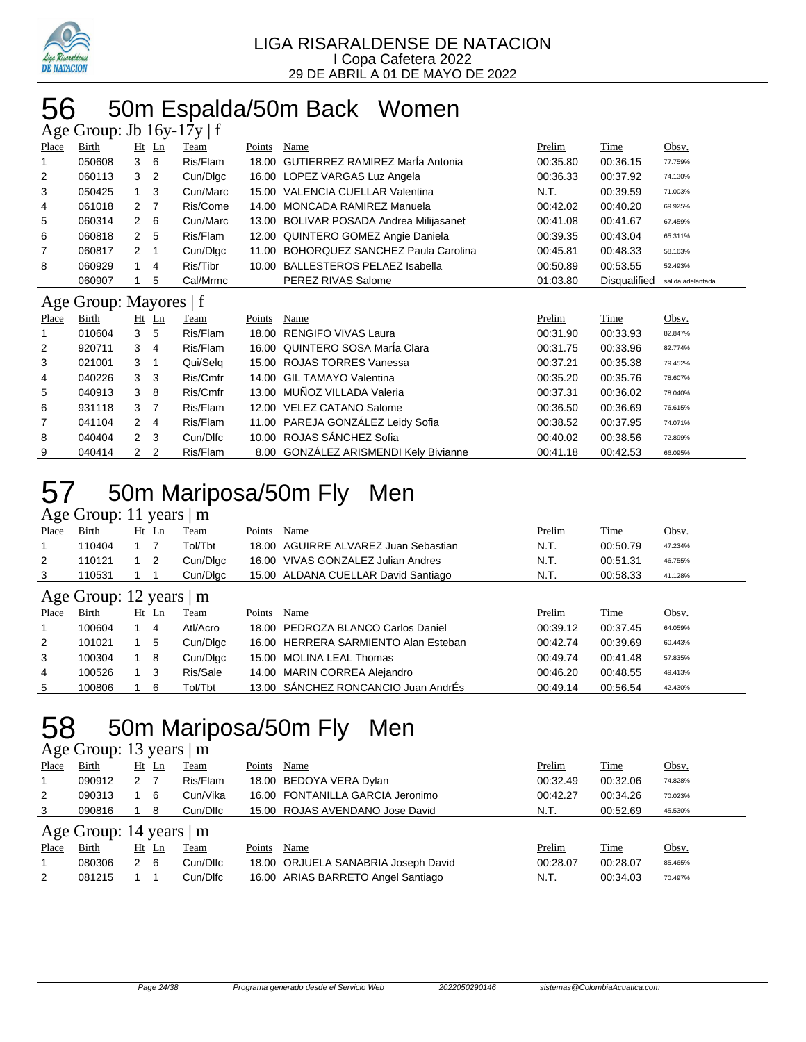LIGA RISARALDENSE DE NATACION
I Copa Cafetera 2022
29 DE ABRIL A 01 DE MAYO DE 2022

# 56 50m Espalda/50m Back Women

## Age Group: Jb 16y-17y | f

| Place | Birth | Ht | Ln | Team | Points | Name | Prelim | Time | Obsv. |
|---|---|---|---|---|---|---|---|---|---|
| 1 | 050608 | 3 | 6 | Ris/Flam | 18.00 | GUTIERREZ RAMIREZ MarÍa Antonia | 00:35.80 | 00:36.15 | 77.759% |
| 2 | 060113 | 3 | 2 | Cun/Dlgc | 16.00 | LOPEZ VARGAS Luz Angela | 00:36.33 | 00:37.92 | 74.130% |
| 3 | 050425 | 1 | 3 | Cun/Marc | 15.00 | VALENCIA CUELLAR Valentina | N.T. | 00:39.59 | 71.003% |
| 4 | 061018 | 2 | 7 | Ris/Come | 14.00 | MONCADA RAMIREZ Manuela | 00:42.02 | 00:40.20 | 69.925% |
| 5 | 060314 | 2 | 6 | Cun/Marc | 13.00 | BOLIVAR POSADA Andrea Milijasanet | 00:41.08 | 00:41.67 | 67.459% |
| 6 | 060818 | 2 | 5 | Ris/Flam | 12.00 | QUINTERO GOMEZ Angie Daniela | 00:39.35 | 00:43.04 | 65.311% |
| 7 | 060817 | 2 | 1 | Cun/Dlgc | 11.00 | BOHORQUEZ SANCHEZ Paula Carolina | 00:45.81 | 00:48.33 | 58.163% |
| 8 | 060929 | 1 | 4 | Ris/Tibr | 10.00 | BALLESTEROS PELAEZ Isabella | 00:50.89 | 00:53.55 | 52.493% |
| | 060907 | 1 | 5 | Cal/Mrmc | | PEREZ RIVAS Salome | 01:03.80 | Disqualified | salida adelantada |

## Age Group: Mayores | f

| Place | Birth | Ht | Ln | Team | Points | Name | Prelim | Time | Obsv. |
|---|---|---|---|---|---|---|---|---|---|
| 1 | 010604 | 3 | 5 | Ris/Flam | 18.00 | RENGIFO VIVAS Laura | 00:31.90 | 00:33.93 | 82.847% |
| 2 | 920711 | 3 | 4 | Ris/Flam | 16.00 | QUINTERO SOSA MarÍa Clara | 00:31.75 | 00:33.96 | 82.774% |
| 3 | 021001 | 3 | 1 | Qui/Selq | 15.00 | ROJAS TORRES Vanessa | 00:37.21 | 00:35.38 | 79.452% |
| 4 | 040226 | 3 | 3 | Ris/Cmfr | 14.00 | GIL TAMAYO Valentina | 00:35.20 | 00:35.76 | 78.607% |
| 5 | 040913 | 3 | 8 | Ris/Cmfr | 13.00 | MUÑOZ VILLADA Valeria | 00:37.31 | 00:36.02 | 78.040% |
| 6 | 931118 | 3 | 7 | Ris/Flam | 12.00 | VELEZ CATANO Salome | 00:36.50 | 00:36.69 | 76.615% |
| 7 | 041104 | 2 | 4 | Ris/Flam | 11.00 | PAREJA GONZÁLEZ Leidy Sofia | 00:38.52 | 00:37.95 | 74.071% |
| 8 | 040404 | 2 | 3 | Cun/Dlfc | 10.00 | ROJAS SÁNCHEZ Sofia | 00:40.02 | 00:38.56 | 72.899% |
| 9 | 040414 | 2 | 2 | Ris/Flam | 8.00 | GONZÁLEZ ARISMENDI Kely Bivianne | 00:41.18 | 00:42.53 | 66.095% |

# 57 50m Mariposa/50m Fly Men

## Age Group: 11 years | m

| Place | Birth | Ht | Ln | Team | Points | Name | Prelim | Time | Obsv. |
|---|---|---|---|---|---|---|---|---|---|
| 1 | 110404 | 1 | 7 | Tol/Tbt | 18.00 | AGUIRRE ALVAREZ Juan Sebastian | N.T. | 00:50.79 | 47.234% |
| 2 | 110121 | 1 | 2 | Cun/Dlgc | 16.00 | VIVAS GONZALEZ Julian Andres | N.T. | 00:51.31 | 46.755% |
| 3 | 110531 | 1 | 1 | Cun/Dlgc | 15.00 | ALDANA CUELLAR David Santiago | N.T. | 00:58.33 | 41.128% |

## Age Group: 12 years | m

| Place | Birth | Ht | Ln | Team | Points | Name | Prelim | Time | Obsv. |
|---|---|---|---|---|---|---|---|---|---|
| 1 | 100604 | 1 | 4 | Atl/Acro | 18.00 | PEDROZA BLANCO Carlos Daniel | 00:39.12 | 00:37.45 | 64.059% |
| 2 | 101021 | 1 | 5 | Cun/Dlgc | 16.00 | HERRERA SARMIENTO Alan Esteban | 00:42.74 | 00:39.69 | 60.443% |
| 3 | 100304 | 1 | 8 | Cun/Dlgc | 15.00 | MOLINA LEAL Thomas | 00:49.74 | 00:41.48 | 57.835% |
| 4 | 100526 | 1 | 3 | Ris/Sale | 14.00 | MARIN CORREA Alejandro | 00:46.20 | 00:48.55 | 49.413% |
| 5 | 100806 | 1 | 6 | Tol/Tbt | 13.00 | SÁNCHEZ RONCANCIO Juan AndrÉs | 00:49.14 | 00:56.54 | 42.430% |

# 58 50m Mariposa/50m Fly Men

## Age Group: 13 years | m

| Place | Birth | Ht | Ln | Team | Points | Name | Prelim | Time | Obsv. |
|---|---|---|---|---|---|---|---|---|---|
| 1 | 090912 | 2 | 7 | Ris/Flam | 18.00 | BEDOYA VERA Dylan | 00:32.49 | 00:32.06 | 74.828% |
| 2 | 090313 | 1 | 6 | Cun/Vika | 16.00 | FONTANILLA GARCIA Jeronimo | 00:42.27 | 00:34.26 | 70.023% |
| 3 | 090816 | 1 | 8 | Cun/Dlfc | 15.00 | ROJAS AVENDANO Jose David | N.T. | 00:52.69 | 45.530% |

## Age Group: 14 years | m

| Place | Birth | Ht | Ln | Team | Points | Name | Prelim | Time | Obsv. |
|---|---|---|---|---|---|---|---|---|---|
| 1 | 080306 | 2 | 6 | Cun/Dlfc | 18.00 | ORJUELA SANABRIA Joseph David | 00:28.07 | 00:28.07 | 85.465% |
| 2 | 081215 | 1 | 1 | Cun/Dlfc | 16.00 | ARIAS BARRETO Angel Santiago | N.T. | 00:34.03 | 70.497% |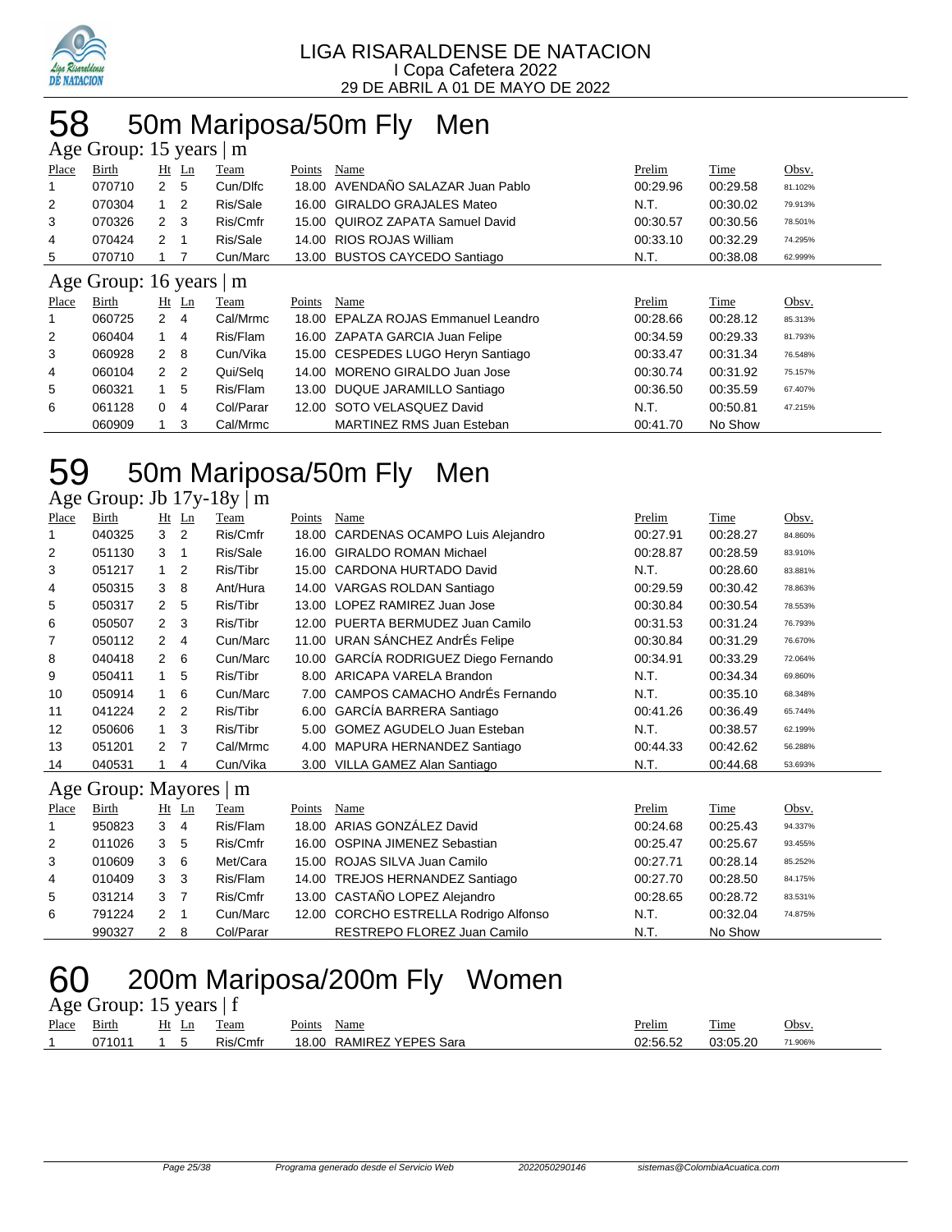# 58 50m Mariposa/50m Fly Men

### Age Group: 15 years | m

| Place | Birth | Ht | Ln | Team | Points | Name | Prelim | Time | Obsv. |
|---|---|---|---|---|---|---|---|---|---|
| 1 | 070710 | 2 | 5 | Cun/Dlfc | 18.00 | AVENDAÑO SALAZAR Juan Pablo | 00:29.96 | 00:29.58 | 81.102% |
| 2 | 070304 | 1 | 2 | Ris/Sale | 16.00 | GIRALDO GRAJALES Mateo | N.T. | 00:30.02 | 79.913% |
| 3 | 070326 | 2 | 3 | Ris/Cmfr | 15.00 | QUIROZ ZAPATA Samuel David | 00:30.57 | 00:30.56 | 78.501% |
| 4 | 070424 | 2 | 1 | Ris/Sale | 14.00 | RIOS ROJAS William | 00:33.10 | 00:32.29 | 74.295% |
| 5 | 070710 | 1 | 7 | Cun/Marc | 13.00 | BUSTOS CAYCEDO Santiago | N.T. | 00:38.08 | 62.999% |

### Age Group: 16 years | m

| Place | Birth | Ht | Ln | Team | Points | Name | Prelim | Time | Obsv. |
|---|---|---|---|---|---|---|---|---|---|
| 1 | 060725 | 2 | 4 | Cal/Mrmc | 18.00 | EPALZA ROJAS Emmanuel Leandro | 00:28.66 | 00:28.12 | 85.313% |
| 2 | 060404 | 1 | 4 | Ris/Flam | 16.00 | ZAPATA GARCIA Juan Felipe | 00:34.59 | 00:29.33 | 81.793% |
| 3 | 060928 | 2 | 8 | Cun/Vika | 15.00 | CESPEDES LUGO Heryn Santiago | 00:33.47 | 00:31.34 | 76.548% |
| 4 | 060104 | 2 | 2 | Qui/Selq | 14.00 | MORENO GIRALDO Juan Jose | 00:30.74 | 00:31.92 | 75.157% |
| 5 | 060321 | 1 | 5 | Ris/Flam | 13.00 | DUQUE JARAMILLO Santiago | 00:36.50 | 00:35.59 | 67.407% |
| 6 | 061128 | 0 | 4 | Col/Parar | 12.00 | SOTO VELASQUEZ David | N.T. | 00:50.81 | 47.215% |
| | 060909 | 1 | 3 | Cal/Mrmc | | MARTINEZ RMS Juan Esteban | 00:41.70 | No Show | |

# 59 50m Mariposa/50m Fly Men

### Age Group: Jb 17y-18y | m

| Place | Birth | Ht | Ln | Team | Points | Name | Prelim | Time | Obsv. |
|---|---|---|---|---|---|---|---|---|---|
| 1 | 040325 | 3 | 2 | Ris/Cmfr | 18.00 | CARDENAS OCAMPO Luis Alejandro | 00:27.91 | 00:28.27 | 84.860% |
| 2 | 051130 | 3 | 1 | Ris/Sale | 16.00 | GIRALDO ROMAN Michael | 00:28.87 | 00:28.59 | 83.910% |
| 3 | 051217 | 1 | 2 | Ris/Tibr | 15.00 | CARDONA HURTADO David | N.T. | 00:28.60 | 83.881% |
| 4 | 050315 | 3 | 8 | Ant/Hura | 14.00 | VARGAS ROLDAN Santiago | 00:29.59 | 00:30.42 | 78.863% |
| 5 | 050317 | 2 | 5 | Ris/Tibr | 13.00 | LOPEZ RAMIREZ Juan Jose | 00:30.84 | 00:30.54 | 78.553% |
| 6 | 050507 | 2 | 3 | Ris/Tibr | 12.00 | PUERTA BERMUDEZ Juan Camilo | 00:31.53 | 00:31.24 | 76.793% |
| 7 | 050112 | 2 | 4 | Cun/Marc | 11.00 | URAN SÁNCHEZ AndrÉs Felipe | 00:30.84 | 00:31.29 | 76.670% |
| 8 | 040418 | 2 | 6 | Cun/Marc | 10.00 | GARCÍA RODRIGUEZ Diego Fernando | 00:34.91 | 00:33.29 | 72.064% |
| 9 | 050411 | 1 | 5 | Ris/Tibr | 8.00 | ARICAPA VARELA Brandon | N.T. | 00:34.34 | 69.860% |
| 10 | 050914 | 1 | 6 | Cun/Marc | 7.00 | CAMPOS CAMACHO AndrÉs Fernando | N.T. | 00:35.10 | 68.348% |
| 11 | 041224 | 2 | 2 | Ris/Tibr | 6.00 | GARCÍA BARRERA Santiago | 00:41.26 | 00:36.49 | 65.744% |
| 12 | 050606 | 1 | 3 | Ris/Tibr | 5.00 | GOMEZ AGUDELO Juan Esteban | N.T. | 00:38.57 | 62.199% |
| 13 | 051201 | 2 | 7 | Cal/Mrmc | 4.00 | MAPURA HERNANDEZ Santiago | 00:44.33 | 00:42.62 | 56.288% |
| 14 | 040531 | 1 | 4 | Cun/Vika | 3.00 | VILLA GAMEZ Alan Santiago | N.T. | 00:44.68 | 53.693% |

### Age Group: Mayores | m

| Place | Birth | Ht | Ln | Team | Points | Name | Prelim | Time | Obsv. |
|---|---|---|---|---|---|---|---|---|---|
| 1 | 950823 | 3 | 4 | Ris/Flam | 18.00 | ARIAS GONZÁLEZ David | 00:24.68 | 00:25.43 | 94.337% |
| 2 | 011026 | 3 | 5 | Ris/Cmfr | 16.00 | OSPINA JIMENEZ Sebastian | 00:25.47 | 00:25.67 | 93.455% |
| 3 | 010609 | 3 | 6 | Met/Cara | 15.00 | ROJAS SILVA Juan Camilo | 00:27.71 | 00:28.14 | 85.252% |
| 4 | 010409 | 3 | 3 | Ris/Flam | 14.00 | TREJOS HERNANDEZ Santiago | 00:27.70 | 00:28.50 | 84.175% |
| 5 | 031214 | 3 | 7 | Ris/Cmfr | 13.00 | CASTAÑO LOPEZ Alejandro | 00:28.65 | 00:28.72 | 83.531% |
| 6 | 791224 | 2 | 1 | Cun/Marc | 12.00 | CORCHO ESTRELLA Rodrigo Alfonso | N.T. | 00:32.04 | 74.875% |
| | 990327 | 2 | 8 | Col/Parar | | RESTREPO FLOREZ Juan Camilo | N.T. | No Show | |

# 60 200m Mariposa/200m Fly Women

### Age Group: 15 years | f

| Place | Birth | Ht | Ln | Team | Points | Name | Prelim | Time | Obsv. |
|---|---|---|---|---|---|---|---|---|---|
| 1 | 071011 | 1 | 5 | Ris/Cmfr | 18.00 | RAMIREZ YEPES Sara | 02:56.52 | 03:05.20 | 71.906% |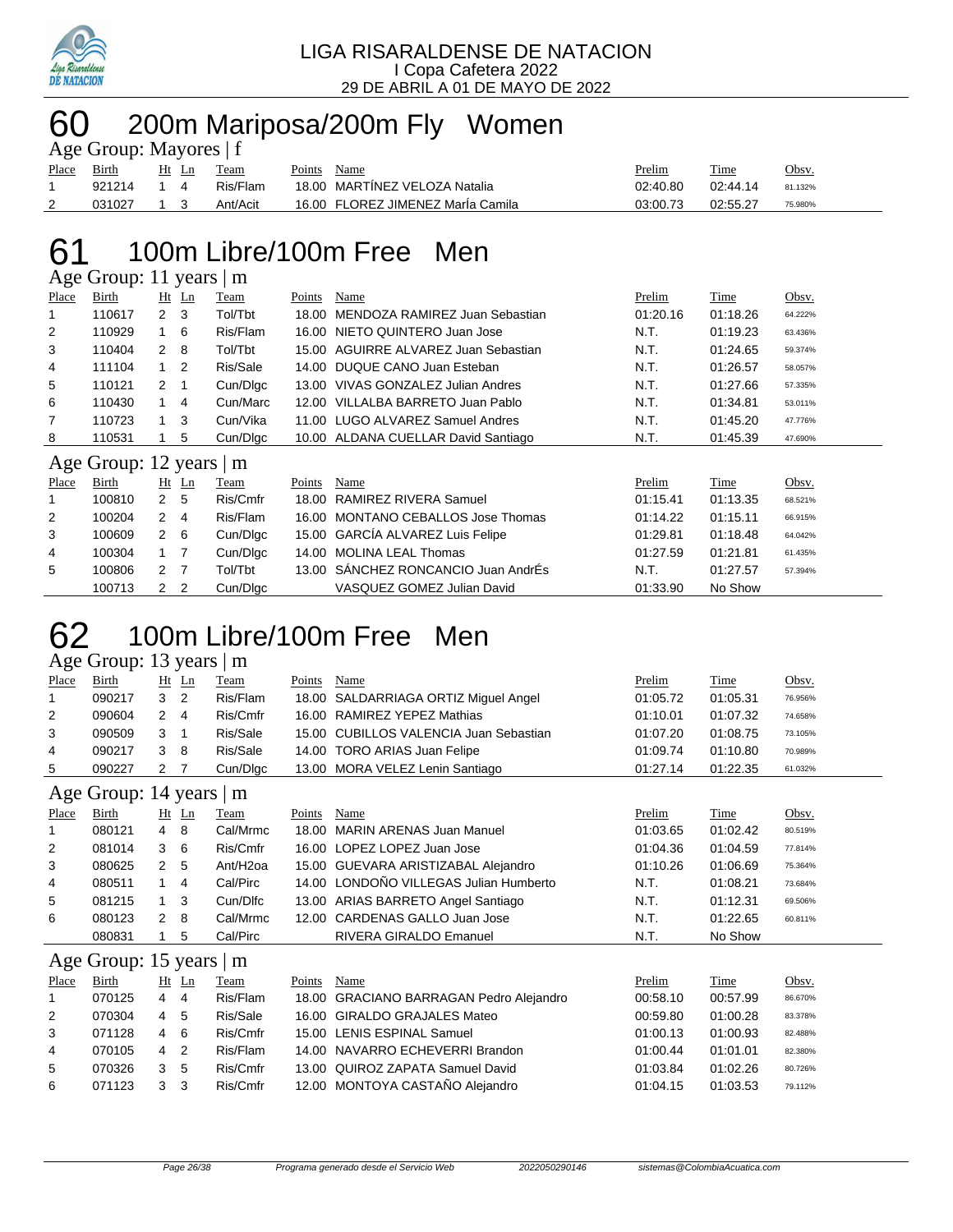LIGA RISARALDENSE DE NATACION
I Copa Cafetera 2022
29 DE ABRIL A 01 DE MAYO DE 2022

# 60 200m Mariposa/200m Fly Women

Age Group: Mayores | f

| Place | Birth | Ht | Ln | Team | Points | Name | Prelim | Time | Obsv. |
|---|---|---|---|---|---|---|---|---|---|
| 1 | 921214 | 1 | 4 | Ris/Flam | 18.00 | MARTÍNEZ VELOZA Natalia | 02:40.80 | 02:44.14 | 81.132% |
| 2 | 031027 | 1 | 3 | Ant/Acit | 16.00 | FLOREZ JIMENEZ MarÍa Camila | 03:00.73 | 02:55.27 | 75.980% |

# 61 100m Libre/100m Free Men

Age Group: 11 years | m

| Place | Birth | Ht | Ln | Team | Points | Name | Prelim | Time | Obsv. |
|---|---|---|---|---|---|---|---|---|---|
| 1 | 110617 | 2 | 3 | Tol/Tbt | 18.00 | MENDOZA RAMIREZ Juan Sebastian | 01:20.16 | 01:18.26 | 64.222% |
| 2 | 110929 | 1 | 6 | Ris/Flam | 16.00 | NIETO QUINTERO Juan Jose | N.T. | 01:19.23 | 63.436% |
| 3 | 110404 | 2 | 8 | Tol/Tbt | 15.00 | AGUIRRE ALVAREZ Juan Sebastian | N.T. | 01:24.65 | 59.374% |
| 4 | 111104 | 1 | 2 | Ris/Sale | 14.00 | DUQUE CANO Juan Esteban | N.T. | 01:26.57 | 58.057% |
| 5 | 110121 | 2 | 1 | Cun/Dlgc | 13.00 | VIVAS GONZALEZ Julian Andres | N.T. | 01:27.66 | 57.335% |
| 6 | 110430 | 1 | 4 | Cun/Marc | 12.00 | VILLALBA BARRETO Juan Pablo | N.T. | 01:34.81 | 53.011% |
| 7 | 110723 | 1 | 3 | Cun/Vika | 11.00 | LUGO ALVAREZ Samuel Andres | N.T. | 01:45.20 | 47.776% |
| 8 | 110531 | 1 | 5 | Cun/Dlgc | 10.00 | ALDANA CUELLAR David Santiago | N.T. | 01:45.39 | 47.690% |

Age Group: 12 years | m

| Place | Birth | Ht | Ln | Team | Points | Name | Prelim | Time | Obsv. |
|---|---|---|---|---|---|---|---|---|---|
| 1 | 100810 | 2 | 5 | Ris/Cmfr | 18.00 | RAMIREZ RIVERA Samuel | 01:15.41 | 01:13.35 | 68.521% |
| 2 | 100204 | 2 | 4 | Ris/Flam | 16.00 | MONTANO CEBALLOS Jose Thomas | 01:14.22 | 01:15.11 | 66.915% |
| 3 | 100609 | 2 | 6 | Cun/Dlgc | 15.00 | GARCÍA ALVAREZ Luis Felipe | 01:29.81 | 01:18.48 | 64.042% |
| 4 | 100304 | 1 | 7 | Cun/Dlgc | 14.00 | MOLINA LEAL Thomas | 01:27.59 | 01:21.81 | 61.435% |
| 5 | 100806 | 2 | 7 | Tol/Tbt | 13.00 | SÁNCHEZ RONCANCIO Juan AndrÉs | N.T. | 01:27.57 | 57.394% |
| | 100713 | 2 | 2 | Cun/Dlgc | | VASQUEZ GOMEZ Julian David | 01:33.90 | No Show | |

# 62 100m Libre/100m Free Men

Age Group: 13 years | m

| Place | Birth | Ht | Ln | Team | Points | Name | Prelim | Time | Obsv. |
|---|---|---|---|---|---|---|---|---|---|
| 1 | 090217 | 3 | 2 | Ris/Flam | 18.00 | SALDARRIAGA ORTIZ Miguel Angel | 01:05.72 | 01:05.31 | 76.956% |
| 2 | 090604 | 2 | 4 | Ris/Cmfr | 16.00 | RAMIREZ YEPEZ Mathias | 01:10.01 | 01:07.32 | 74.658% |
| 3 | 090509 | 3 | 1 | Ris/Sale | 15.00 | CUBILLOS VALENCIA Juan Sebastian | 01:07.20 | 01:08.75 | 73.105% |
| 4 | 090217 | 3 | 8 | Ris/Sale | 14.00 | TORO ARIAS Juan Felipe | 01:09.74 | 01:10.80 | 70.989% |
| 5 | 090227 | 2 | 7 | Cun/Dlgc | 13.00 | MORA VELEZ Lenin Santiago | 01:27.14 | 01:22.35 | 61.032% |

Age Group: 14 years | m

| Place | Birth | Ht | Ln | Team | Points | Name | Prelim | Time | Obsv. |
|---|---|---|---|---|---|---|---|---|---|
| 1 | 080121 | 4 | 8 | Cal/Mrmc | 18.00 | MARIN ARENAS Juan Manuel | 01:03.65 | 01:02.42 | 80.519% |
| 2 | 081014 | 3 | 6 | Ris/Cmfr | 16.00 | LOPEZ LOPEZ Juan Jose | 01:04.36 | 01:04.59 | 77.814% |
| 3 | 080625 | 2 | 5 | Ant/H2oa | 15.00 | GUEVARA ARISTIZABAL Alejandro | 01:10.26 | 01:06.69 | 75.364% |
| 4 | 080511 | 1 | 4 | Cal/Pirc | 14.00 | LONDOÑO VILLEGAS Julian Humberto | N.T. | 01:08.21 | 73.684% |
| 5 | 081215 | 1 | 3 | Cun/Dlfc | 13.00 | ARIAS BARRETO Angel Santiago | N.T. | 01:12.31 | 69.506% |
| 6 | 080123 | 2 | 8 | Cal/Mrmc | 12.00 | CARDENAS GALLO Juan Jose | N.T. | 01:22.65 | 60.811% |
| | 080831 | 1 | 5 | Cal/Pirc | | RIVERA GIRALDO Emanuel | N.T. | No Show | |

Age Group: 15 years | m

| Place | Birth | Ht | Ln | Team | Points | Name | Prelim | Time | Obsv. |
|---|---|---|---|---|---|---|---|---|---|
| 1 | 070125 | 4 | 4 | Ris/Flam | 18.00 | GRACIANO BARRAGAN Pedro Alejandro | 00:58.10 | 00:57.99 | 86.670% |
| 2 | 070304 | 4 | 5 | Ris/Sale | 16.00 | GIRALDO GRAJALES Mateo | 00:59.80 | 01:00.28 | 83.378% |
| 3 | 071128 | 4 | 6 | Ris/Cmfr | 15.00 | LENIS ESPINAL Samuel | 01:00.13 | 01:00.93 | 82.488% |
| 4 | 070105 | 4 | 2 | Ris/Flam | 14.00 | NAVARRO ECHEVERRI Brandon | 01:00.44 | 01:01.01 | 82.380% |
| 5 | 070326 | 3 | 5 | Ris/Cmfr | 13.00 | QUIROZ ZAPATA Samuel David | 01:03.84 | 01:02.26 | 80.726% |
| 6 | 071123 | 3 | 3 | Ris/Cmfr | 12.00 | MONTOYA CASTAÑO Alejandro | 01:04.15 | 01:03.53 | 79.112% |

Programa generado desde el Servicio Web 2022050290146 sistemas@ColombiaAcuatica.com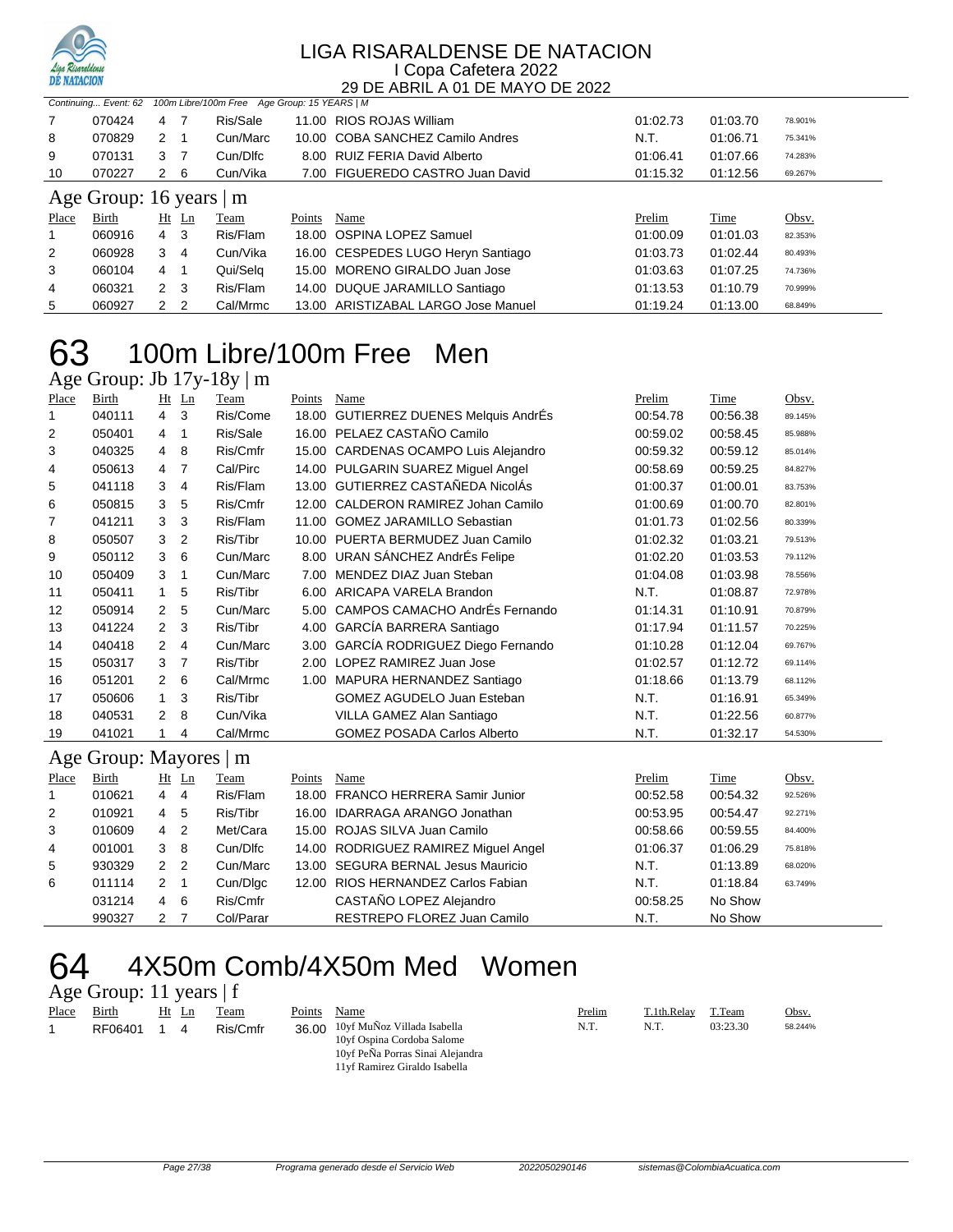Continuing... Event: 62 100m Libre/100m Free Age Group: 15 YEARS | M

| Place | Birth | Ht | Ln | Team | Points | Name | Prelim | Time | Obsv. |
|---|---|---|---|---|---|---|---|---|---|
| 7 | 070424 | 4 | 7 | Ris/Sale | 11.00 | RIOS ROJAS William | 01:02.73 | 01:03.70 | 78.901% |
| 8 | 070829 | 2 | 1 | Cun/Marc | 10.00 | COBA SANCHEZ Camilo Andres | N.T. | 01:06.71 | 75.341% |
| 9 | 070131 | 3 | 7 | Cun/Dlfc | 8.00 | RUIZ FERIA David Alberto | 01:06.41 | 01:07.66 | 74.283% |
| 10 | 070227 | 2 | 6 | Cun/Vika | 7.00 | FIGUEREDO CASTRO Juan David | 01:15.32 | 01:12.56 | 69.267% |

## Age Group: 16 years | m

| Place | Birth | Ht | Ln | Team | Points | Name | Prelim | Time | Obsv. |
|---|---|---|---|---|---|---|---|---|---|
| 1 | 060916 | 4 | 3 | Ris/Flam | 18.00 | OSPINA LOPEZ Samuel | 01:00.09 | 01:01.03 | 82.353% |
| 2 | 060928 | 3 | 4 | Cun/Vika | 16.00 | CESPEDES LUGO Heryn Santiago | 01:03.73 | 01:02.44 | 80.493% |
| 3 | 060104 | 4 | 1 | Qui/Selq | 15.00 | MORENO GIRALDO Juan Jose | 01:03.63 | 01:07.25 | 74.736% |
| 4 | 060321 | 2 | 3 | Ris/Flam | 14.00 | DUQUE JARAMILLO Santiago | 01:13.53 | 01:10.79 | 70.999% |
| 5 | 060927 | 2 | 2 | Cal/Mrmc | 13.00 | ARISTIZABAL LARGO Jose Manuel | 01:19.24 | 01:13.00 | 68.849% |

# 63 100m Libre/100m Free Men

## Age Group: Jb 17y-18y | m

| Place | Birth | Ht | Ln | Team | Points | Name | Prelim | Time | Obsv. |
|---|---|---|---|---|---|---|---|---|---|
| 1 | 040111 | 4 | 3 | Ris/Come | 18.00 | GUTIERREZ DUENES Melquis AndrÉs | 00:54.78 | 00:56.38 | 89.145% |
| 2 | 050401 | 4 | 1 | Ris/Sale | 16.00 | PELAEZ CASTAÑO Camilo | 00:59.02 | 00:58.45 | 85.988% |
| 3 | 040325 | 4 | 8 | Ris/Cmfr | 15.00 | CARDENAS OCAMPO Luis Alejandro | 00:59.32 | 00:59.12 | 85.014% |
| 4 | 050613 | 4 | 7 | Cal/Pirc | 14.00 | PULGARIN SUAREZ Miguel Angel | 00:58.69 | 00:59.25 | 84.827% |
| 5 | 041118 | 3 | 4 | Ris/Flam | 13.00 | GUTIERREZ CASTAÑEDA NicolÁs | 01:00.37 | 01:00.01 | 83.753% |
| 6 | 050815 | 3 | 5 | Ris/Cmfr | 12.00 | CALDERON RAMIREZ Johan Camilo | 01:00.69 | 01:00.70 | 82.801% |
| 7 | 041211 | 3 | 3 | Ris/Flam | 11.00 | GOMEZ JARAMILLO Sebastian | 01:01.73 | 01:02.56 | 80.339% |
| 8 | 050507 | 3 | 2 | Ris/Tibr | 10.00 | PUERTA BERMUDEZ Juan Camilo | 01:02.32 | 01:03.21 | 79.513% |
| 9 | 050112 | 3 | 6 | Cun/Marc | 8.00 | URAN SÁNCHEZ AndrÉs Felipe | 01:02.20 | 01:03.53 | 79.112% |
| 10 | 050409 | 3 | 1 | Cun/Marc | 7.00 | MENDEZ DIAZ Juan Steban | 01:04.08 | 01:03.98 | 78.556% |
| 11 | 050411 | 1 | 5 | Ris/Tibr | 6.00 | ARICAPA VARELA Brandon | N.T. | 01:08.87 | 72.978% |
| 12 | 050914 | 2 | 5 | Cun/Marc | 5.00 | CAMPOS CAMACHO AndrÉs Fernando | 01:14.31 | 01:10.91 | 70.879% |
| 13 | 041224 | 2 | 3 | Ris/Tibr | 4.00 | GARCÍA BARRERA Santiago | 01:17.94 | 01:11.57 | 70.225% |
| 14 | 040418 | 2 | 4 | Cun/Marc | 3.00 | GARCÍA RODRIGUEZ Diego Fernando | 01:10.28 | 01:12.04 | 69.767% |
| 15 | 050317 | 3 | 7 | Ris/Tibr | 2.00 | LOPEZ RAMIREZ Juan Jose | 01:02.57 | 01:12.72 | 69.114% |
| 16 | 051201 | 2 | 6 | Cal/Mrmc | 1.00 | MAPURA HERNANDEZ Santiago | 01:18.66 | 01:13.79 | 68.112% |
| 17 | 050606 | 1 | 3 | Ris/Tibr | | GOMEZ AGUDELO Juan Esteban | N.T. | 01:16.91 | 65.349% |
| 18 | 040531 | 2 | 8 | Cun/Vika | | VILLA GAMEZ Alan Santiago | N.T. | 01:22.56 | 60.877% |
| 19 | 041021 | 1 | 4 | Cal/Mrmc | | GOMEZ POSADA Carlos Alberto | N.T. | 01:32.17 | 54.530% |

## Age Group: Mayores | m

| Place | Birth | Ht | Ln | Team | Points | Name | Prelim | Time | Obsv. |
|---|---|---|---|---|---|---|---|---|---|
| 1 | 010621 | 4 | 4 | Ris/Flam | 18.00 | FRANCO HERRERA Samir Junior | 00:52.58 | 00:54.32 | 92.526% |
| 2 | 010921 | 4 | 5 | Ris/Tibr | 16.00 | IDARRAGA ARANGO Jonathan | 00:53.95 | 00:54.47 | 92.271% |
| 3 | 010609 | 4 | 2 | Met/Cara | 15.00 | ROJAS SILVA Juan Camilo | 00:58.66 | 00:59.55 | 84.400% |
| 4 | 001001 | 3 | 8 | Cun/Dlfc | 14.00 | RODRIGUEZ RAMIREZ Miguel Angel | 01:06.37 | 01:06.29 | 75.818% |
| 5 | 930329 | 2 | 2 | Cun/Marc | 13.00 | SEGURA BERNAL Jesus Mauricio | N.T. | 01:13.89 | 68.020% |
| 6 | 011114 | 2 | 1 | Cun/Dlgc | 12.00 | RIOS HERNANDEZ Carlos Fabian | N.T. | 01:18.84 | 63.749% |
| | 031214 | 4 | 6 | Ris/Cmfr | | CASTAÑO LOPEZ Alejandro | 00:58.25 | No Show | |
| | 990327 | 2 | 7 | Col/Parar | | RESTREPO FLOREZ Juan Camilo | N.T. | No Show | |

# 64 4X50m Comb/4X50m Med Women

## Age Group: 11 years | f

| Place | Birth | Ht | Ln | Team | Points | Name | Prelim | T.1th.Relay | T.Team | Obsv. |
|---|---|---|---|---|---|---|---|---|---|---|
| 1 | RF06401 | 1 | 4 | Ris/Cmfr | 36.00 | 10yf MuÑoz Villada Isabella<br>10yf Ospina Cordoba Salome<br>10yf PeÑa Porras Sinai Alejandra<br>11yf Ramirez Giraldo Isabella | N.T. | N.T. | 03:23.30 | 58.244% |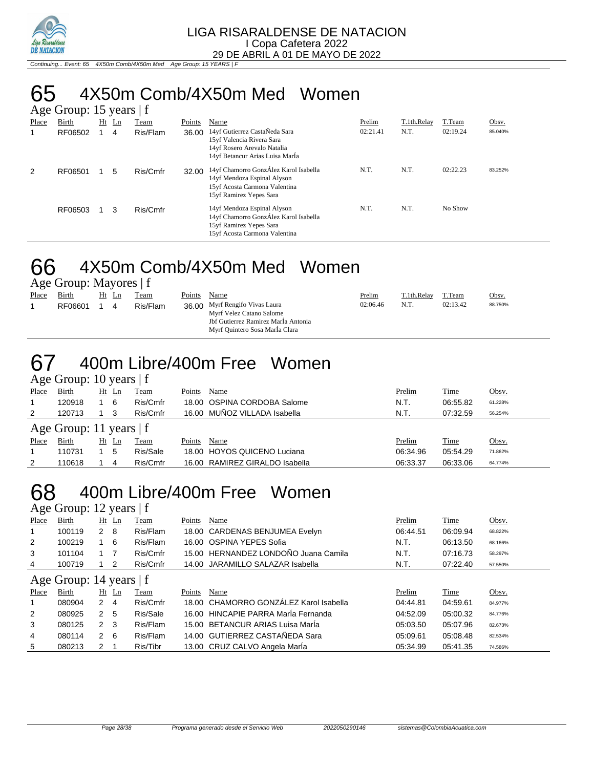# 65 4X50m Comb/4X50m Med Women

Age Group: 15 years | f

| Place | Birth | Ht | Ln | Team | Points | Name | Prelim | T.1th.Relay | T.Team | Obsv. |
|---|---|---|---|---|---|---|---|---|---|---|
| 1 | RF06502 | 1 | 4 | Ris/Flam | 36.00 | 14yf Gutierrez CastaÑeda Sara<br>15yf Valencia Rivera Sara<br>14yf Rosero Arevalo Natalia<br>14yf Betancur Arias Luisa MarÍa | 02:21.41 | N.T. | 02:19.24 | 85.040% |
| 2 | RF06501 | 1 | 5 | Ris/Cmfr | 32.00 | 14yf Chamorro GonzÁlez Karol Isabella<br>14yf Mendoza Espinal Alyson<br>15yf Acosta Carmona Valentina<br>15yf Ramirez Yepes Sara | N.T. | N.T. | 02:22.23 | 83.252% |
| | RF06503 | 1 | 3 | Ris/Cmfr | | 14yf Mendoza Espinal Alyson<br>14yf Chamorro GonzÁlez Karol Isabella<br>15yf Ramirez Yepes Sara<br>15yf Acosta Carmona Valentina | N.T. | N.T. | No Show | |

# 66 4X50m Comb/4X50m Med Women

Age Group: Mayores | f

| Place | Birth | Ht | Ln | Team | Points | Name | Prelim | T.1th.Relay | T.Team | Obsv. |
|---|---|---|---|---|---|---|---|---|---|---|
| 1 | RF06601 | 1 | 4 | Ris/Flam | 36.00 | Myrf Rengifo Vivas Laura<br>Myrf Velez Catano Salome<br>Jbf Gutierrez Ramirez MarÍa Antonia<br>Myrf Quintero Sosa MarÍa Clara | 02:06.46 | N.T. | 02:13.42 | 88.750% |

# 67 400m Libre/400m Free Women

Age Group: 10 years | f

| Place | Birth | Ht | Ln | Team | Points | Name | Prelim | Time | Obsv. |
|---|---|---|---|---|---|---|---|---|---|
| 1 | 120918 | 1 | 6 | Ris/Cmfr | 18.00 | OSPINA CORDOBA Salome | N.T. | 06:55.82 | 61.228% |
| 2 | 120713 | 1 | 3 | Ris/Cmfr | 16.00 | MUÑOZ VILLADA Isabella | N.T. | 07:32.59 | 56.254% |

Age Group: 11 years | f

| Place | Birth | Ht | Ln | Team | Points | Name | Prelim | Time | Obsv. |
|---|---|---|---|---|---|---|---|---|---|
| 1 | 110731 | 1 | 5 | Ris/Sale | 18.00 | HOYOS QUICENO Luciana | 06:34.96 | 05:54.29 | 71.862% |
| 2 | 110618 | 1 | 4 | Ris/Cmfr | 16.00 | RAMIREZ GIRALDO Isabella | 06:33.37 | 06:33.06 | 64.774% |

# 68 400m Libre/400m Free Women

Age Group: 12 years | f

| Place | Birth | Ht | Ln | Team | Points | Name | Prelim | Time | Obsv. |
|---|---|---|---|---|---|---|---|---|---|
| 1 | 100119 | 2 | 8 | Ris/Flam | 18.00 | CARDENAS BENJUMEA Evelyn | 06:44.51 | 06:09.94 | 68.822% |
| 2 | 100219 | 1 | 6 | Ris/Flam | 16.00 | OSPINA YEPES Sofia | N.T. | 06:13.50 | 68.166% |
| 3 | 101104 | 1 | 7 | Ris/Cmfr | 15.00 | HERNANDEZ LONDOÑO Juana Camila | N.T. | 07:16.73 | 58.297% |
| 4 | 100719 | 1 | 2 | Ris/Cmfr | 14.00 | JARAMILLO SALAZAR Isabella | N.T. | 07:22.40 | 57.550% |

Age Group: 14 years | f

| Place | Birth | Ht | Ln | Team | Points | Name | Prelim | Time | Obsv. |
|---|---|---|---|---|---|---|---|---|---|
| 1 | 080904 | 2 | 4 | Ris/Cmfr | 18.00 | CHAMORRO GONZÁLEZ Karol Isabella | 04:44.81 | 04:59.61 | 84.977% |
| 2 | 080925 | 2 | 5 | Ris/Sale | 16.00 | HINCAPIE PARRA MarÍa Fernanda | 04:52.09 | 05:00.32 | 84.776% |
| 3 | 080125 | 2 | 3 | Ris/Flam | 15.00 | BETANCUR ARIAS Luisa MarÍa | 05:03.50 | 05:07.96 | 82.673% |
| 4 | 080114 | 2 | 6 | Ris/Flam | 14.00 | GUTIERREZ CASTAÑEDA Sara | 05:09.61 | 05:08.48 | 82.534% |
| 5 | 080213 | 2 | 1 | Ris/Tibr | 13.00 | CRUZ CALVO Angela MarÍa | 05:34.99 | 05:41.35 | 74.586% |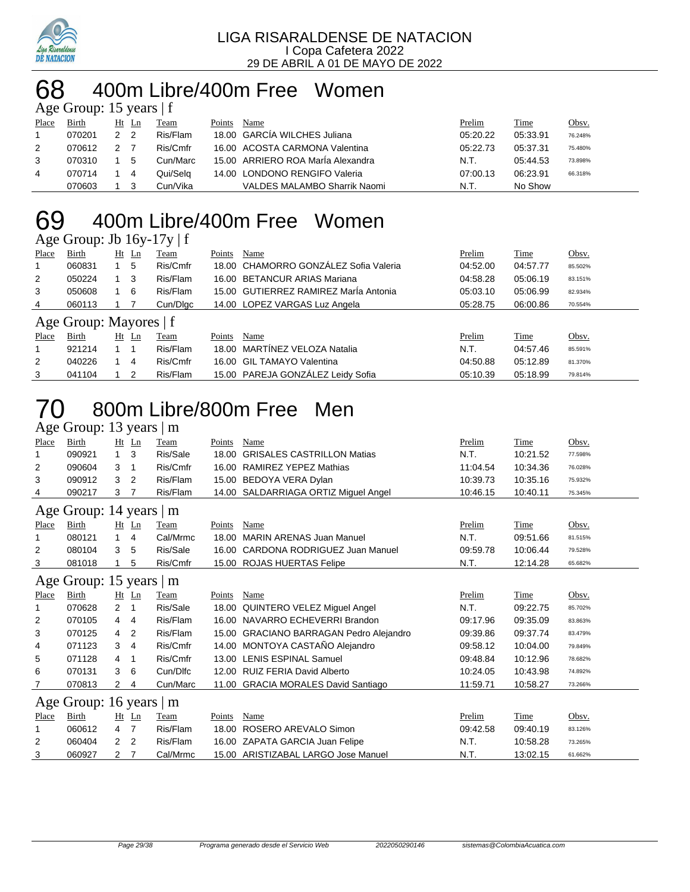LIGA RISARALDENSE DE NATACION
I Copa Cafetera 2022
29 DE ABRIL A 01 DE MAYO DE 2022

# 68 400m Libre/400m Free Women

### Age Group: 15 years | f

| Place | Birth | Ht | Ln | Team | Points | Name | Prelim | Time | Obsv. |
|---|---|---|---|---|---|---|---|---|---|
| 1 | 070201 | 2 | 2 | Ris/Flam | 18.00 | GARCÍA WILCHES Juliana | 05:20.22 | 05:33.91 | 76.248% |
| 2 | 070612 | 2 | 7 | Ris/Cmfr | 16.00 | ACOSTA CARMONA Valentina | 05:22.73 | 05:37.31 | 75.480% |
| 3 | 070310 | 1 | 5 | Cun/Marc | 15.00 | ARRIERO ROA MarÍa Alexandra | N.T. | 05:44.53 | 73.898% |
| 4 | 070714 | 1 | 4 | Qui/Selq | 14.00 | LONDONO RENGIFO Valeria | 07:00.13 | 06:23.91 | 66.318% |
| | 070603 | 1 | 3 | Cun/Vika | | VALDES MALAMBO Sharrik Naomi | N.T. | No Show | |

# 69 400m Libre/400m Free Women

### Age Group: Jb 16y-17y | f

| Place | Birth | Ht | Ln | Team | Points | Name | Prelim | Time | Obsv. |
|---|---|---|---|---|---|---|---|---|---|
| 1 | 060831 | 1 | 5 | Ris/Cmfr | 18.00 | CHAMORRO GONZÁLEZ Sofia Valeria | 04:52.00 | 04:57.77 | 85.502% |
| 2 | 050224 | 1 | 3 | Ris/Flam | 16.00 | BETANCUR ARIAS Mariana | 04:58.28 | 05:06.19 | 83.151% |
| 3 | 050608 | 1 | 6 | Ris/Flam | 15.00 | GUTIERREZ RAMIREZ MarÍa Antonia | 05:03.10 | 05:06.99 | 82.934% |
| 4 | 060113 | 1 | 7 | Cun/Dlgc | 14.00 | LOPEZ VARGAS Luz Angela | 05:28.75 | 06:00.86 | 70.554% |

### Age Group: Mayores | f

| Place | Birth | Ht | Ln | Team | Points | Name | Prelim | Time | Obsv. |
|---|---|---|---|---|---|---|---|---|---|
| 1 | 921214 | 1 | 1 | Ris/Flam | 18.00 | MARTÍNEZ VELOZA Natalia | N.T. | 04:57.46 | 85.591% |
| 2 | 040226 | 1 | 4 | Ris/Cmfr | 16.00 | GIL TAMAYO Valentina | 04:50.88 | 05:12.89 | 81.370% |
| 3 | 041104 | 1 | 2 | Ris/Flam | 15.00 | PAREJA GONZÁLEZ Leidy Sofia | 05:10.39 | 05:18.99 | 79.814% |

# 70 800m Libre/800m Free Men

### Age Group: 13 years | m

| Place | Birth | Ht | Ln | Team | Points | Name | Prelim | Time | Obsv. |
|---|---|---|---|---|---|---|---|---|---|
| 1 | 090921 | 1 | 3 | Ris/Sale | 18.00 | GRISALES CASTRILLON Matias | N.T. | 10:21.52 | 77.598% |
| 2 | 090604 | 3 | 1 | Ris/Cmfr | 16.00 | RAMIREZ YEPEZ Mathias | 11:04.54 | 10:34.36 | 76.028% |
| 3 | 090912 | 3 | 2 | Ris/Flam | 15.00 | BEDOYA VERA Dylan | 10:39.73 | 10:35.16 | 75.932% |
| 4 | 090217 | 3 | 7 | Ris/Flam | 14.00 | SALDARRIAGA ORTIZ Miguel Angel | 10:46.15 | 10:40.11 | 75.345% |

### Age Group: 14 years | m

| Place | Birth | Ht | Ln | Team | Points | Name | Prelim | Time | Obsv. |
|---|---|---|---|---|---|---|---|---|---|
| 1 | 080121 | 1 | 4 | Cal/Mrmc | 18.00 | MARIN ARENAS Juan Manuel | N.T. | 09:51.66 | 81.515% |
| 2 | 080104 | 3 | 5 | Ris/Sale | 16.00 | CARDONA RODRIGUEZ Juan Manuel | 09:59.78 | 10:06.44 | 79.528% |
| 3 | 081018 | 1 | 5 | Ris/Cmfr | 15.00 | ROJAS HUERTAS Felipe | N.T. | 12:14.28 | 65.682% |

### Age Group: 15 years | m

| Place | Birth | Ht | Ln | Team | Points | Name | Prelim | Time | Obsv. |
|---|---|---|---|---|---|---|---|---|---|
| 1 | 070628 | 2 | 1 | Ris/Sale | 18.00 | QUINTERO VELEZ Miguel Angel | N.T. | 09:22.75 | 85.702% |
| 2 | 070105 | 4 | 4 | Ris/Flam | 16.00 | NAVARRO ECHEVERRI Brandon | 09:17.96 | 09:35.09 | 83.863% |
| 3 | 070125 | 4 | 2 | Ris/Flam | 15.00 | GRACIANO BARRAGAN Pedro Alejandro | 09:39.86 | 09:37.74 | 83.479% |
| 4 | 071123 | 3 | 4 | Ris/Cmfr | 14.00 | MONTOYA CASTAÑO Alejandro | 09:58.12 | 10:04.00 | 79.849% |
| 5 | 071128 | 4 | 1 | Ris/Cmfr | 13.00 | LENIS ESPINAL Samuel | 09:48.84 | 10:12.96 | 78.682% |
| 6 | 070131 | 3 | 6 | Cun/Dlfc | 12.00 | RUIZ FERIA David Alberto | 10:24.05 | 10:43.98 | 74.892% |
| 7 | 070813 | 2 | 4 | Cun/Marc | 11.00 | GRACIA MORALES David Santiago | 11:59.71 | 10:58.27 | 73.266% |

### Age Group: 16 years | m

| Place | Birth | Ht | Ln | Team | Points | Name | Prelim | Time | Obsv. |
|---|---|---|---|---|---|---|---|---|---|
| 1 | 060612 | 4 | 7 | Ris/Flam | 18.00 | ROSERO AREVALO Simon | 09:42.58 | 09:40.19 | 83.126% |
| 2 | 060404 | 2 | 2 | Ris/Flam | 16.00 | ZAPATA GARCIA Juan Felipe | N.T. | 10:58.28 | 73.265% |
| 3 | 060927 | 2 | 7 | Cal/Mrmc | 15.00 | ARISTIZABAL LARGO Jose Manuel | N.T. | 13:02.15 | 61.662% |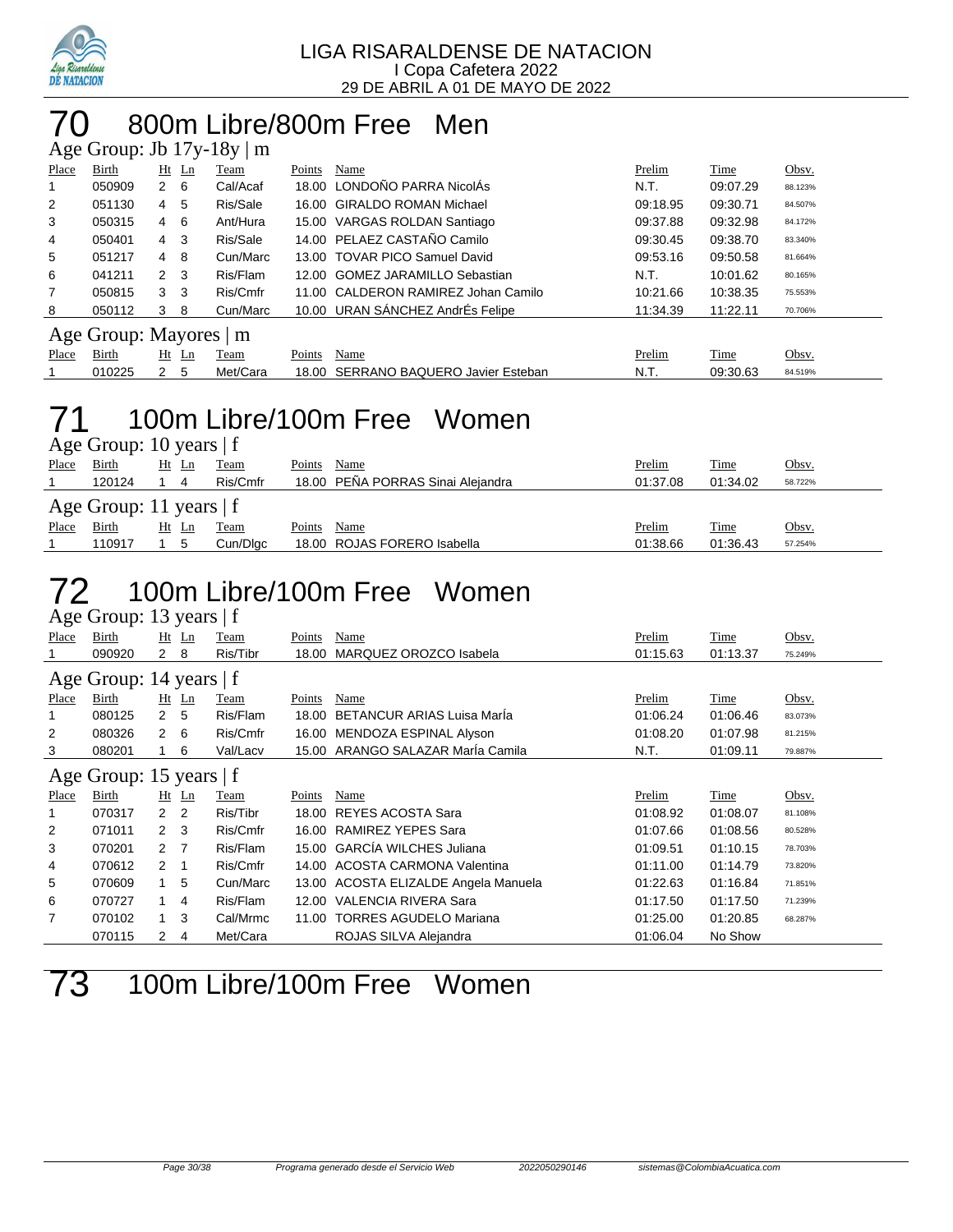LIGA RISARALDENSE DE NATACION
I Copa Cafetera 2022
29 DE ABRIL A 01 DE MAYO DE 2022

# 70 800m Libre/800m Free Men

### Age Group: Jb 17y-18y | m

| Place | Birth | Ht | Ln | Team | Points | Name | Prelim | Time | Obsv. |
|---|---|---|---|---|---|---|---|---|---|
| 1 | 050909 | 2 | 6 | Cal/Acaf | 18.00 | LONDOÑO PARRA NicolÁs | N.T. | 09:07.29 | 88.123% |
| 2 | 051130 | 4 | 5 | Ris/Sale | 16.00 | GIRALDO ROMAN Michael | 09:18.95 | 09:30.71 | 84.507% |
| 3 | 050315 | 4 | 6 | Ant/Hura | 15.00 | VARGAS ROLDAN Santiago | 09:37.88 | 09:32.98 | 84.172% |
| 4 | 050401 | 4 | 3 | Ris/Sale | 14.00 | PELAEZ CASTAÑO Camilo | 09:30.45 | 09:38.70 | 83.340% |
| 5 | 051217 | 4 | 8 | Cun/Marc | 13.00 | TOVAR PICO Samuel David | 09:53.16 | 09:50.58 | 81.664% |
| 6 | 041211 | 2 | 3 | Ris/Flam | 12.00 | GOMEZ JARAMILLO Sebastian | N.T. | 10:01.62 | 80.165% |
| 7 | 050815 | 3 | 3 | Ris/Cmfr | 11.00 | CALDERON RAMIREZ Johan Camilo | 10:21.66 | 10:38.35 | 75.553% |
| 8 | 050112 | 3 | 8 | Cun/Marc | 10.00 | URAN SÁNCHEZ AndrÉs Felipe | 11:34.39 | 11:22.11 | 70.706% |

### Age Group: Mayores | m

| Place | Birth | Ht | Ln | Team | Points | Name | Prelim | Time | Obsv. |
|---|---|---|---|---|---|---|---|---|---|
| 1 | 010225 | 2 | 5 | Met/Cara | 18.00 | SERRANO BAQUERO Javier Esteban | N.T. | 09:30.63 | 84.519% |

# 71 100m Libre/100m Free Women

### Age Group: 10 years | f

| Place | Birth | Ht | Ln | Team | Points | Name | Prelim | Time | Obsv. |
|---|---|---|---|---|---|---|---|---|---|
| 1 | 120124 | 1 | 4 | Ris/Cmfr | 18.00 | PEÑA PORRAS Sinai Alejandra | 01:37.08 | 01:34.02 | 58.722% |

### Age Group: 11 years | f

| Place | Birth | Ht | Ln | Team | Points | Name | Prelim | Time | Obsv. |
|---|---|---|---|---|---|---|---|---|---|
| 1 | 110917 | 1 | 5 | Cun/Dlgc | 18.00 | ROJAS FORERO Isabella | 01:38.66 | 01:36.43 | 57.254% |

# 72 100m Libre/100m Free Women

### Age Group: 13 years | f

| Place | Birth | Ht | Ln | Team | Points | Name | Prelim | Time | Obsv. |
|---|---|---|---|---|---|---|---|---|---|
| 1 | 090920 | 2 | 8 | Ris/Tibr | 18.00 | MARQUEZ OROZCO Isabela | 01:15.63 | 01:13.37 | 75.249% |

### Age Group: 14 years | f

| Place | Birth | Ht | Ln | Team | Points | Name | Prelim | Time | Obsv. |
|---|---|---|---|---|---|---|---|---|---|
| 1 | 080125 | 2 | 5 | Ris/Flam | 18.00 | BETANCUR ARIAS Luisa MarÍa | 01:06.24 | 01:06.46 | 83.073% |
| 2 | 080326 | 2 | 6 | Ris/Cmfr | 16.00 | MENDOZA ESPINAL Alyson | 01:08.20 | 01:07.98 | 81.215% |
| 3 | 080201 | 1 | 6 | Val/Lacv | 15.00 | ARANGO SALAZAR MarÍa Camila | N.T. | 01:09.11 | 79.887% |

### Age Group: 15 years | f

| Place | Birth | Ht | Ln | Team | Points | Name | Prelim | Time | Obsv. |
|---|---|---|---|---|---|---|---|---|---|
| 1 | 070317 | 2 | 2 | Ris/Tibr | 18.00 | REYES ACOSTA Sara | 01:08.92 | 01:08.07 | 81.108% |
| 2 | 071011 | 2 | 3 | Ris/Cmfr | 16.00 | RAMIREZ YEPES Sara | 01:07.66 | 01:08.56 | 80.528% |
| 3 | 070201 | 2 | 7 | Ris/Flam | 15.00 | GARCÍA WILCHES Juliana | 01:09.51 | 01:10.15 | 78.703% |
| 4 | 070612 | 2 | 1 | Ris/Cmfr | 14.00 | ACOSTA CARMONA Valentina | 01:11.00 | 01:14.79 | 73.820% |
| 5 | 070609 | 1 | 5 | Cun/Marc | 13.00 | ACOSTA ELIZALDE Angela Manuela | 01:22.63 | 01:16.84 | 71.851% |
| 6 | 070727 | 1 | 4 | Ris/Flam | 12.00 | VALENCIA RIVERA Sara | 01:17.50 | 01:17.50 | 71.239% |
| 7 | 070102 | 1 | 3 | Cal/Mrmc | 11.00 | TORRES AGUDELO Mariana | 01:25.00 | 01:20.85 | 68.287% |
|  | 070115 | 2 | 4 | Met/Cara |  | ROJAS SILVA Alejandra | 01:06.04 | No Show |  |

# 73 100m Libre/100m Free Women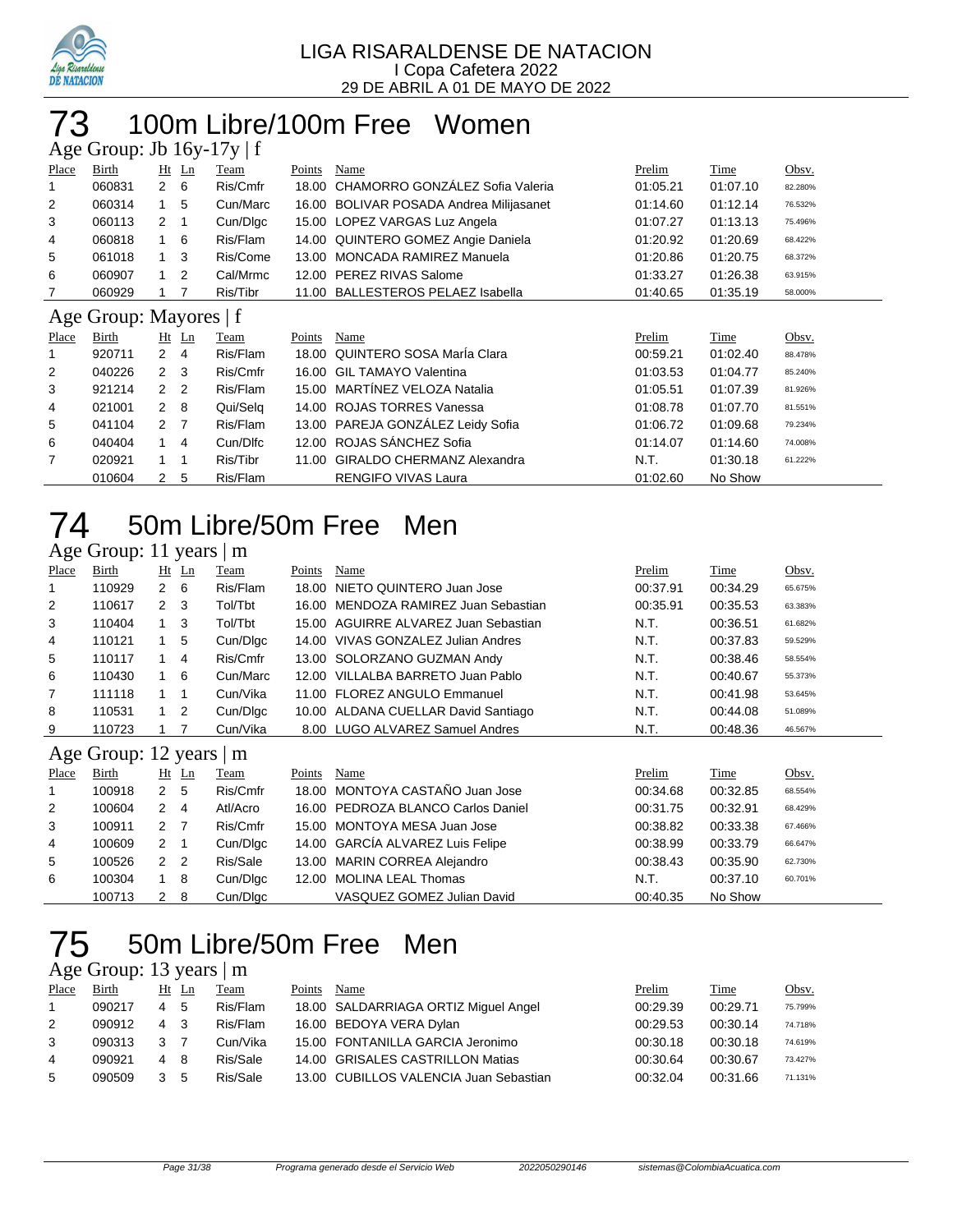LIGA RISARALDENSE DE NATACION
I Copa Cafetera 2022
29 DE ABRIL A 01 DE MAYO DE 2022

# 73 100m Libre/100m Free Women

## Age Group: Jb 16y-17y | f

| Place | Birth | Ht | Ln | Team | Points | Name | Prelim | Time | Obsv. |
|---|---|---|---|---|---|---|---|---|---|
| 1 | 060831 | 2 | 6 | Ris/Cmfr | 18.00 | CHAMORRO GONZÁLEZ Sofia Valeria | 01:05.21 | 01:07.10 | 82.280% |
| 2 | 060314 | 1 | 5 | Cun/Marc | 16.00 | BOLIVAR POSADA Andrea Milijasanet | 01:14.60 | 01:12.14 | 76.532% |
| 3 | 060113 | 2 | 1 | Cun/Dlgc | 15.00 | LOPEZ VARGAS Luz Angela | 01:07.27 | 01:13.13 | 75.496% |
| 4 | 060818 | 1 | 6 | Ris/Flam | 14.00 | QUINTERO GOMEZ Angie Daniela | 01:20.92 | 01:20.69 | 68.422% |
| 5 | 061018 | 1 | 3 | Ris/Come | 13.00 | MONCADA RAMIREZ Manuela | 01:20.86 | 01:20.75 | 68.372% |
| 6 | 060907 | 1 | 2 | Cal/Mrmc | 12.00 | PEREZ RIVAS Salome | 01:33.27 | 01:26.38 | 63.915% |
| 7 | 060929 | 1 | 7 | Ris/Tibr | 11.00 | BALLESTEROS PELAEZ Isabella | 01:40.65 | 01:35.19 | 58.000% |

## Age Group: Mayores | f

| Place | Birth | Ht | Ln | Team | Points | Name | Prelim | Time | Obsv. |
|---|---|---|---|---|---|---|---|---|---|
| 1 | 920711 | 2 | 4 | Ris/Flam | 18.00 | QUINTERO SOSA MarÍa Clara | 00:59.21 | 01:02.40 | 88.478% |
| 2 | 040226 | 2 | 3 | Ris/Cmfr | 16.00 | GIL TAMAYO Valentina | 01:03.53 | 01:04.77 | 85.240% |
| 3 | 921214 | 2 | 2 | Ris/Flam | 15.00 | MARTÍNEZ VELOZA Natalia | 01:05.51 | 01:07.39 | 81.926% |
| 4 | 021001 | 2 | 8 | Qui/Selq | 14.00 | ROJAS TORRES Vanessa | 01:08.78 | 01:07.70 | 81.551% |
| 5 | 041104 | 2 | 7 | Ris/Flam | 13.00 | PAREJA GONZÁLEZ Leidy Sofia | 01:06.72 | 01:09.68 | 79.234% |
| 6 | 040404 | 1 | 4 | Cun/Dlfc | 12.00 | ROJAS SÁNCHEZ Sofia | 01:14.07 | 01:14.60 | 74.008% |
| 7 | 020921 | 1 | 1 | Ris/Tibr | 11.00 | GIRALDO CHERMANZ Alexandra | N.T. | 01:30.18 | 61.222% |
| | 010604 | 2 | 5 | Ris/Flam | | RENGIFO VIVAS Laura | 01:02.60 | No Show | |

# 74 50m Libre/50m Free Men

## Age Group: 11 years | m

| Place | Birth | Ht | Ln | Team | Points | Name | Prelim | Time | Obsv. |
|---|---|---|---|---|---|---|---|---|---|
| 1 | 110929 | 2 | 6 | Ris/Flam | 18.00 | NIETO QUINTERO Juan Jose | 00:37.91 | 00:34.29 | 65.675% |
| 2 | 110617 | 2 | 3 | Tol/Tbt | 16.00 | MENDOZA RAMIREZ Juan Sebastian | 00:35.91 | 00:35.53 | 63.383% |
| 3 | 110404 | 1 | 3 | Tol/Tbt | 15.00 | AGUIRRE ALVAREZ Juan Sebastian | N.T. | 00:36.51 | 61.682% |
| 4 | 110121 | 1 | 5 | Cun/Dlgc | 14.00 | VIVAS GONZALEZ Julian Andres | N.T. | 00:37.83 | 59.529% |
| 5 | 110117 | 1 | 4 | Ris/Cmfr | 13.00 | SOLORZANO GUZMAN Andy | N.T. | 00:38.46 | 58.554% |
| 6 | 110430 | 1 | 6 | Cun/Marc | 12.00 | VILLALBA BARRETO Juan Pablo | N.T. | 00:40.67 | 55.373% |
| 7 | 111118 | 1 | 1 | Cun/Vika | 11.00 | FLOREZ ANGULO Emmanuel | N.T. | 00:41.98 | 53.645% |
| 8 | 110531 | 1 | 2 | Cun/Dlgc | 10.00 | ALDANA CUELLAR David Santiago | N.T. | 00:44.08 | 51.089% |
| 9 | 110723 | 1 | 7 | Cun/Vika | 8.00 | LUGO ALVAREZ Samuel Andres | N.T. | 00:48.36 | 46.567% |

## Age Group: 12 years | m

| Place | Birth | Ht | Ln | Team | Points | Name | Prelim | Time | Obsv. |
|---|---|---|---|---|---|---|---|---|---|
| 1 | 100918 | 2 | 5 | Ris/Cmfr | 18.00 | MONTOYA CASTAÑO Juan Jose | 00:34.68 | 00:32.85 | 68.554% |
| 2 | 100604 | 2 | 4 | Atl/Acro | 16.00 | PEDROZA BLANCO Carlos Daniel | 00:31.75 | 00:32.91 | 68.429% |
| 3 | 100911 | 2 | 7 | Ris/Cmfr | 15.00 | MONTOYA MESA Juan Jose | 00:38.82 | 00:33.38 | 67.466% |
| 4 | 100609 | 2 | 1 | Cun/Dlgc | 14.00 | GARCÍA ALVAREZ Luis Felipe | 00:38.99 | 00:33.79 | 66.647% |
| 5 | 100526 | 2 | 2 | Ris/Sale | 13.00 | MARIN CORREA Alejandro | 00:38.43 | 00:35.90 | 62.730% |
| 6 | 100304 | 1 | 8 | Cun/Dlgc | 12.00 | MOLINA LEAL Thomas | N.T. | 00:37.10 | 60.701% |
| | 100713 | 2 | 8 | Cun/Dlgc | | VASQUEZ GOMEZ Julian David | 00:40.35 | No Show | |

# 75 50m Libre/50m Free Men

## Age Group: 13 years | m

| Place | Birth | Ht | Ln | Team | Points | Name | Prelim | Time | Obsv. |
|---|---|---|---|---|---|---|---|---|---|
| 1 | 090217 | 4 | 5 | Ris/Flam | 18.00 | SALDARRIAGA ORTIZ Miguel Angel | 00:29.39 | 00:29.71 | 75.799% |
| 2 | 090912 | 4 | 3 | Ris/Flam | 16.00 | BEDOYA VERA Dylan | 00:29.53 | 00:30.14 | 74.718% |
| 3 | 090313 | 3 | 7 | Cun/Vika | 15.00 | FONTANILLA GARCIA Jeronimo | 00:30.18 | 00:30.18 | 74.619% |
| 4 | 090921 | 4 | 8 | Ris/Sale | 14.00 | GRISALES CASTRILLON Matias | 00:30.64 | 00:30.67 | 73.427% |
| 5 | 090509 | 3 | 5 | Ris/Sale | 13.00 | CUBILLOS VALENCIA Juan Sebastian | 00:32.04 | 00:31.66 | 71.131% |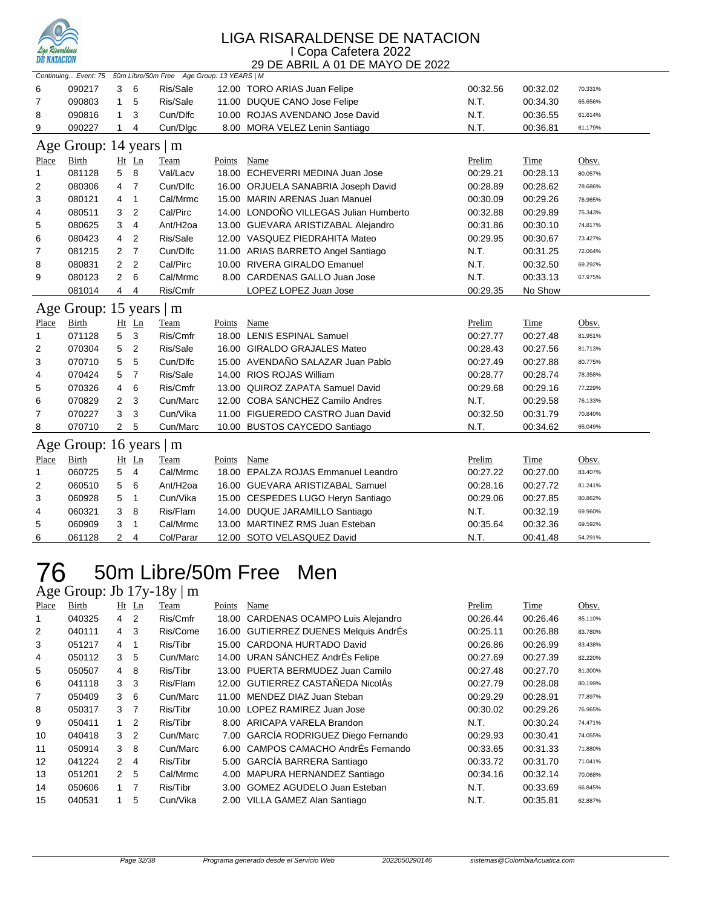# LIGA RISARALDENSE DE NATACION

I Copa Cafetera 2022

29 DE ABRIL A 01 DE MAYO DE 2022

Continuing... Event: 75 50m Libre/50m Free Age Group: 13 YEARS | M

| Place | Birth | Ht | Ln | Team | Points | Name | Prelim | Time | Obsv. |
|---|---|---|---|---|---|---|---|---|---|
| 6 | 090217 | 3 | 6 | Ris/Sale | 12.00 | TORO ARIAS Juan Felipe | 00:32.56 | 00:32.02 | 70.331% |
| 7 | 090803 | 1 | 5 | Ris/Sale | 11.00 | DUQUE CANO Jose Felipe | N.T. | 00:34.30 | 65.656% |
| 8 | 090816 | 1 | 3 | Cun/Dlfc | 10.00 | ROJAS AVENDANO Jose David | N.T. | 00:36.55 | 61.614% |
| 9 | 090227 | 1 | 4 | Cun/Dlgc | 8.00 | MORA VELEZ Lenin Santiago | N.T. | 00:36.81 | 61.179% |

## Age Group: 14 years | m

| Place | Birth | Ht | Ln | Team | Points | Name | Prelim | Time | Obsv. |
|---|---|---|---|---|---|---|---|---|---|
| 1 | 081128 | 5 | 8 | Val/Lacv | 18.00 | ECHEVERRI MEDINA Juan Jose | 00:29.21 | 00:28.13 | 80.057% |
| 2 | 080306 | 4 | 7 | Cun/Dlfc | 16.00 | ORJUELA SANABRIA Joseph David | 00:28.89 | 00:28.62 | 78.686% |
| 3 | 080121 | 4 | 1 | Cal/Mrmc | 15.00 | MARIN ARENAS Juan Manuel | 00:30.09 | 00:29.26 | 76.965% |
| 4 | 080511 | 3 | 2 | Cal/Pirc | 14.00 | LONDOÑO VILLEGAS Julian Humberto | 00:32.88 | 00:29.89 | 75.343% |
| 5 | 080625 | 3 | 4 | Ant/H2oa | 13.00 | GUEVARA ARISTIZABAL Alejandro | 00:31.86 | 00:30.10 | 74.817% |
| 6 | 080423 | 4 | 2 | Ris/Sale | 12.00 | VASQUEZ PIEDRAHITA Mateo | 00:29.95 | 00:30.67 | 73.427% |
| 7 | 081215 | 2 | 7 | Cun/Dlfc | 11.00 | ARIAS BARRETO Angel Santiago | N.T. | 00:31.25 | 72.064% |
| 8 | 080831 | 2 | 2 | Cal/Pirc | 10.00 | RIVERA GIRALDO Emanuel | N.T. | 00:32.50 | 69.292% |
| 9 | 080123 | 2 | 6 | Cal/Mrmc | 8.00 | CARDENAS GALLO Juan Jose | N.T. | 00:33.13 | 67.975% |
|  | 081014 | 4 | 4 | Ris/Cmfr |  | LOPEZ LOPEZ Juan Jose | 00:29.35 | No Show |  |

## Age Group: 15 years | m

| Place | Birth | Ht | Ln | Team | Points | Name | Prelim | Time | Obsv. |
|---|---|---|---|---|---|---|---|---|---|
| 1 | 071128 | 5 | 3 | Ris/Cmfr | 18.00 | LENIS ESPINAL Samuel | 00:27.77 | 00:27.48 | 81.951% |
| 2 | 070304 | 5 | 2 | Ris/Sale | 16.00 | GIRALDO GRAJALES Mateo | 00:28.43 | 00:27.56 | 81.713% |
| 3 | 070710 | 5 | 5 | Cun/Dlfc | 15.00 | AVENDAÑO SALAZAR Juan Pablo | 00:27.49 | 00:27.88 | 80.775% |
| 4 | 070424 | 5 | 7 | Ris/Sale | 14.00 | RIOS ROJAS William | 00:28.77 | 00:28.74 | 78.358% |
| 5 | 070326 | 4 | 6 | Ris/Cmfr | 13.00 | QUIROZ ZAPATA Samuel David | 00:29.68 | 00:29.16 | 77.229% |
| 6 | 070829 | 2 | 3 | Cun/Marc | 12.00 | COBA SANCHEZ Camilo Andres | N.T. | 00:29.58 | 76.133% |
| 7 | 070227 | 3 | 3 | Cun/Vika | 11.00 | FIGUEREDO CASTRO Juan David | 00:32.50 | 00:31.79 | 70.840% |
| 8 | 070710 | 2 | 5 | Cun/Marc | 10.00 | BUSTOS CAYCEDO Santiago | N.T. | 00:34.62 | 65.049% |

## Age Group: 16 years | m

| Place | Birth | Ht | Ln | Team | Points | Name | Prelim | Time | Obsv. |
|---|---|---|---|---|---|---|---|---|---|
| 1 | 060725 | 5 | 4 | Cal/Mrmc | 18.00 | EPALZA ROJAS Emmanuel Leandro | 00:27.22 | 00:27.00 | 83.407% |
| 2 | 060510 | 5 | 6 | Ant/H2oa | 16.00 | GUEVARA ARISTIZABAL Samuel | 00:28.16 | 00:27.72 | 81.241% |
| 3 | 060928 | 5 | 1 | Cun/Vika | 15.00 | CESPEDES LUGO Heryn Santiago | 00:29.06 | 00:27.85 | 80.862% |
| 4 | 060321 | 3 | 8 | Ris/Flam | 14.00 | DUQUE JARAMILLO Santiago | N.T. | 00:32.19 | 69.960% |
| 5 | 060909 | 3 | 1 | Cal/Mrmc | 13.00 | MARTINEZ RMS Juan Esteban | 00:35.64 | 00:32.36 | 69.592% |
| 6 | 061128 | 2 | 4 | Col/Parar | 12.00 | SOTO VELASQUEZ David | N.T. | 00:41.48 | 54.291% |

# 76 50m Libre/50m Free Men

## Age Group: Jb 17y-18y | m

| Place | Birth | Ht | Ln | Team | Points | Name | Prelim | Time | Obsv. |
|---|---|---|---|---|---|---|---|---|---|
| 1 | 040325 | 4 | 2 | Ris/Cmfr | 18.00 | CARDENAS OCAMPO Luis Alejandro | 00:26.44 | 00:26.46 | 85.110% |
| 2 | 040111 | 4 | 3 | Ris/Come | 16.00 | GUTIERREZ DUENES Melquis AndrÉs | 00:25.11 | 00:26.88 | 83.780% |
| 3 | 051217 | 4 | 1 | Ris/Tibr | 15.00 | CARDONA HURTADO David | 00:26.86 | 00:26.99 | 83.438% |
| 4 | 050112 | 3 | 5 | Cun/Marc | 14.00 | URAN SÁNCHEZ AndrÉs Felipe | 00:27.69 | 00:27.39 | 82.220% |
| 5 | 050507 | 4 | 8 | Ris/Tibr | 13.00 | PUERTA BERMUDEZ Juan Camilo | 00:27.48 | 00:27.70 | 81.300% |
| 6 | 041118 | 3 | 3 | Ris/Flam | 12.00 | GUTIERREZ CASTAÑEDA NicolÁs | 00:27.79 | 00:28.08 | 80.199% |
| 7 | 050409 | 3 | 6 | Cun/Marc | 11.00 | MENDEZ DIAZ Juan Steban | 00:29.29 | 00:28.91 | 77.897% |
| 8 | 050317 | 3 | 7 | Ris/Tibr | 10.00 | LOPEZ RAMIREZ Juan Jose | 00:30.02 | 00:29.26 | 76.965% |
| 9 | 050411 | 1 | 2 | Ris/Tibr | 8.00 | ARICAPA VARELA Brandon | N.T. | 00:30.24 | 74.471% |
| 10 | 040418 | 3 | 2 | Cun/Marc | 7.00 | GARCÍA RODRIGUEZ Diego Fernando | 00:29.93 | 00:30.41 | 74.055% |
| 11 | 050914 | 3 | 8 | Cun/Marc | 6.00 | CAMPOS CAMACHO AndrÉs Fernando | 00:33.65 | 00:31.33 | 71.880% |
| 12 | 041224 | 2 | 4 | Ris/Tibr | 5.00 | GARCÍA BARRERA Santiago | 00:33.72 | 00:31.70 | 71.041% |
| 13 | 051201 | 2 | 5 | Cal/Mrmc | 4.00 | MAPURA HERNANDEZ Santiago | 00:34.16 | 00:32.14 | 70.068% |
| 14 | 050606 | 1 | 7 | Ris/Tibr | 3.00 | GOMEZ AGUDELO Juan Esteban | N.T. | 00:33.69 | 66.845% |
| 15 | 040531 | 1 | 5 | Cun/Vika | 2.00 | VILLA GAMEZ Alan Santiago | N.T. | 00:35.81 | 62.887% |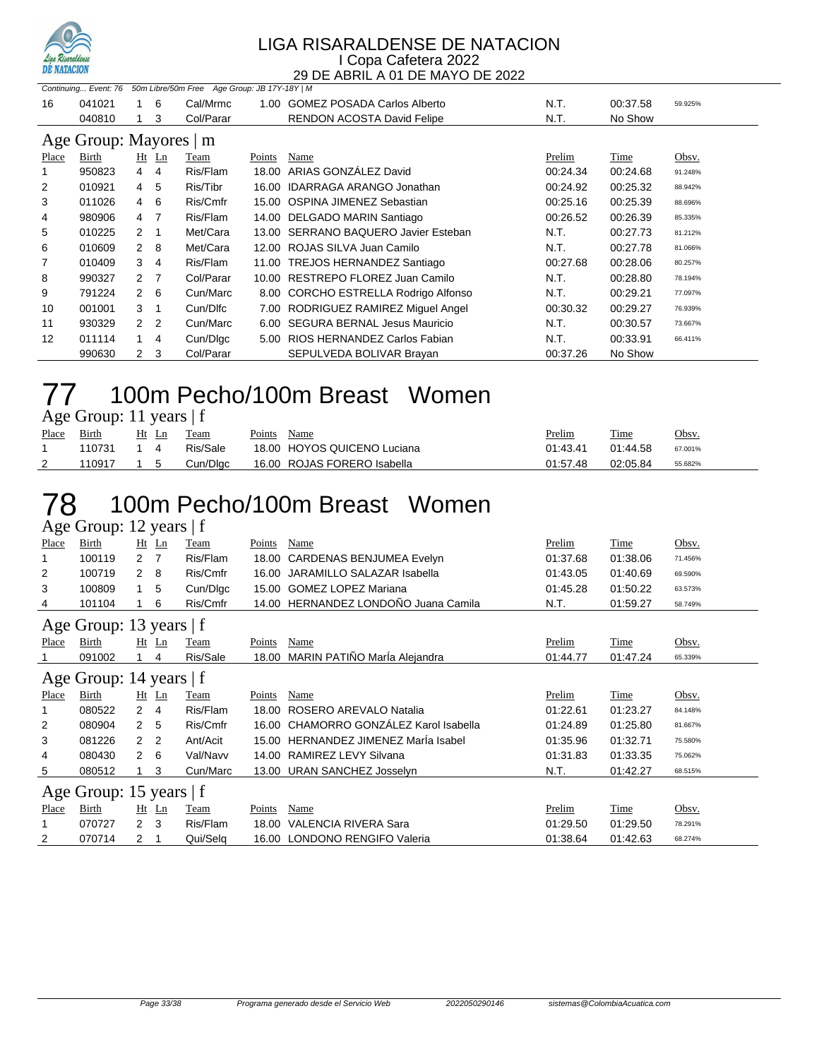# LIGA RISARALDENSE DE NATACION

I Copa Cafetera 2022

29 DE ABRIL A 01 DE MAYO DE 2022

Continuing... Event: 76 50m Libre/50m Free Age Group: JB 17Y-18Y | M

| Place | Birth | Ht | Ln | Team | Points | Name | Prelim | Time | Obsv. |
|---|---|---|---|---|---|---|---|---|---|
| 16 | 041021 | 1 | 6 | Cal/Mrmc | 1.00 | GOMEZ POSADA Carlos Alberto | N.T. | 00:37.58 | 59.925% |
| | 040810 | 1 | 3 | Col/Parar | | RENDON ACOSTA David Felipe | N.T. | No Show | |

## Age Group: Mayores | m

| Place | Birth | Ht | Ln | Team | Points | Name | Prelim | Time | Obsv. |
|---|---|---|---|---|---|---|---|---|---|
| 1 | 950823 | 4 | 4 | Ris/Flam | 18.00 | ARIAS GONZÁLEZ David | 00:24.34 | 00:24.68 | 91.248% |
| 2 | 010921 | 4 | 5 | Ris/Tibr | 16.00 | IDARRAGA ARANGO Jonathan | 00:24.92 | 00:25.32 | 88.942% |
| 3 | 011026 | 4 | 6 | Ris/Cmfr | 15.00 | OSPINA JIMENEZ Sebastian | 00:25.16 | 00:25.39 | 88.696% |
| 4 | 980906 | 4 | 7 | Ris/Flam | 14.00 | DELGADO MARIN Santiago | 00:26.52 | 00:26.39 | 85.335% |
| 5 | 010225 | 2 | 1 | Met/Cara | 13.00 | SERRANO BAQUERO Javier Esteban | N.T. | 00:27.73 | 81.212% |
| 6 | 010609 | 2 | 8 | Met/Cara | 12.00 | ROJAS SILVA Juan Camilo | N.T. | 00:27.78 | 81.066% |
| 7 | 010409 | 3 | 4 | Ris/Flam | 11.00 | TREJOS HERNANDEZ Santiago | 00:27.68 | 00:28.06 | 80.257% |
| 8 | 990327 | 2 | 7 | Col/Parar | 10.00 | RESTREPO FLOREZ Juan Camilo | N.T. | 00:28.80 | 78.194% |
| 9 | 791224 | 2 | 6 | Cun/Marc | 8.00 | CORCHO ESTRELLA Rodrigo Alfonso | N.T. | 00:29.21 | 77.097% |
| 10 | 001001 | 3 | 1 | Cun/Dlfc | 7.00 | RODRIGUEZ RAMIREZ Miguel Angel | 00:30.32 | 00:29.27 | 76.939% |
| 11 | 930329 | 2 | 2 | Cun/Marc | 6.00 | SEGURA BERNAL Jesus Mauricio | N.T. | 00:30.57 | 73.667% |
| 12 | 011114 | 1 | 4 | Cun/Dlgc | 5.00 | RIOS HERNANDEZ Carlos Fabian | N.T. | 00:33.91 | 66.411% |
| | 990630 | 2 | 3 | Col/Parar | | SEPULVEDA BOLIVAR Brayan | 00:37.26 | No Show | |

# 77 100m Pecho/100m Breast Women

## Age Group: 11 years | f

| Place | Birth | Ht | Ln | Team | Points | Name | Prelim | Time | Obsv. |
|---|---|---|---|---|---|---|---|---|---|
| 1 | 110731 | 1 | 4 | Ris/Sale | 18.00 | HOYOS QUICENO Luciana | 01:43.41 | 01:44.58 | 67.001% |
| 2 | 110917 | 1 | 5 | Cun/Dlgc | 16.00 | ROJAS FORERO Isabella | 01:57.48 | 02:05.84 | 55.682% |

# 78 100m Pecho/100m Breast Women

## Age Group: 12 years | f

| Place | Birth | Ht | Ln | Team | Points | Name | Prelim | Time | Obsv. |
|---|---|---|---|---|---|---|---|---|---|
| 1 | 100119 | 2 | 7 | Ris/Flam | 18.00 | CARDENAS BENJUMEA Evelyn | 01:37.68 | 01:38.06 | 71.456% |
| 2 | 100719 | 2 | 8 | Ris/Cmfr | 16.00 | JARAMILLO SALAZAR Isabella | 01:43.05 | 01:40.69 | 69.590% |
| 3 | 100809 | 1 | 5 | Cun/Dlgc | 15.00 | GOMEZ LOPEZ Mariana | 01:45.28 | 01:50.22 | 63.573% |
| 4 | 101104 | 1 | 6 | Ris/Cmfr | 14.00 | HERNANDEZ LONDOÑO Juana Camila | N.T. | 01:59.27 | 58.749% |

## Age Group: 13 years | f

| Place | Birth | Ht | Ln | Team | Points | Name | Prelim | Time | Obsv. |
|---|---|---|---|---|---|---|---|---|---|
| 1 | 091002 | 1 | 4 | Ris/Sale | 18.00 | MARIN PATIÑO MarÍa Alejandra | 01:44.77 | 01:47.24 | 65.339% |

## Age Group: 14 years | f

| Place | Birth | Ht | Ln | Team | Points | Name | Prelim | Time | Obsv. |
|---|---|---|---|---|---|---|---|---|---|
| 1 | 080522 | 2 | 4 | Ris/Flam | 18.00 | ROSERO AREVALO Natalia | 01:22.61 | 01:23.27 | 84.148% |
| 2 | 080904 | 2 | 5 | Ris/Cmfr | 16.00 | CHAMORRO GONZÁLEZ Karol Isabella | 01:24.89 | 01:25.80 | 81.667% |
| 3 | 081226 | 2 | 2 | Ant/Acit | 15.00 | HERNANDEZ JIMENEZ MarÍa Isabel | 01:35.96 | 01:32.71 | 75.580% |
| 4 | 080430 | 2 | 6 | Val/Navv | 14.00 | RAMIREZ LEVY Silvana | 01:31.83 | 01:33.35 | 75.062% |
| 5 | 080512 | 1 | 3 | Cun/Marc | 13.00 | URAN SANCHEZ Josselyn | N.T. | 01:42.27 | 68.515% |

## Age Group: 15 years | f

| Place | Birth | Ht | Ln | Team | Points | Name | Prelim | Time | Obsv. |
|---|---|---|---|---|---|---|---|---|---|
| 1 | 070727 | 2 | 3 | Ris/Flam | 18.00 | VALENCIA RIVERA Sara | 01:29.50 | 01:29.50 | 78.291% |
| 2 | 070714 | 2 | 1 | Qui/Selq | 16.00 | LONDONO RENGIFO Valeria | 01:38.64 | 01:42.63 | 68.274% |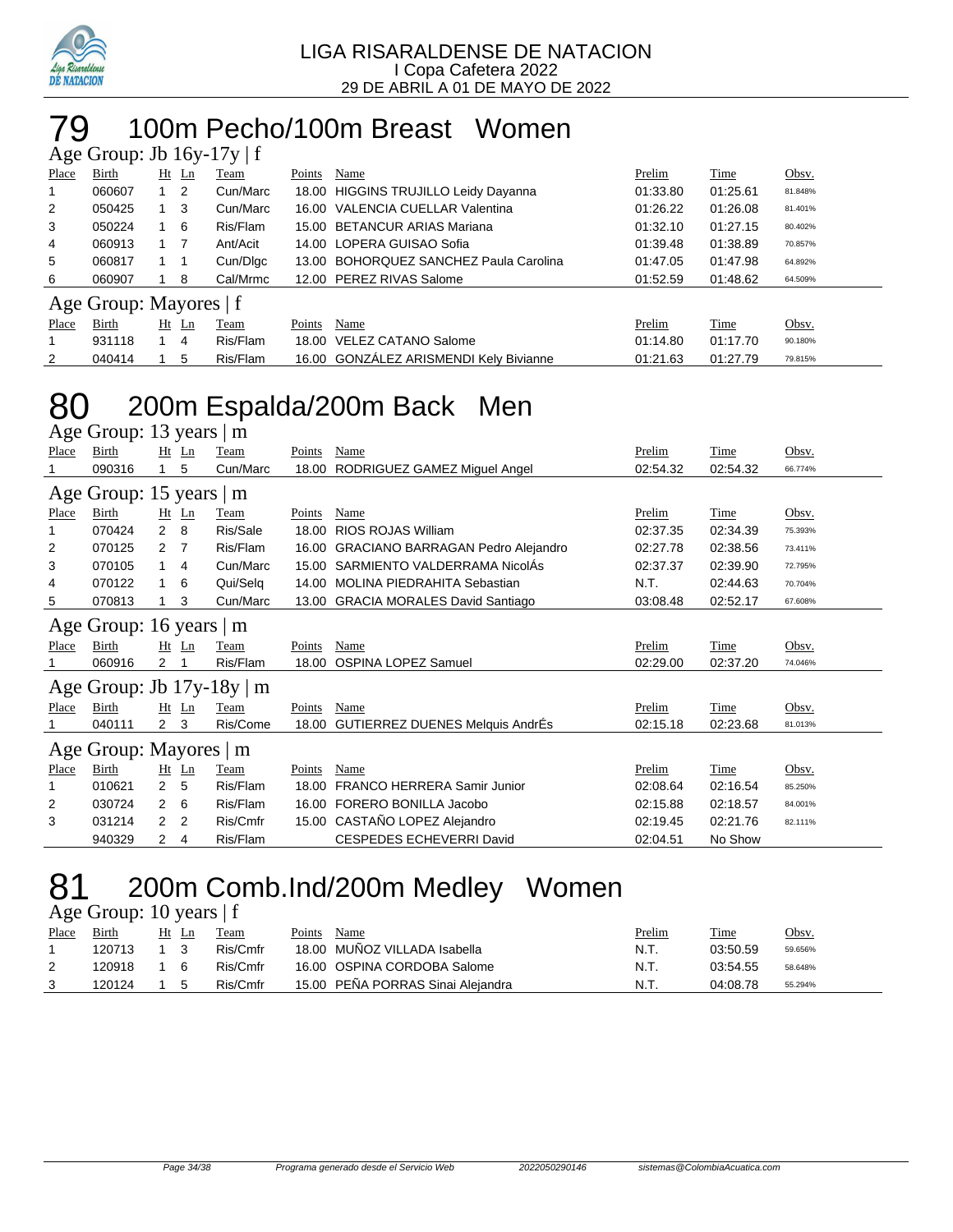LIGA RISARALDENSE DE NATACION
I Copa Cafetera 2022
29 DE ABRIL A 01 DE MAYO DE 2022

# 79 100m Pecho/100m Breast Women

## Age Group: Jb 16y-17y | f

| Place | Birth | Ht | Ln | Team | Points | Name | Prelim | Time | Obsv. |
|---|---|---|---|---|---|---|---|---|---|
| 1 | 060607 | 1 | 2 | Cun/Marc | 18.00 | HIGGINS TRUJILLO Leidy Dayanna | 01:33.80 | 01:25.61 | 81.848% |
| 2 | 050425 | 1 | 3 | Cun/Marc | 16.00 | VALENCIA CUELLAR Valentina | 01:26.22 | 01:26.08 | 81.401% |
| 3 | 050224 | 1 | 6 | Ris/Flam | 15.00 | BETANCUR ARIAS Mariana | 01:32.10 | 01:27.15 | 80.402% |
| 4 | 060913 | 1 | 7 | Ant/Acit | 14.00 | LOPERA GUISAO Sofia | 01:39.48 | 01:38.89 | 70.857% |
| 5 | 060817 | 1 | 1 | Cun/Dlgc | 13.00 | BOHORQUEZ SANCHEZ Paula Carolina | 01:47.05 | 01:47.98 | 64.892% |
| 6 | 060907 | 1 | 8 | Cal/Mrmc | 12.00 | PEREZ RIVAS Salome | 01:52.59 | 01:48.62 | 64.509% |

## Age Group: Mayores | f

| Place | Birth | Ht | Ln | Team | Points | Name | Prelim | Time | Obsv. |
|---|---|---|---|---|---|---|---|---|---|
| 1 | 931118 | 1 | 4 | Ris/Flam | 18.00 | VELEZ CATANO Salome | 01:14.80 | 01:17.70 | 90.180% |
| 2 | 040414 | 1 | 5 | Ris/Flam | 16.00 | GONZÁLEZ ARISMENDI Kely Bivianne | 01:21.63 | 01:27.79 | 79.815% |

# 80 200m Espalda/200m Back Men

## Age Group: 13 years | m

| Place | Birth | Ht | Ln | Team | Points | Name | Prelim | Time | Obsv. |
|---|---|---|---|---|---|---|---|---|---|
| 1 | 090316 | 1 | 5 | Cun/Marc | 18.00 | RODRIGUEZ GAMEZ Miguel Angel | 02:54.32 | 02:54.32 | 66.774% |

## Age Group: 15 years | m

| Place | Birth | Ht | Ln | Team | Points | Name | Prelim | Time | Obsv. |
|---|---|---|---|---|---|---|---|---|---|
| 1 | 070424 | 2 | 8 | Ris/Sale | 18.00 | RIOS ROJAS William | 02:37.35 | 02:34.39 | 75.393% |
| 2 | 070125 | 2 | 7 | Ris/Flam | 16.00 | GRACIANO BARRAGAN Pedro Alejandro | 02:27.78 | 02:38.56 | 73.411% |
| 3 | 070105 | 1 | 4 | Cun/Marc | 15.00 | SARMIENTO VALDERRAMA NicolÁs | 02:37.37 | 02:39.90 | 72.795% |
| 4 | 070122 | 1 | 6 | Qui/Selq | 14.00 | MOLINA PIEDRAHITA Sebastian | N.T. | 02:44.63 | 70.704% |
| 5 | 070813 | 1 | 3 | Cun/Marc | 13.00 | GRACIA MORALES David Santiago | 03:08.48 | 02:52.17 | 67.608% |

## Age Group: 16 years | m

| Place | Birth | Ht | Ln | Team | Points | Name | Prelim | Time | Obsv. |
|---|---|---|---|---|---|---|---|---|---|
| 1 | 060916 | 2 | 1 | Ris/Flam | 18.00 | OSPINA LOPEZ Samuel | 02:29.00 | 02:37.20 | 74.046% |

## Age Group: Jb 17y-18y | m

| Place | Birth | Ht | Ln | Team | Points | Name | Prelim | Time | Obsv. |
|---|---|---|---|---|---|---|---|---|---|
| 1 | 040111 | 2 | 3 | Ris/Come | 18.00 | GUTIERREZ DUENES Melquis AndrÉs | 02:15.18 | 02:23.68 | 81.013% |

## Age Group: Mayores | m

| Place | Birth | Ht | Ln | Team | Points | Name | Prelim | Time | Obsv. |
|---|---|---|---|---|---|---|---|---|---|
| 1 | 010621 | 2 | 5 | Ris/Flam | 18.00 | FRANCO HERRERA Samir Junior | 02:08.64 | 02:16.54 | 85.250% |
| 2 | 030724 | 2 | 6 | Ris/Flam | 16.00 | FORERO BONILLA Jacobo | 02:15.88 | 02:18.57 | 84.001% |
| 3 | 031214 | 2 | 2 | Ris/Cmfr | 15.00 | CASTAÑO LOPEZ Alejandro | 02:19.45 | 02:21.76 | 82.111% |
| | 940329 | 2 | 4 | Ris/Flam | | CESPEDES ECHEVERRI David | 02:04.51 | No Show | |

# 81 200m Comb.Ind/200m Medley Women

## Age Group: 10 years | f

| Place | Birth | Ht | Ln | Team | Points | Name | Prelim | Time | Obsv. |
|---|---|---|---|---|---|---|---|---|---|
| 1 | 120713 | 1 | 3 | Ris/Cmfr | 18.00 | MUÑOZ VILLADA Isabella | N.T. | 03:50.59 | 59.656% |
| 2 | 120918 | 1 | 6 | Ris/Cmfr | 16.00 | OSPINA CORDOBA Salome | N.T. | 03:54.55 | 58.648% |
| 3 | 120124 | 1 | 5 | Ris/Cmfr | 15.00 | PEÑA PORRAS Sinai Alejandra | N.T. | 04:08.78 | 55.294% |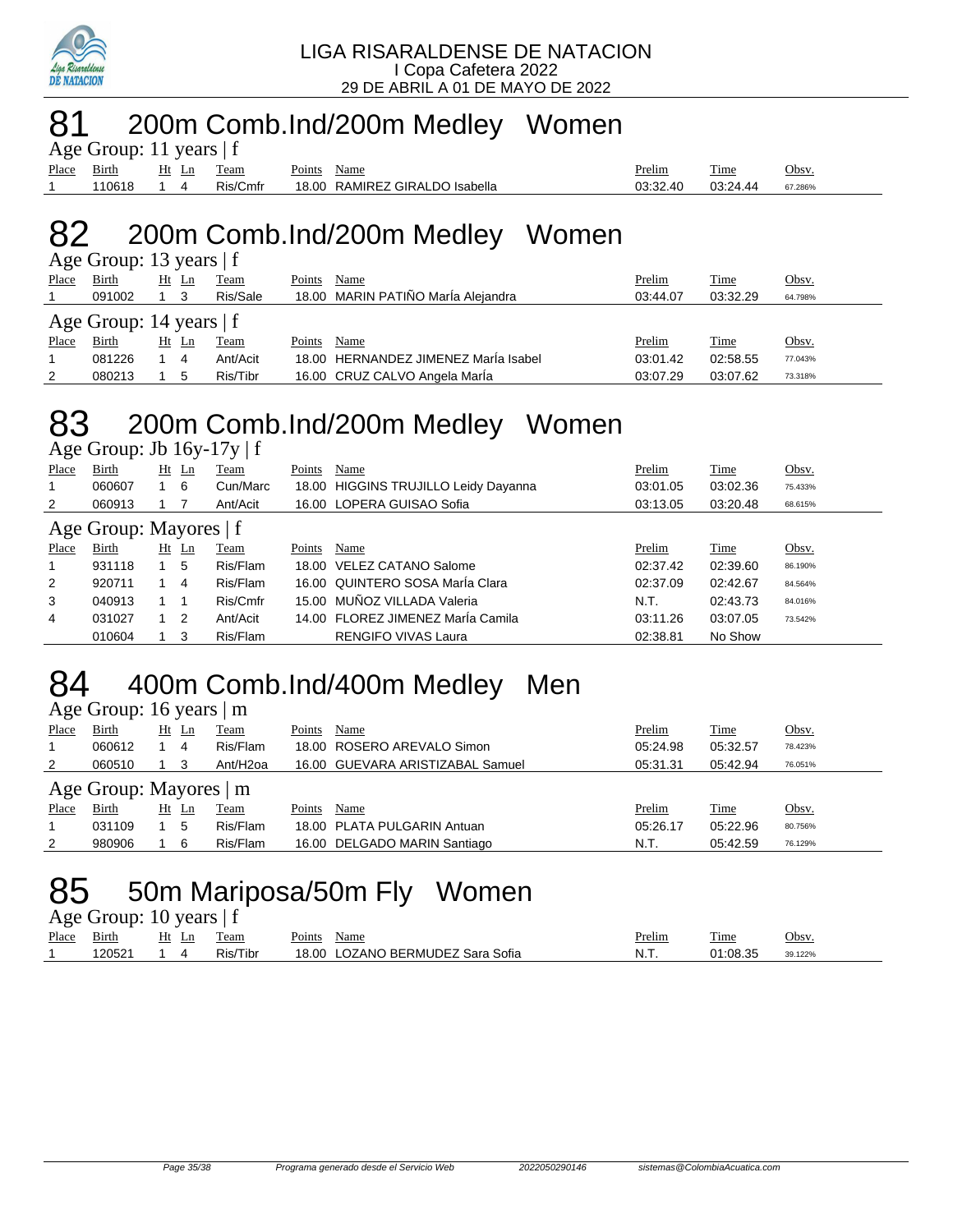LIGA RISARALDENSE DE NATACION
I Copa Cafetera 2022
29 DE ABRIL A 01 DE MAYO DE 2022

# 81 200m Comb.Ind/200m Medley Women

Age Group: 11 years | f

| Place | Birth | Ht | Ln | Team | Points | Name | Prelim | Time | Obsv. |
|---|---|---|---|---|---|---|---|---|---|
| 1 | 110618 | 1 | 4 | Ris/Cmfr | 18.00 | RAMIREZ GIRALDO Isabella | 03:32.40 | 03:24.44 | 67.286% |

# 82 200m Comb.Ind/200m Medley Women

Age Group: 13 years | f

| Place | Birth | Ht | Ln | Team | Points | Name | Prelim | Time | Obsv. |
|---|---|---|---|---|---|---|---|---|---|
| 1 | 091002 | 1 | 3 | Ris/Sale | 18.00 | MARIN PATIÑO MarÍa Alejandra | 03:44.07 | 03:32.29 | 64.798% |

Age Group: 14 years | f

| Place | Birth | Ht | Ln | Team | Points | Name | Prelim | Time | Obsv. |
|---|---|---|---|---|---|---|---|---|---|
| 1 | 081226 | 1 | 4 | Ant/Acit | 18.00 | HERNANDEZ JIMENEZ MarÍa Isabel | 03:01.42 | 02:58.55 | 77.043% |
| 2 | 080213 | 1 | 5 | Ris/Tibr | 16.00 | CRUZ CALVO Angela MarÍa | 03:07.29 | 03:07.62 | 73.318% |

# 83 200m Comb.Ind/200m Medley Women

Age Group: Jb 16y-17y | f

| Place | Birth | Ht | Ln | Team | Points | Name | Prelim | Time | Obsv. |
|---|---|---|---|---|---|---|---|---|---|
| 1 | 060607 | 1 | 6 | Cun/Marc | 18.00 | HIGGINS TRUJILLO Leidy Dayanna | 03:01.05 | 03:02.36 | 75.433% |
| 2 | 060913 | 1 | 7 | Ant/Acit | 16.00 | LOPERA GUISAO Sofia | 03:13.05 | 03:20.48 | 68.615% |

Age Group: Mayores | f

| Place | Birth | Ht | Ln | Team | Points | Name | Prelim | Time | Obsv. |
|---|---|---|---|---|---|---|---|---|---|
| 1 | 931118 | 1 | 5 | Ris/Flam | 18.00 | VELEZ CATANO Salome | 02:37.42 | 02:39.60 | 86.190% |
| 2 | 920711 | 1 | 4 | Ris/Flam | 16.00 | QUINTERO SOSA MarÍa Clara | 02:37.09 | 02:42.67 | 84.564% |
| 3 | 040913 | 1 | 1 | Ris/Cmfr | 15.00 | MUÑOZ VILLADA Valeria | N.T. | 02:43.73 | 84.016% |
| 4 | 031027 | 1 | 2 | Ant/Acit | 14.00 | FLOREZ JIMENEZ MarÍa Camila | 03:11.26 | 03:07.05 | 73.542% |
| | 010604 | 1 | 3 | Ris/Flam | | RENGIFO VIVAS Laura | 02:38.81 | No Show | |

# 84 400m Comb.Ind/400m Medley Men

Age Group: 16 years | m

| Place | Birth | Ht | Ln | Team | Points | Name | Prelim | Time | Obsv. |
|---|---|---|---|---|---|---|---|---|---|
| 1 | 060612 | 1 | 4 | Ris/Flam | 18.00 | ROSERO AREVALO Simon | 05:24.98 | 05:32.57 | 78.423% |
| 2 | 060510 | 1 | 3 | Ant/H2oa | 16.00 | GUEVARA ARISTIZABAL Samuel | 05:31.31 | 05:42.94 | 76.051% |

Age Group: Mayores | m

| Place | Birth | Ht | Ln | Team | Points | Name | Prelim | Time | Obsv. |
|---|---|---|---|---|---|---|---|---|---|
| 1 | 031109 | 1 | 5 | Ris/Flam | 18.00 | PLATA PULGARIN Antuan | 05:26.17 | 05:22.96 | 80.756% |
| 2 | 980906 | 1 | 6 | Ris/Flam | 16.00 | DELGADO MARIN Santiago | N.T. | 05:42.59 | 76.129% |

# 85 50m Mariposa/50m Fly Women

Age Group: 10 years | f

| Place | Birth | Ht | Ln | Team | Points | Name | Prelim | Time | Obsv. |
|---|---|---|---|---|---|---|---|---|---|
| 1 | 120521 | 1 | 4 | Ris/Tibr | 18.00 | LOZANO BERMUDEZ Sara Sofia | N.T. | 01:08.35 | 39.122% |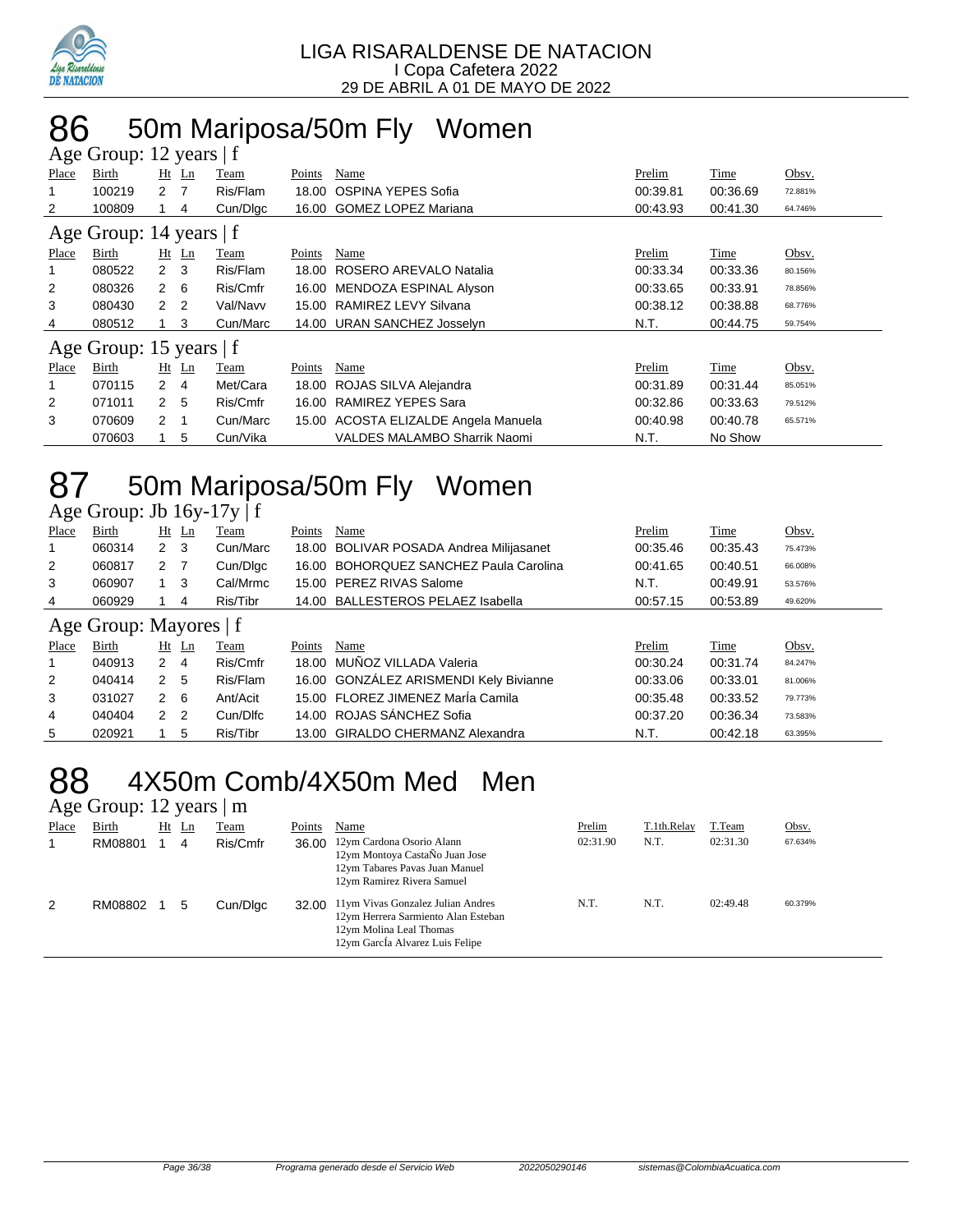LIGA RISARALDENSE DE NATACION
I Copa Cafetera 2022
29 DE ABRIL A 01 DE MAYO DE 2022

# 86 50m Mariposa/50m Fly Women

## Age Group: 12 years | f

| Place | Birth | Ht | Ln | Team | Points | Name | Prelim | Time | Obsv. |
|---|---|---|---|---|---|---|---|---|---|
| 1 | 100219 | 2 | 7 | Ris/Flam | 18.00 | OSPINA YEPES Sofia | 00:39.81 | 00:36.69 | 72.881% |
| 2 | 100809 | 1 | 4 | Cun/Dlgc | 16.00 | GOMEZ LOPEZ Mariana | 00:43.93 | 00:41.30 | 64.746% |

## Age Group: 14 years | f

| Place | Birth | Ht | Ln | Team | Points | Name | Prelim | Time | Obsv. |
|---|---|---|---|---|---|---|---|---|---|
| 1 | 080522 | 2 | 3 | Ris/Flam | 18.00 | ROSERO AREVALO Natalia | 00:33.34 | 00:33.36 | 80.156% |
| 2 | 080326 | 2 | 6 | Ris/Cmfr | 16.00 | MENDOZA ESPINAL Alyson | 00:33.65 | 00:33.91 | 78.856% |
| 3 | 080430 | 2 | 2 | Val/Navv | 15.00 | RAMIREZ LEVY Silvana | 00:38.12 | 00:38.88 | 68.776% |
| 4 | 080512 | 1 | 3 | Cun/Marc | 14.00 | URAN SANCHEZ Josselyn | N.T. | 00:44.75 | 59.754% |

## Age Group: 15 years | f

| Place | Birth | Ht | Ln | Team | Points | Name | Prelim | Time | Obsv. |
|---|---|---|---|---|---|---|---|---|---|
| 1 | 070115 | 2 | 4 | Met/Cara | 18.00 | ROJAS SILVA Alejandra | 00:31.89 | 00:31.44 | 85.051% |
| 2 | 071011 | 2 | 5 | Ris/Cmfr | 16.00 | RAMIREZ YEPES Sara | 00:32.86 | 00:33.63 | 79.512% |
| 3 | 070609 | 2 | 1 | Cun/Marc | 15.00 | ACOSTA ELIZALDE Angela Manuela | 00:40.98 | 00:40.78 | 65.571% |
|  | 070603 | 1 | 5 | Cun/Vika |  | VALDES MALAMBO Sharrik Naomi | N.T. | No Show |  |

# 87 50m Mariposa/50m Fly Women

## Age Group: Jb 16y-17y | f

| Place | Birth | Ht | Ln | Team | Points | Name | Prelim | Time | Obsv. |
|---|---|---|---|---|---|---|---|---|---|
| 1 | 060314 | 2 | 3 | Cun/Marc | 18.00 | BOLIVAR POSADA Andrea Milijasanet | 00:35.46 | 00:35.43 | 75.473% |
| 2 | 060817 | 2 | 7 | Cun/Dlgc | 16.00 | BOHORQUEZ SANCHEZ Paula Carolina | 00:41.65 | 00:40.51 | 66.008% |
| 3 | 060907 | 1 | 3 | Cal/Mrmc | 15.00 | PEREZ RIVAS Salome | N.T. | 00:49.91 | 53.576% |
| 4 | 060929 | 1 | 4 | Ris/Tibr | 14.00 | BALLESTEROS PELAEZ Isabella | 00:57.15 | 00:53.89 | 49.620% |

## Age Group: Mayores | f

| Place | Birth | Ht | Ln | Team | Points | Name | Prelim | Time | Obsv. |
|---|---|---|---|---|---|---|---|---|---|
| 1 | 040913 | 2 | 4 | Ris/Cmfr | 18.00 | MUÑOZ VILLADA Valeria | 00:30.24 | 00:31.74 | 84.247% |
| 2 | 040414 | 2 | 5 | Ris/Flam | 16.00 | GONZÁLEZ ARISMENDI Kely Bivianne | 00:33.06 | 00:33.01 | 81.006% |
| 3 | 031027 | 2 | 6 | Ant/Acit | 15.00 | FLOREZ JIMENEZ MarÍa Camila | 00:35.48 | 00:33.52 | 79.773% |
| 4 | 040404 | 2 | 2 | Cun/Dlfc | 14.00 | ROJAS SÁNCHEZ Sofia | 00:37.20 | 00:36.34 | 73.583% |
| 5 | 020921 | 1 | 5 | Ris/Tibr | 13.00 | GIRALDO CHERMANZ Alexandra | N.T. | 00:42.18 | 63.395% |

# 88 4X50m Comb/4X50m Med Men

## Age Group: 12 years | m

| Place | Birth | Ht | Ln | Team | Points | Name | Prelim | T.1th.Relay | T.Team | Obsv. |
|---|---|---|---|---|---|---|---|---|---|---|
| 1 | RM08801 | 1 | 4 | Ris/Cmfr | 36.00 | 12ym Cardona Osorio Alann<br>12ym Montoya CastaÑo Juan Jose<br>12ym Tabares Pavas Juan Manuel<br>12ym Ramirez Rivera Samuel | 02:31.90 | N.T. | 02:31.30 | 67.634% |
| 2 | RM08802 | 1 | 5 | Cun/Dlgc | 32.00 | 11ym Vivas Gonzalez Julian Andres<br>12ym Herrera Sarmiento Alan Esteban<br>12ym Molina Leal Thomas<br>12ym GarcÍa Alvarez Luis Felipe | N.T. | N.T. | 02:49.48 | 60.379% |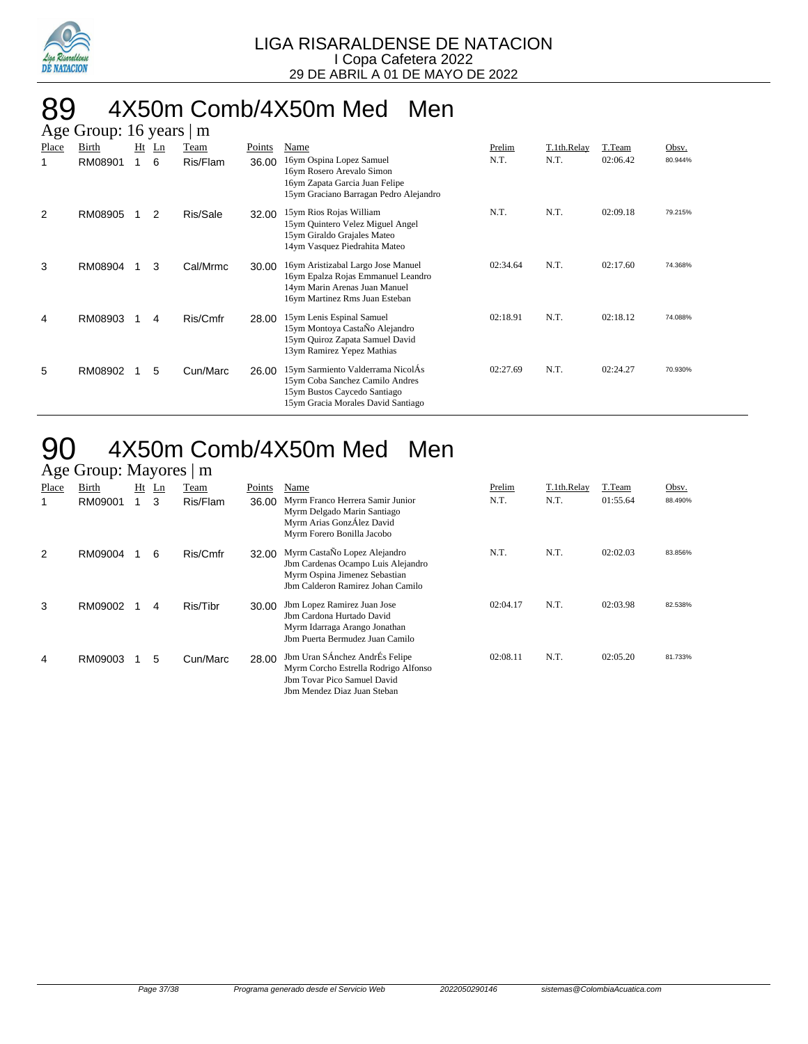LIGA RISARALDENSE DE NATACION
I Copa Cafetera 2022
29 DE ABRIL A 01 DE MAYO DE 2022

# 89 4X50m Comb/4X50m Med Men

## Age Group: 16 years | m

| Place | Birth | Ht | Ln | Team | Points | Name | Prelim | T.1th.Relay | T.Team | Obsv. |
|---|---|---|---|---|---|---|---|---|---|---|
| 1 | RM08901 | 1 | 6 | Ris/Flam | 36.00 | 16ym Ospina Lopez Samuel<br>16ym Rosero Arevalo Simon<br>16ym Zapata Garcia Juan Felipe<br>15ym Graciano Barragan Pedro Alejandro | N.T. | N.T. | 02:06.42 | 80.944% |
| 2 | RM08905 | 1 | 2 | Ris/Sale | 32.00 | 15ym Rios Rojas William<br>15ym Quintero Velez Miguel Angel<br>15ym Giraldo Grajales Mateo<br>14ym Vasquez Piedrahita Mateo | N.T. | N.T. | 02:09.18 | 79.215% |
| 3 | RM08904 | 1 | 3 | Cal/Mrmc | 30.00 | 16ym Aristizabal Largo Jose Manuel<br>16ym Epalza Rojas Emmanuel Leandro<br>14ym Marin Arenas Juan Manuel<br>16ym Martinez Rms Juan Esteban | 02:34.64 | N.T. | 02:17.60 | 74.368% |
| 4 | RM08903 | 1 | 4 | Ris/Cmfr | 28.00 | 15ym Lenis Espinal Samuel<br>15ym Montoya CastaÑo Alejandro<br>15ym Quiroz Zapata Samuel David<br>13ym Ramirez Yepez Mathias | 02:18.91 | N.T. | 02:18.12 | 74.088% |
| 5 | RM08902 | 1 | 5 | Cun/Marc | 26.00 | 15ym Sarmiento Valderrama NicolÁs<br>15ym Coba Sanchez Camilo Andres<br>15ym Bustos Caycedo Santiago<br>15ym Gracia Morales David Santiago | 02:27.69 | N.T. | 02:24.27 | 70.930% |

# 90 4X50m Comb/4X50m Med Men

## Age Group: Mayores | m

| Place | Birth | Ht | Ln | Team | Points | Name | Prelim | T.1th.Relay | T.Team | Obsv. |
|---|---|---|---|---|---|---|---|---|---|---|
| 1 | RM09001 | 1 | 3 | Ris/Flam | 36.00 | Myrm Franco Herrera Samir Junior<br>Myrm Delgado Marin Santiago<br>Myrm Arias GonzÁlez David<br>Myrm Forero Bonilla Jacobo | N.T. | N.T. | 01:55.64 | 88.490% |
| 2 | RM09004 | 1 | 6 | Ris/Cmfr | 32.00 | Myrm CastaÑo Lopez Alejandro<br>Jbm Cardenas Ocampo Luis Alejandro<br>Myrm Ospina Jimenez Sebastian<br>Jbm Calderon Ramirez Johan Camilo | N.T. | N.T. | 02:02.03 | 83.856% |
| 3 | RM09002 | 1 | 4 | Ris/Tibr | 30.00 | Jbm Lopez Ramirez Juan Jose<br>Jbm Cardona Hurtado David<br>Myrm Idarraga Arango Jonathan<br>Jbm Puerta Bermudez Juan Camilo | 02:04.17 | N.T. | 02:03.98 | 82.538% |
| 4 | RM09003 | 1 | 5 | Cun/Marc | 28.00 | Jbm Uran SÁnchez AndrÉs Felipe<br>Myrm Corcho Estrella Rodrigo Alfonso<br>Jbm Tovar Pico Samuel David<br>Jbm Mendez Diaz Juan Steban | 02:08.11 | N.T. | 02:05.20 | 81.733% |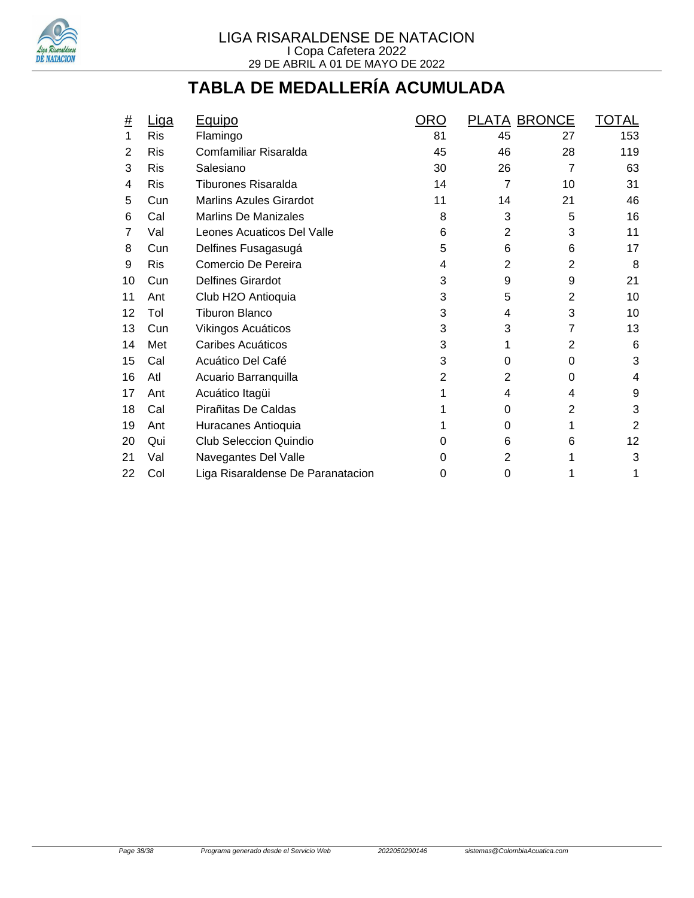LIGA RISARALDENSE DE NATACION
I Copa Cafetera 2022
29 DE ABRIL A 01 DE MAYO DE 2022

# TABLA DE MEDALLERÍA ACUMULADA

| # | Liga | Equipo | ORO | PLATA | BRONCE | TOTAL |
|---|---|---|---|---|---|---|
| 1 | Ris | Flamingo | 81 | 45 | 27 | 153 |
| 2 | Ris | Comfamiliar Risaralda | 45 | 46 | 28 | 119 |
| 3 | Ris | Salesiano | 30 | 26 | 7 | 63 |
| 4 | Ris | Tiburones Risaralda | 14 | 7 | 10 | 31 |
| 5 | Cun | Marlins Azules Girardot | 11 | 14 | 21 | 46 |
| 6 | Cal | Marlins De Manizales | 8 | 3 | 5 | 16 |
| 7 | Val | Leones Acuaticos Del Valle | 6 | 2 | 3 | 11 |
| 8 | Cun | Delfines Fusagasugá | 5 | 6 | 6 | 17 |
| 9 | Ris | Comercio De Pereira | 4 | 2 | 2 | 8 |
| 10 | Cun | Delfines Girardot | 3 | 9 | 9 | 21 |
| 11 | Ant | Club H2O Antioquia | 3 | 5 | 2 | 10 |
| 12 | Tol | Tiburon Blanco | 3 | 4 | 3 | 10 |
| 13 | Cun | Vikingos Acuáticos | 3 | 3 | 7 | 13 |
| 14 | Met | Caribes Acuáticos | 3 | 1 | 2 | 6 |
| 15 | Cal | Acuático Del Café | 3 | 0 | 0 | 3 |
| 16 | Atl | Acuario Barranquilla | 2 | 2 | 0 | 4 |
| 17 | Ant | Acuático Itagüi | 1 | 4 | 4 | 9 |
| 18 | Cal | Pirañitas De Caldas | 1 | 0 | 2 | 3 |
| 19 | Ant | Huracanes Antioquia | 1 | 0 | 1 | 2 |
| 20 | Qui | Club Seleccion Quindio | 0 | 6 | 6 | 12 |
| 21 | Val | Navegantes Del Valle | 0 | 2 | 1 | 3 |
| 22 | Col | Liga Risaraldense De Paranatacion | 0 | 0 | 1 | 1 |